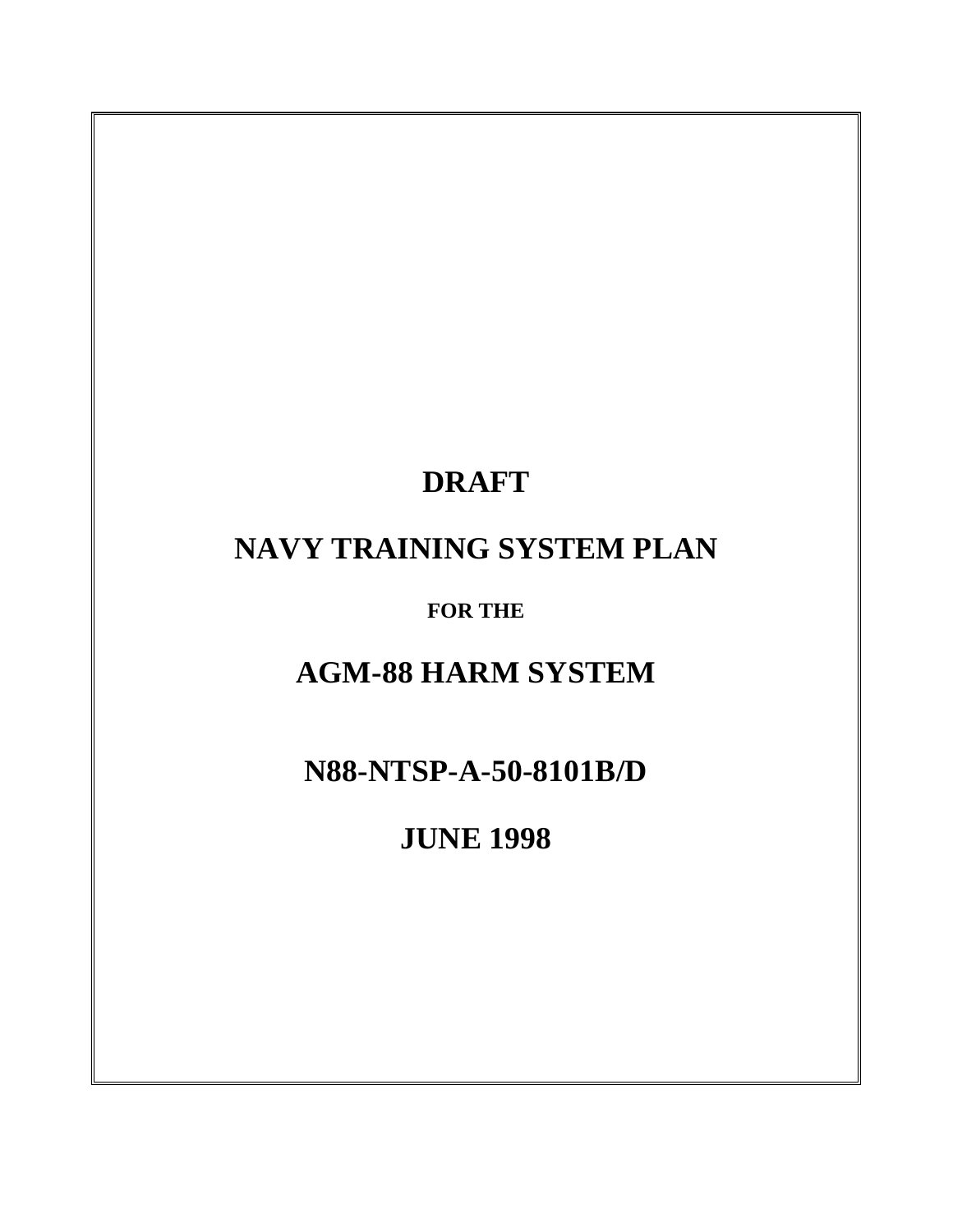# DRAFT

# NAVY TRAINING SYSTEM PLAN

**FOR THE**

# AGM-88 HARM SYSTEM

# N88-NTSP-A-50-8101B/D

# JUNE 1998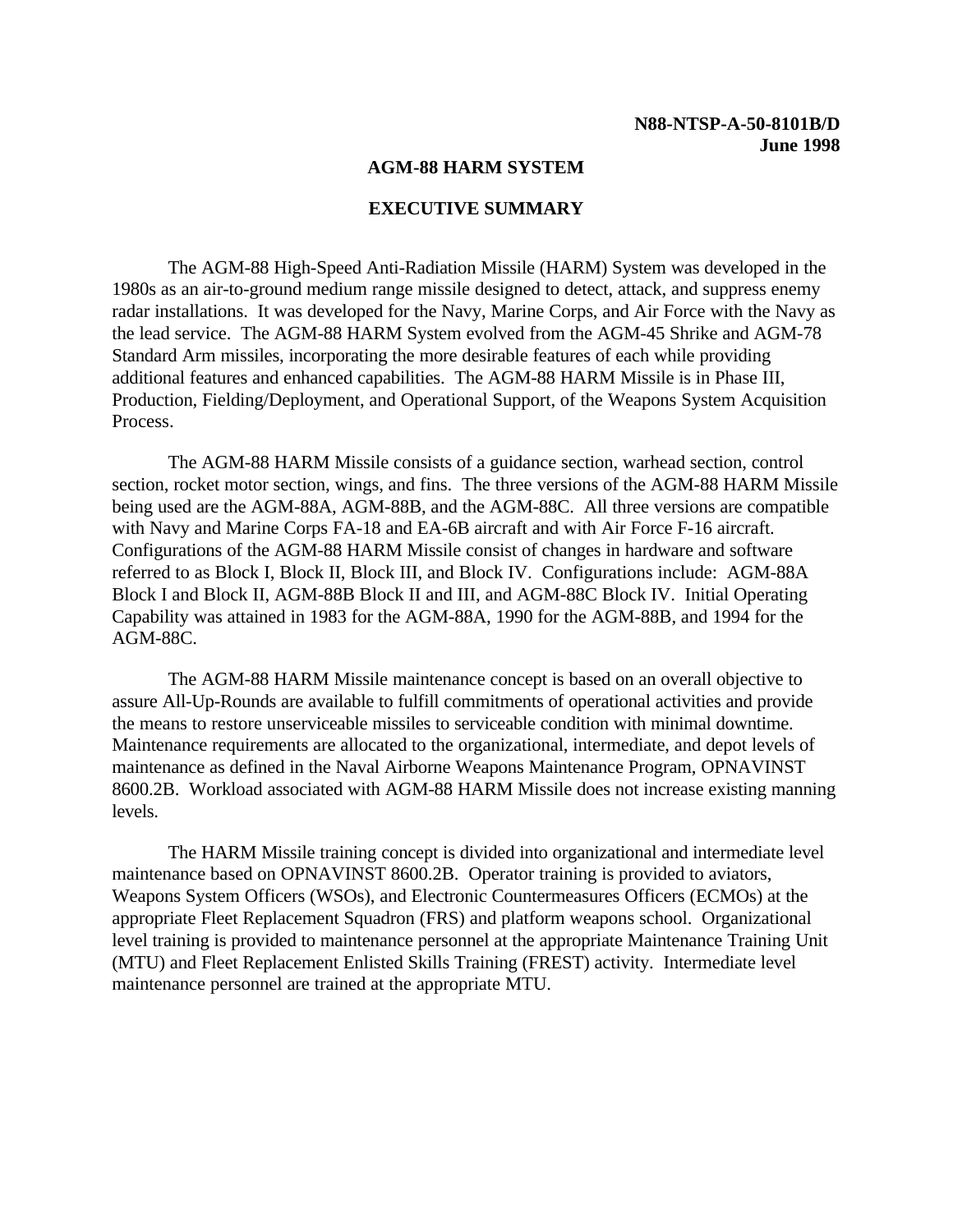**N88-NTSP-A-50-8101B/D**
**June 1998**

# AGM-88 HARM SYSTEM

## EXECUTIVE SUMMARY

The AGM-88 High-Speed Anti-Radiation Missile (HARM) System was developed in the 1980s as an air-to-ground medium range missile designed to detect, attack, and suppress enemy radar installations. It was developed for the Navy, Marine Corps, and Air Force with the Navy as the lead service. The AGM-88 HARM System evolved from the AGM-45 Shrike and AGM-78 Standard Arm missiles, incorporating the more desirable features of each while providing additional features and enhanced capabilities. The AGM-88 HARM Missile is in Phase III, Production, Fielding/Deployment, and Operational Support, of the Weapons System Acquisition Process.

The AGM-88 HARM Missile consists of a guidance section, warhead section, control section, rocket motor section, wings, and fins. The three versions of the AGM-88 HARM Missile being used are the AGM-88A, AGM-88B, and the AGM-88C. All three versions are compatible with Navy and Marine Corps FA-18 and EA-6B aircraft and with Air Force F-16 aircraft. Configurations of the AGM-88 HARM Missile consist of changes in hardware and software referred to as Block I, Block II, Block III, and Block IV. Configurations include: AGM-88A Block I and Block II, AGM-88B Block II and III, and AGM-88C Block IV. Initial Operating Capability was attained in 1983 for the AGM-88A, 1990 for the AGM-88B, and 1994 for the AGM-88C.

The AGM-88 HARM Missile maintenance concept is based on an overall objective to assure All-Up-Rounds are available to fulfill commitments of operational activities and provide the means to restore unserviceable missiles to serviceable condition with minimal downtime. Maintenance requirements are allocated to the organizational, intermediate, and depot levels of maintenance as defined in the Naval Airborne Weapons Maintenance Program, OPNAVINST 8600.2B. Workload associated with AGM-88 HARM Missile does not increase existing manning levels.

The HARM Missile training concept is divided into organizational and intermediate level maintenance based on OPNAVINST 8600.2B. Operator training is provided to aviators, Weapons System Officers (WSOs), and Electronic Countermeasures Officers (ECMOs) at the appropriate Fleet Replacement Squadron (FRS) and platform weapons school. Organizational level training is provided to maintenance personnel at the appropriate Maintenance Training Unit (MTU) and Fleet Replacement Enlisted Skills Training (FREST) activity. Intermediate level maintenance personnel are trained at the appropriate MTU.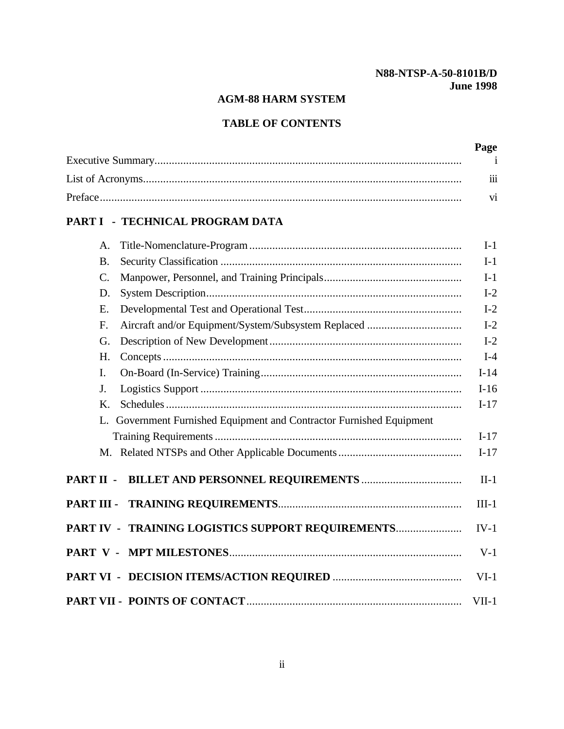N88-NTSP-A-50-8101B/D
June 1998

# AGM-88 HARM SYSTEM

## TABLE OF CONTENTS

| | Page |
|---|---|
| Executive Summary | i |
| List of Acronyms | iii |
| Preface | vi |
| **PART I - TECHNICAL PROGRAM DATA** | |
| A. Title-Nomenclature-Program | I-1 |
| B. Security Classification | I-1 |
| C. Manpower, Personnel, and Training Principals | I-1 |
| D. System Description | I-2 |
| E. Developmental Test and Operational Test | I-2 |
| F. Aircraft and/or Equipment/System/Subsystem Replaced | I-2 |
| G. Description of New Development | I-2 |
| H. Concepts | I-4 |
| I. On-Board (In-Service) Training | I-14 |
| J. Logistics Support | I-16 |
| K. Schedules | I-17 |
| L. Government Furnished Equipment and Contractor Furnished Equipment Training Requirements | I-17 |
| M. Related NTSPs and Other Applicable Documents | I-17 |
| **PART II - BILLET AND PERSONNEL REQUIREMENTS** | II-1 |
| **PART III - TRAINING REQUIREMENTS** | III-1 |
| **PART IV - TRAINING LOGISTICS SUPPORT REQUIREMENTS** | IV-1 |
| **PART V - MPT MILESTONES** | V-1 |
| **PART VI - DECISION ITEMS/ACTION REQUIRED** | VI-1 |
| **PART VII - POINTS OF CONTACT** | VII-1 |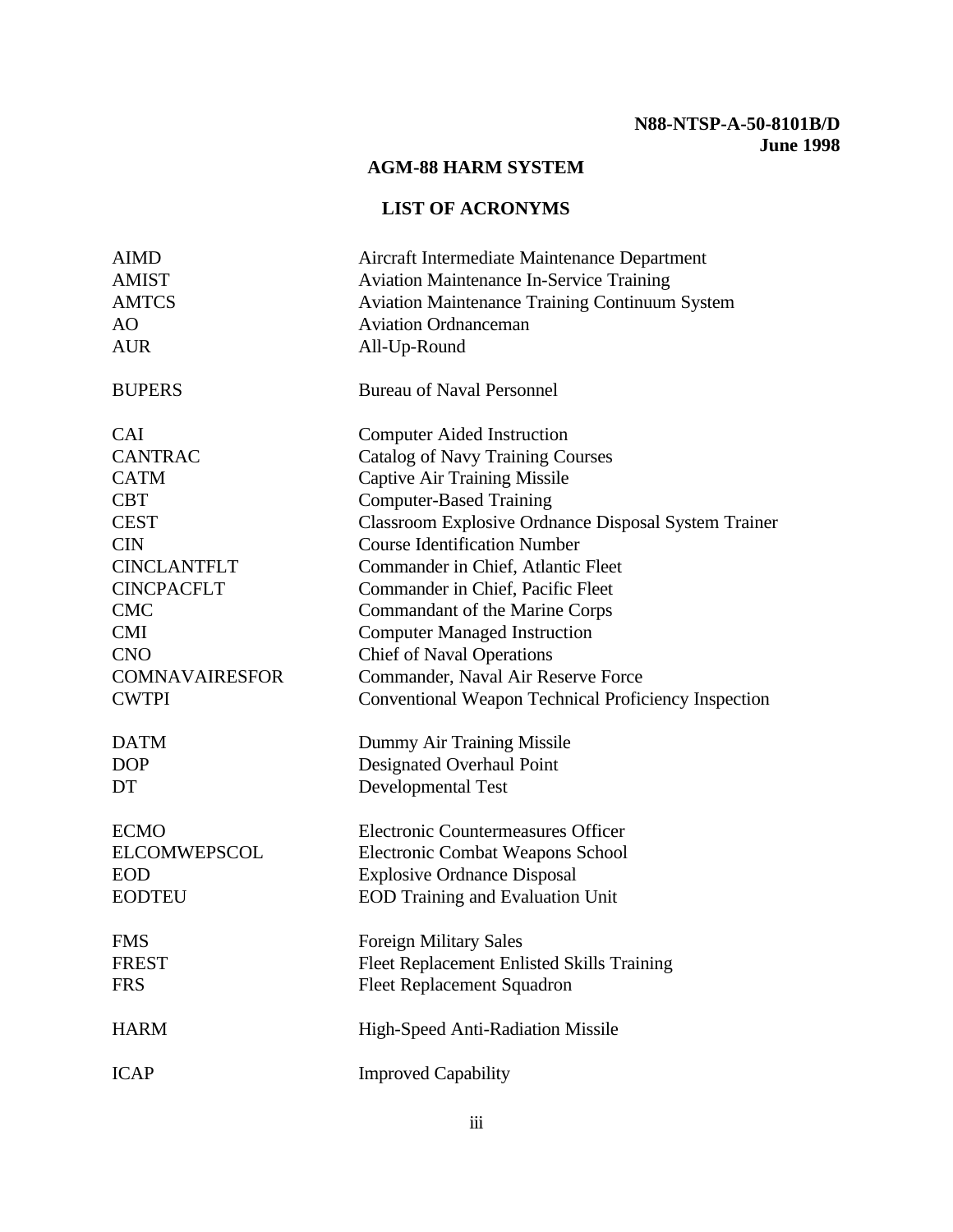# AGM-88 HARM SYSTEM

## LIST OF ACRONYMS

| | |
|---|---|
| AIMD | Aircraft Intermediate Maintenance Department |
| AMIST | Aviation Maintenance In-Service Training |
| AMTCS | Aviation Maintenance Training Continuum System |
| AO | Aviation Ordnanceman |
| AUR | All-Up-Round |
| BUPERS | Bureau of Naval Personnel |
| CAI | Computer Aided Instruction |
| CANTRAC | Catalog of Navy Training Courses |
| CATM | Captive Air Training Missile |
| CBT | Computer-Based Training |
| CEST | Classroom Explosive Ordnance Disposal System Trainer |
| CIN | Course Identification Number |
| CINCLANTFLT | Commander in Chief, Atlantic Fleet |
| CINCPACFLT | Commander in Chief, Pacific Fleet |
| CMC | Commandant of the Marine Corps |
| CMI | Computer Managed Instruction |
| CNO | Chief of Naval Operations |
| COMNAVAIRESFOR | Commander, Naval Air Reserve Force |
| CWTPI | Conventional Weapon Technical Proficiency Inspection |
| DATM | Dummy Air Training Missile |
| DOP | Designated Overhaul Point |
| DT | Developmental Test |
| ECMO | Electronic Countermeasures Officer |
| ELCOMWEPSCOL | Electronic Combat Weapons School |
| EOD | Explosive Ordnance Disposal |
| EODTEU | EOD Training and Evaluation Unit |
| FMS | Foreign Military Sales |
| FREST | Fleet Replacement Enlisted Skills Training |
| FRS | Fleet Replacement Squadron |
| HARM | High-Speed Anti-Radiation Missile |
| ICAP | Improved Capability |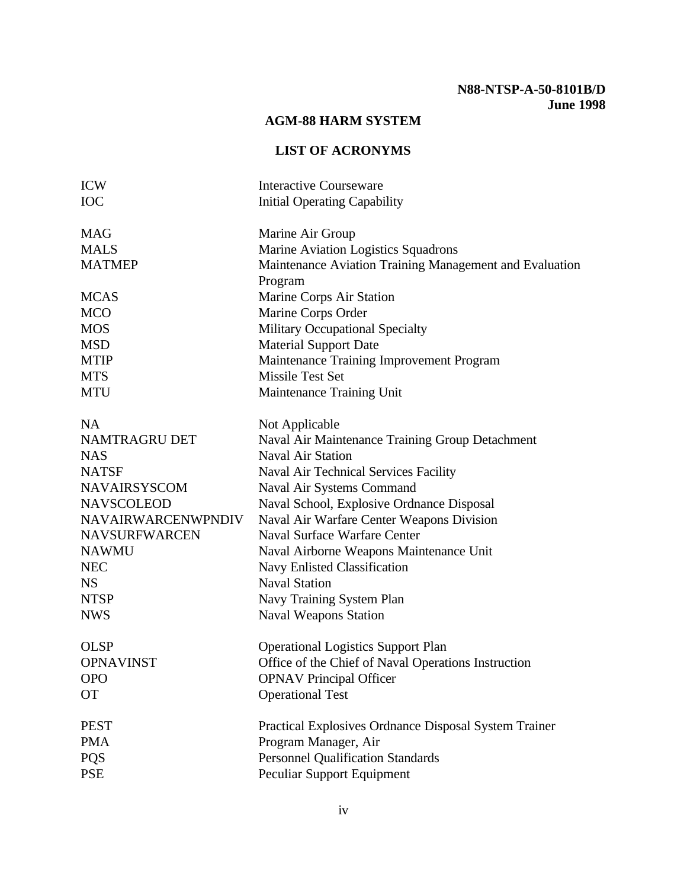**N88-NTSP-A-50-8101B/D**
**June 1998**

## AGM-88 HARM SYSTEM

## LIST OF ACRONYMS

| | |
|---|---|
| ICW | Interactive Courseware |
| IOC | Initial Operating Capability |
| | |
| MAG | Marine Air Group |
| MALS | Marine Aviation Logistics Squadrons |
| MATMEP | Maintenance Aviation Training Management and Evaluation Program |
| MCAS | Marine Corps Air Station |
| MCO | Marine Corps Order |
| MOS | Military Occupational Specialty |
| MSD | Material Support Date |
| MTIP | Maintenance Training Improvement Program |
| MTS | Missile Test Set |
| MTU | Maintenance Training Unit |
| | |
| NA | Not Applicable |
| NAMTRAGRU DET | Naval Air Maintenance Training Group Detachment |
| NAS | Naval Air Station |
| NATSF | Naval Air Technical Services Facility |
| NAVAIRSYSCOM | Naval Air Systems Command |
| NAVSCOLEOD | Naval School, Explosive Ordnance Disposal |
| NAVAIRWARCENWPNDIV | Naval Air Warfare Center Weapons Division |
| NAVSURFWARCEN | Naval Surface Warfare Center |
| NAWMU | Naval Airborne Weapons Maintenance Unit |
| NEC | Navy Enlisted Classification |
| NS | Naval Station |
| NTSP | Navy Training System Plan |
| NWS | Naval Weapons Station |
| | |
| OLSP | Operational Logistics Support Plan |
| OPNAVINST | Office of the Chief of Naval Operations Instruction |
| OPO | OPNAV Principal Officer |
| OT | Operational Test |
| | |
| PEST | Practical Explosives Ordnance Disposal System Trainer |
| PMA | Program Manager, Air |
| PQS | Personnel Qualification Standards |
| PSE | Peculiar Support Equipment |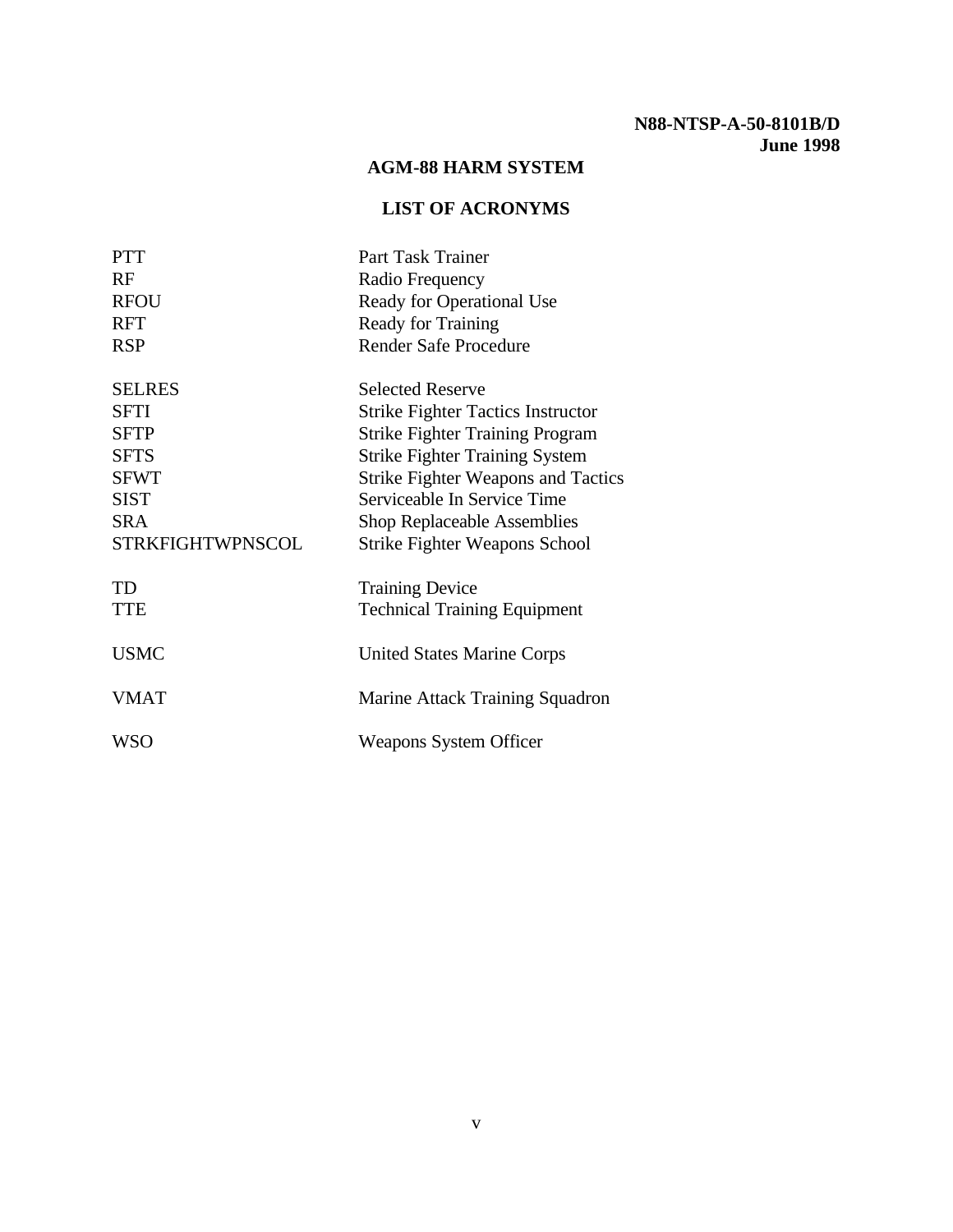# AGM-88 HARM SYSTEM

## LIST OF ACRONYMS

| | |
|---|---|
| PTT | Part Task Trainer |
| RF | Radio Frequency |
| RFOU | Ready for Operational Use |
| RFT | Ready for Training |
| RSP | Render Safe Procedure |
| | |
| SELRES | Selected Reserve |
| SFTI | Strike Fighter Tactics Instructor |
| SFTP | Strike Fighter Training Program |
| SFTS | Strike Fighter Training System |
| SFWT | Strike Fighter Weapons and Tactics |
| SIST | Serviceable In Service Time |
| SRA | Shop Replaceable Assemblies |
| STRKFIGHTWPNSCOL | Strike Fighter Weapons School |
| | |
| TD | Training Device |
| TTE | Technical Training Equipment |
| | |
| USMC | United States Marine Corps |
| | |
| VMAT | Marine Attack Training Squadron |
| | |
| WSO | Weapons System Officer |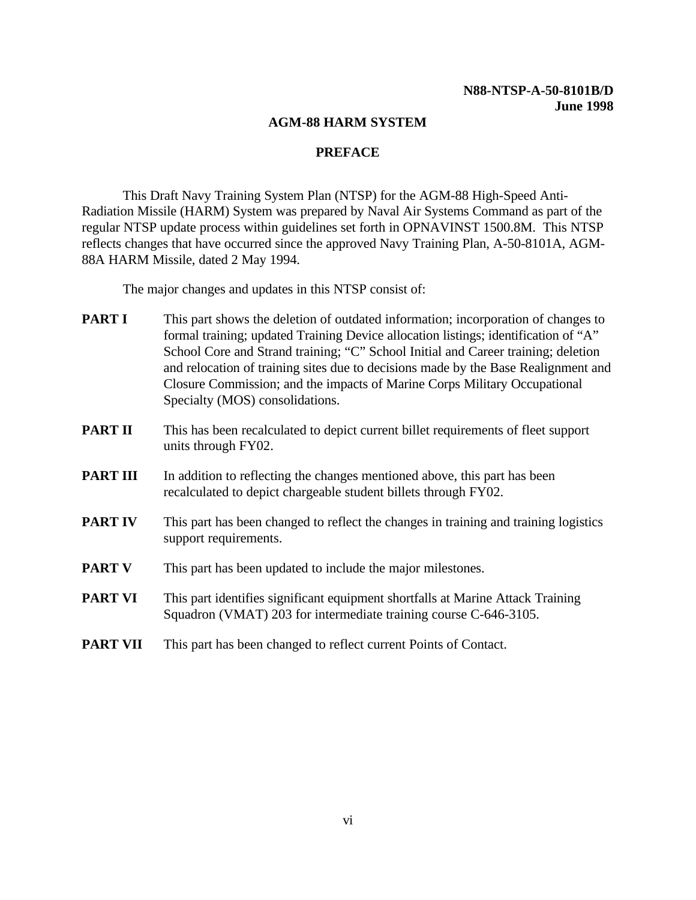N88-NTSP-A-50-8101B/D
June 1998

# AGM-88 HARM SYSTEM

## PREFACE

This Draft Navy Training System Plan (NTSP) for the AGM-88 High-Speed Anti-Radiation Missile (HARM) System was prepared by Naval Air Systems Command as part of the regular NTSP update process within guidelines set forth in OPNAVINST 1500.8M. This NTSP reflects changes that have occurred since the approved Navy Training Plan, A-50-8101A, AGM-88A HARM Missile, dated 2 May 1994.

The major changes and updates in this NTSP consist of:

**PART I** This part shows the deletion of outdated information; incorporation of changes to formal training; updated Training Device allocation listings; identification of "A" School Core and Strand training; "C" School Initial and Career training; deletion and relocation of training sites due to decisions made by the Base Realignment and Closure Commission; and the impacts of Marine Corps Military Occupational Specialty (MOS) consolidations.

**PART II** This has been recalculated to depict current billet requirements of fleet support units through FY02.

**PART III** In addition to reflecting the changes mentioned above, this part has been recalculated to depict chargeable student billets through FY02.

**PART IV** This part has been changed to reflect the changes in training and training logistics support requirements.

**PART V** This part has been updated to include the major milestones.

**PART VI** This part identifies significant equipment shortfalls at Marine Attack Training Squadron (VMAT) 203 for intermediate training course C-646-3105.

**PART VII** This part has been changed to reflect current Points of Contact.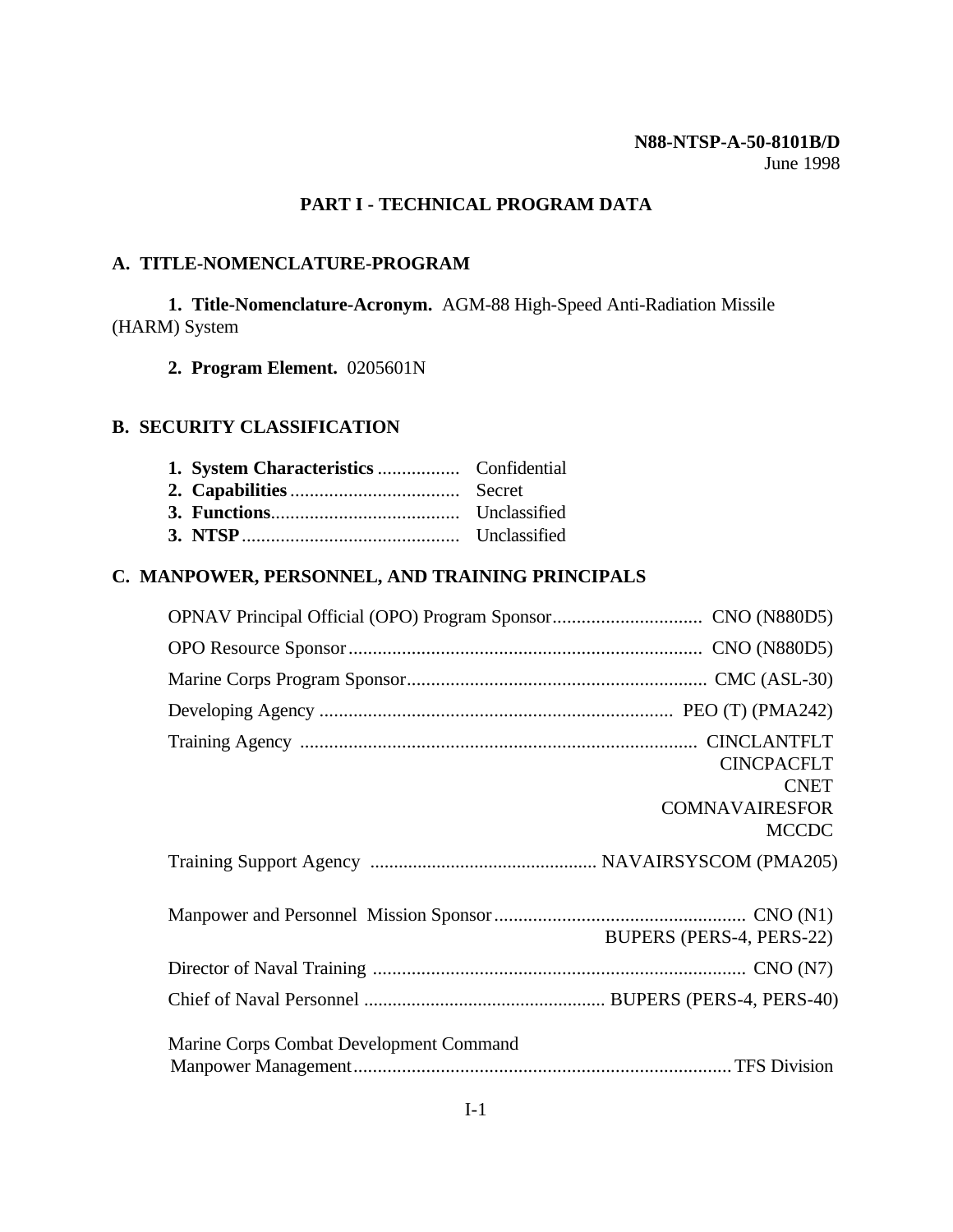N88-NTSP-A-50-8101B/D
June 1998

# PART I - TECHNICAL PROGRAM DATA

## A. TITLE-NOMENCLATURE-PROGRAM

**1. Title-Nomenclature-Acronym.** AGM-88 High-Speed Anti-Radiation Missile (HARM) System

**2. Program Element.** 0205601N

## B. SECURITY CLASSIFICATION

**1. System Characteristics** ................. Confidential
**2. Capabilities** ................................... Secret
**3. Functions** ....................................... Unclassified
**3. NTSP** ............................................. Unclassified

## C. MANPOWER, PERSONNEL, AND TRAINING PRINCIPALS

OPNAV Principal Official (OPO) Program Sponsor............................... CNO (N880D5)

OPO Resource Sponsor......................................................................... CNO (N880D5)

Marine Corps Program Sponsor............................................................ CMC (ASL-30)

Developing Agency ........................................................................ PEO (T) (PMA242)

Training Agency ................................................................................ CINCLANTFLT
CINCPACFLT
CNET
COMNAVAIRESFOR
MCCDC

Training Support Agency ............................................... NAVAIRSYSCOM (PMA205)

Manpower and Personnel Mission Sponsor.................................................... CNO (N1)
BUPERS (PERS-4, PERS-22)

Director of Naval Training ............................................................................. CNO (N7)

Chief of Naval Personnel .................................................. BUPERS (PERS-4, PERS-40)

Marine Corps Combat Development Command
Manpower Management.............................................................................TFS Division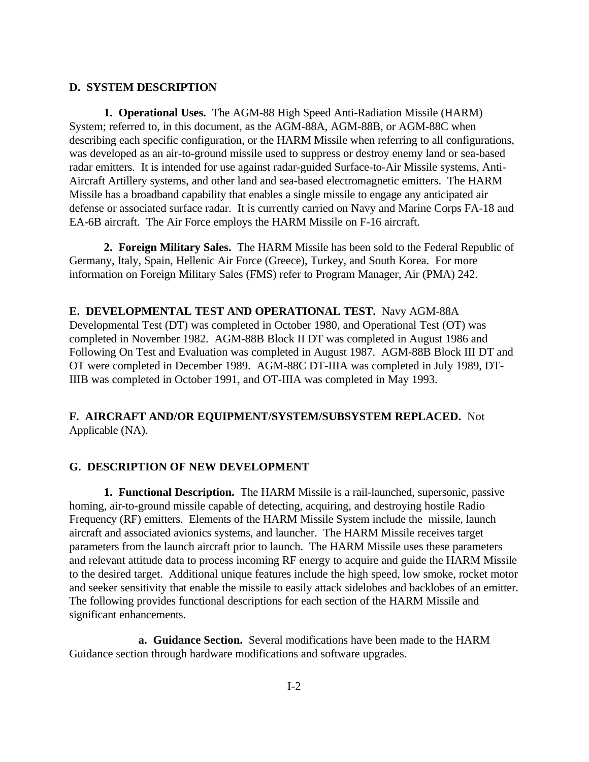## D. SYSTEM DESCRIPTION

**1. Operational Uses.** The AGM-88 High Speed Anti-Radiation Missile (HARM) System; referred to, in this document, as the AGM-88A, AGM-88B, or AGM-88C when describing each specific configuration, or the HARM Missile when referring to all configurations, was developed as an air-to-ground missile used to suppress or destroy enemy land or sea-based radar emitters. It is intended for use against radar-guided Surface-to-Air Missile systems, Anti-Aircraft Artillery systems, and other land and sea-based electromagnetic emitters. The HARM Missile has a broadband capability that enables a single missile to engage any anticipated air defense or associated surface radar. It is currently carried on Navy and Marine Corps FA-18 and EA-6B aircraft. The Air Force employs the HARM Missile on F-16 aircraft.

**2. Foreign Military Sales.** The HARM Missile has been sold to the Federal Republic of Germany, Italy, Spain, Hellenic Air Force (Greece), Turkey, and South Korea. For more information on Foreign Military Sales (FMS) refer to Program Manager, Air (PMA) 242.

**E. DEVELOPMENTAL TEST AND OPERATIONAL TEST.** Navy AGM-88A Developmental Test (DT) was completed in October 1980, and Operational Test (OT) was completed in November 1982. AGM-88B Block II DT was completed in August 1986 and Following On Test and Evaluation was completed in August 1987. AGM-88B Block III DT and OT were completed in December 1989. AGM-88C DT-IIIA was completed in July 1989, DT-IIIB was completed in October 1991, and OT-IIIA was completed in May 1993.

**F. AIRCRAFT AND/OR EQUIPMENT/SYSTEM/SUBSYSTEM REPLACED.** Not Applicable (NA).

## G. DESCRIPTION OF NEW DEVELOPMENT

**1. Functional Description.** The HARM Missile is a rail-launched, supersonic, passive homing, air-to-ground missile capable of detecting, acquiring, and destroying hostile Radio Frequency (RF) emitters. Elements of the HARM Missile System include the missile, launch aircraft and associated avionics systems, and launcher. The HARM Missile receives target parameters from the launch aircraft prior to launch. The HARM Missile uses these parameters and relevant attitude data to process incoming RF energy to acquire and guide the HARM Missile to the desired target. Additional unique features include the high speed, low smoke, rocket motor and seeker sensitivity that enable the missile to easily attack sidelobes and backlobes of an emitter. The following provides functional descriptions for each section of the HARM Missile and significant enhancements.

**a. Guidance Section.** Several modifications have been made to the HARM Guidance section through hardware modifications and software upgrades.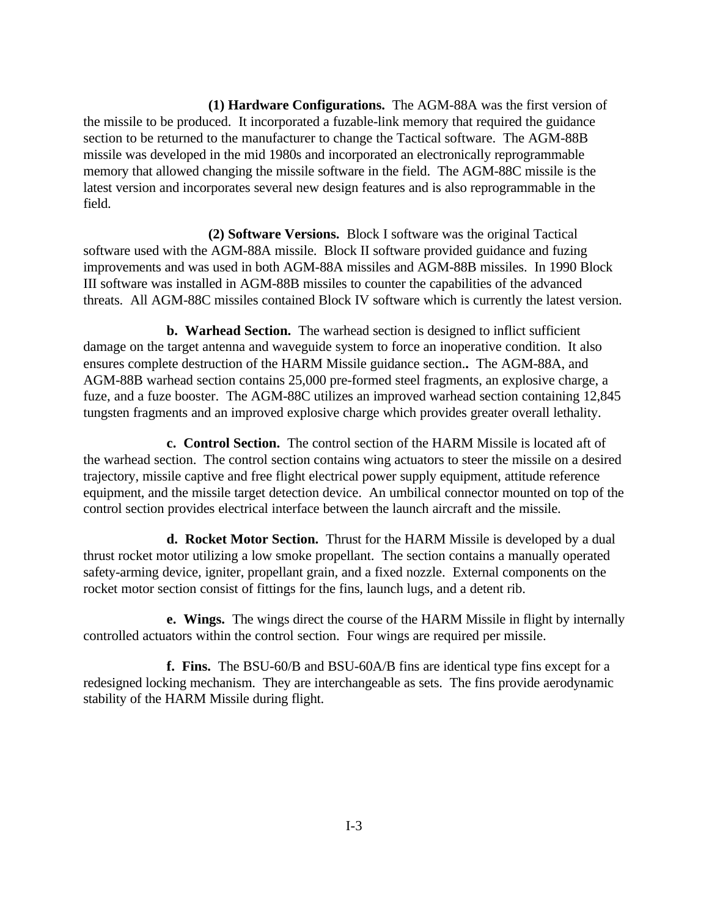**(1) Hardware Configurations.** The AGM-88A was the first version of the missile to be produced. It incorporated a fuzable-link memory that required the guidance section to be returned to the manufacturer to change the Tactical software. The AGM-88B missile was developed in the mid 1980s and incorporated an electronically reprogrammable memory that allowed changing the missile software in the field. The AGM-88C missile is the latest version and incorporates several new design features and is also reprogrammable in the field.

**(2) Software Versions.** Block I software was the original Tactical software used with the AGM-88A missile. Block II software provided guidance and fuzing improvements and was used in both AGM-88A missiles and AGM-88B missiles. In 1990 Block III software was installed in AGM-88B missiles to counter the capabilities of the advanced threats. All AGM-88C missiles contained Block IV software which is currently the latest version.

**b. Warhead Section.** The warhead section is designed to inflict sufficient damage on the target antenna and waveguide system to force an inoperative condition. It also ensures complete destruction of the HARM Missile guidance section**..** The AGM-88A, and AGM-88B warhead section contains 25,000 pre-formed steel fragments, an explosive charge, a fuze, and a fuze booster. The AGM-88C utilizes an improved warhead section containing 12,845 tungsten fragments and an improved explosive charge which provides greater overall lethality.

**c. Control Section.** The control section of the HARM Missile is located aft of the warhead section. The control section contains wing actuators to steer the missile on a desired trajectory, missile captive and free flight electrical power supply equipment, attitude reference equipment, and the missile target detection device. An umbilical connector mounted on top of the control section provides electrical interface between the launch aircraft and the missile.

**d. Rocket Motor Section.** Thrust for the HARM Missile is developed by a dual thrust rocket motor utilizing a low smoke propellant. The section contains a manually operated safety-arming device, igniter, propellant grain, and a fixed nozzle. External components on the rocket motor section consist of fittings for the fins, launch lugs, and a detent rib.

**e. Wings.** The wings direct the course of the HARM Missile in flight by internally controlled actuators within the control section. Four wings are required per missile.

**f. Fins.** The BSU-60/B and BSU-60A/B fins are identical type fins except for a redesigned locking mechanism. They are interchangeable as sets. The fins provide aerodynamic stability of the HARM Missile during flight.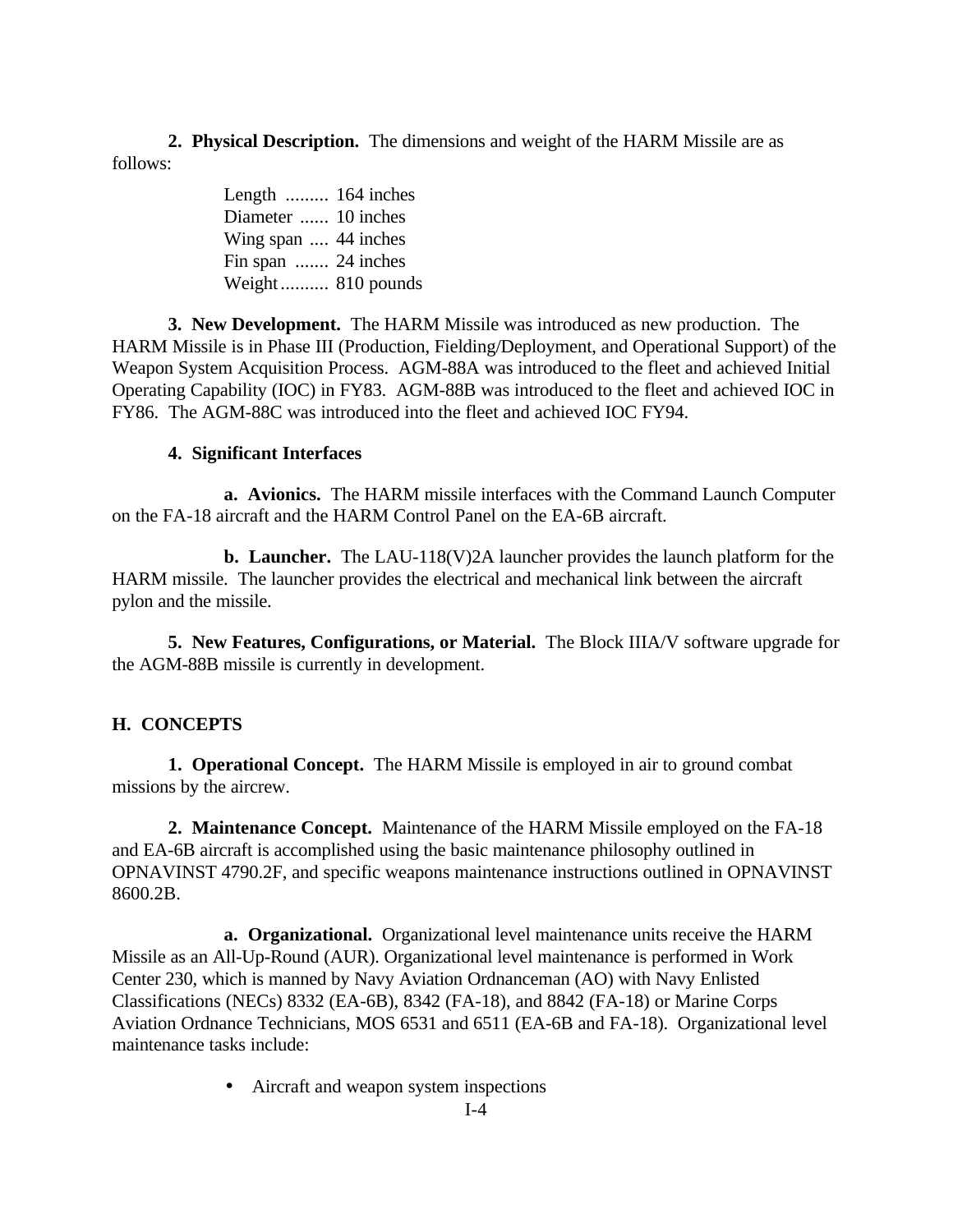**2. Physical Description.** The dimensions and weight of the HARM Missile are as follows:

Length ......... 164 inches
Diameter ...... 10 inches
Wing span .... 44 inches
Fin span ....... 24 inches
Weight.......... 810 pounds

**3. New Development.** The HARM Missile was introduced as new production. The HARM Missile is in Phase III (Production, Fielding/Deployment, and Operational Support) of the Weapon System Acquisition Process. AGM-88A was introduced to the fleet and achieved Initial Operating Capability (IOC) in FY83. AGM-88B was introduced to the fleet and achieved IOC in FY86. The AGM-88C was introduced into the fleet and achieved IOC FY94.

**4. Significant Interfaces**

**a. Avionics.** The HARM missile interfaces with the Command Launch Computer on the FA-18 aircraft and the HARM Control Panel on the EA-6B aircraft.

**b. Launcher.** The LAU-118(V)2A launcher provides the launch platform for the HARM missile. The launcher provides the electrical and mechanical link between the aircraft pylon and the missile.

**5. New Features, Configurations, or Material.** The Block IIIA/V software upgrade for the AGM-88B missile is currently in development.

## H. CONCEPTS

**1. Operational Concept.** The HARM Missile is employed in air to ground combat missions by the aircrew.

**2. Maintenance Concept.** Maintenance of the HARM Missile employed on the FA-18 and EA-6B aircraft is accomplished using the basic maintenance philosophy outlined in OPNAVINST 4790.2F, and specific weapons maintenance instructions outlined in OPNAVINST 8600.2B.

**a. Organizational.** Organizational level maintenance units receive the HARM Missile as an All-Up-Round (AUR). Organizational level maintenance is performed in Work Center 230, which is manned by Navy Aviation Ordnanceman (AO) with Navy Enlisted Classifications (NECs) 8332 (EA-6B), 8342 (FA-18), and 8842 (FA-18) or Marine Corps Aviation Ordnance Technicians, MOS 6531 and 6511 (EA-6B and FA-18). Organizational level maintenance tasks include:

- Aircraft and weapon system inspections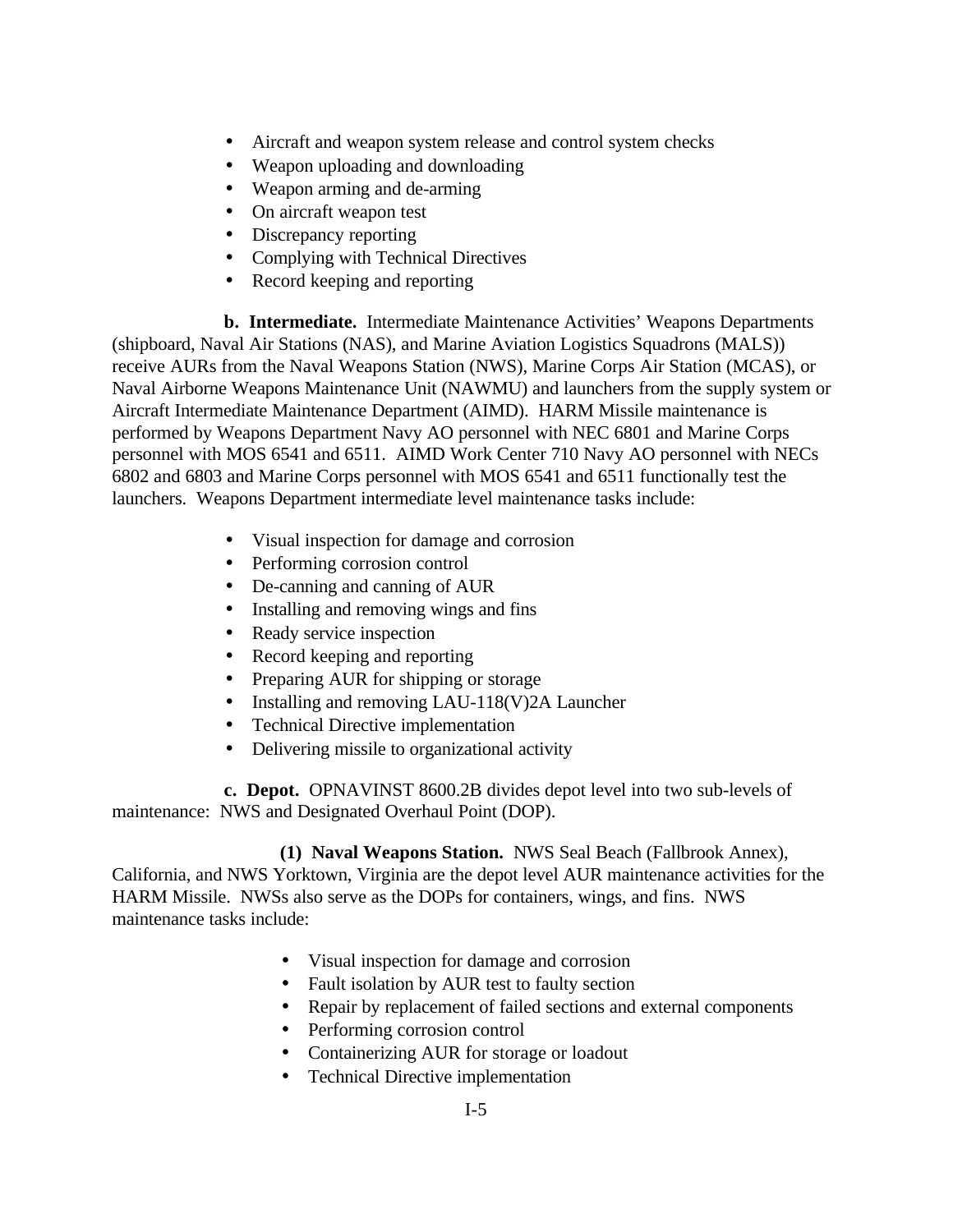- Aircraft and weapon system release and control system checks
- Weapon uploading and downloading
- Weapon arming and de-arming
- On aircraft weapon test
- Discrepancy reporting
- Complying with Technical Directives
- Record keeping and reporting

**b. Intermediate.** Intermediate Maintenance Activities' Weapons Departments (shipboard, Naval Air Stations (NAS), and Marine Aviation Logistics Squadrons (MALS)) receive AURs from the Naval Weapons Station (NWS), Marine Corps Air Station (MCAS), or Naval Airborne Weapons Maintenance Unit (NAWMU) and launchers from the supply system or Aircraft Intermediate Maintenance Department (AIMD). HARM Missile maintenance is performed by Weapons Department Navy AO personnel with NEC 6801 and Marine Corps personnel with MOS 6541 and 6511. AIMD Work Center 710 Navy AO personnel with NECs 6802 and 6803 and Marine Corps personnel with MOS 6541 and 6511 functionally test the launchers. Weapons Department intermediate level maintenance tasks include:

- Visual inspection for damage and corrosion
- Performing corrosion control
- De-canning and canning of AUR
- Installing and removing wings and fins
- Ready service inspection
- Record keeping and reporting
- Preparing AUR for shipping or storage
- Installing and removing LAU-118(V)2A Launcher
- Technical Directive implementation
- Delivering missile to organizational activity

**c. Depot.** OPNAVINST 8600.2B divides depot level into two sub-levels of maintenance: NWS and Designated Overhaul Point (DOP).

**(1) Naval Weapons Station.** NWS Seal Beach (Fallbrook Annex), California, and NWS Yorktown, Virginia are the depot level AUR maintenance activities for the HARM Missile. NWSs also serve as the DOPs for containers, wings, and fins. NWS maintenance tasks include:

- Visual inspection for damage and corrosion
- Fault isolation by AUR test to faulty section
- Repair by replacement of failed sections and external components
- Performing corrosion control
- Containerizing AUR for storage or loadout
- Technical Directive implementation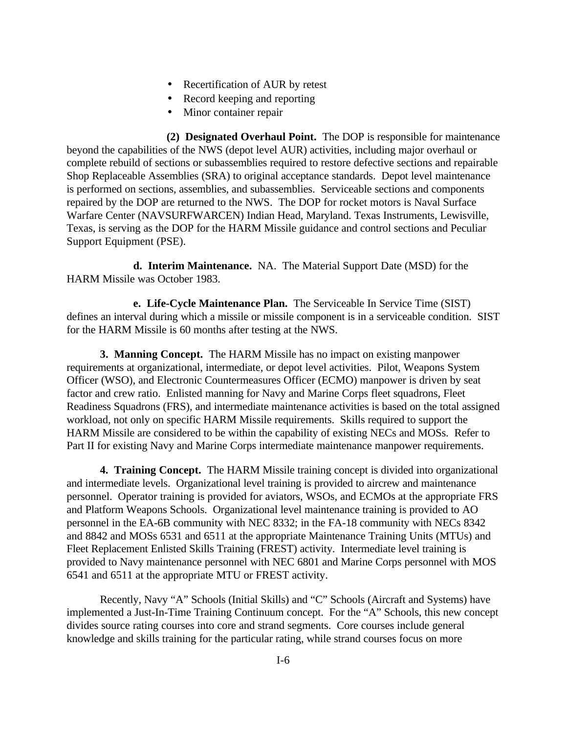- Recertification of AUR by retest
- Record keeping and reporting
- Minor container repair

**(2) Designated Overhaul Point.** The DOP is responsible for maintenance beyond the capabilities of the NWS (depot level AUR) activities, including major overhaul or complete rebuild of sections or subassemblies required to restore defective sections and repairable Shop Replaceable Assemblies (SRA) to original acceptance standards. Depot level maintenance is performed on sections, assemblies, and subassemblies. Serviceable sections and components repaired by the DOP are returned to the NWS. The DOP for rocket motors is Naval Surface Warfare Center (NAVSURFWARCEN) Indian Head, Maryland. Texas Instruments, Lewisville, Texas, is serving as the DOP for the HARM Missile guidance and control sections and Peculiar Support Equipment (PSE).

**d. Interim Maintenance.** NA. The Material Support Date (MSD) for the HARM Missile was October 1983.

**e. Life-Cycle Maintenance Plan.** The Serviceable In Service Time (SIST) defines an interval during which a missile or missile component is in a serviceable condition. SIST for the HARM Missile is 60 months after testing at the NWS.

**3. Manning Concept.** The HARM Missile has no impact on existing manpower requirements at organizational, intermediate, or depot level activities. Pilot, Weapons System Officer (WSO), and Electronic Countermeasures Officer (ECMO) manpower is driven by seat factor and crew ratio. Enlisted manning for Navy and Marine Corps fleet squadrons, Fleet Readiness Squadrons (FRS), and intermediate maintenance activities is based on the total assigned workload, not only on specific HARM Missile requirements. Skills required to support the HARM Missile are considered to be within the capability of existing NECs and MOSs. Refer to Part II for existing Navy and Marine Corps intermediate maintenance manpower requirements.

**4. Training Concept.** The HARM Missile training concept is divided into organizational and intermediate levels. Organizational level training is provided to aircrew and maintenance personnel. Operator training is provided for aviators, WSOs, and ECMOs at the appropriate FRS and Platform Weapons Schools. Organizational level maintenance training is provided to AO personnel in the EA-6B community with NEC 8332; in the FA-18 community with NECs 8342 and 8842 and MOSs 6531 and 6511 at the appropriate Maintenance Training Units (MTUs) and Fleet Replacement Enlisted Skills Training (FREST) activity. Intermediate level training is provided to Navy maintenance personnel with NEC 6801 and Marine Corps personnel with MOS 6541 and 6511 at the appropriate MTU or FREST activity.

Recently, Navy "A" Schools (Initial Skills) and "C" Schools (Aircraft and Systems) have implemented a Just-In-Time Training Continuum concept. For the "A" Schools, this new concept divides source rating courses into core and strand segments. Core courses include general knowledge and skills training for the particular rating, while strand courses focus on more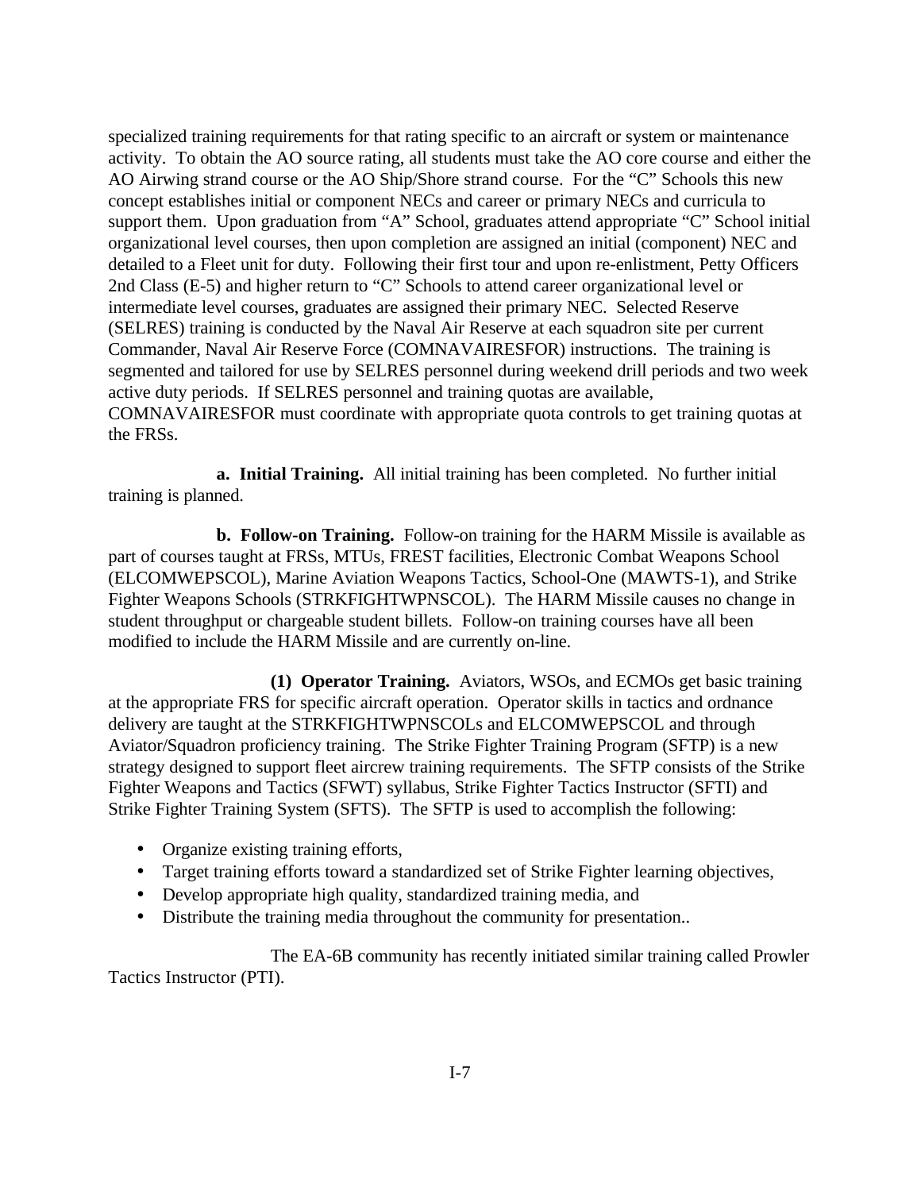specialized training requirements for that rating specific to an aircraft or system or maintenance activity. To obtain the AO source rating, all students must take the AO core course and either the AO Airwing strand course or the AO Ship/Shore strand course. For the "C" Schools this new concept establishes initial or component NECs and career or primary NECs and curricula to support them. Upon graduation from "A" School, graduates attend appropriate "C" School initial organizational level courses, then upon completion are assigned an initial (component) NEC and detailed to a Fleet unit for duty. Following their first tour and upon re-enlistment, Petty Officers 2nd Class (E-5) and higher return to "C" Schools to attend career organizational level or intermediate level courses, graduates are assigned their primary NEC. Selected Reserve (SELRES) training is conducted by the Naval Air Reserve at each squadron site per current Commander, Naval Air Reserve Force (COMNAVAIRESFOR) instructions. The training is segmented and tailored for use by SELRES personnel during weekend drill periods and two week active duty periods. If SELRES personnel and training quotas are available, COMNAVAIRESFOR must coordinate with appropriate quota controls to get training quotas at the FRSs.

**a. Initial Training.** All initial training has been completed. No further initial training is planned.

**b. Follow-on Training.** Follow-on training for the HARM Missile is available as part of courses taught at FRSs, MTUs, FREST facilities, Electronic Combat Weapons School (ELCOMWEPSCOL), Marine Aviation Weapons Tactics, School-One (MAWTS-1), and Strike Fighter Weapons Schools (STRKFIGHTWPNSCOL). The HARM Missile causes no change in student throughput or chargeable student billets. Follow-on training courses have all been modified to include the HARM Missile and are currently on-line.

**(1) Operator Training.** Aviators, WSOs, and ECMOs get basic training at the appropriate FRS for specific aircraft operation. Operator skills in tactics and ordnance delivery are taught at the STRKFIGHTWPNSCOLs and ELCOMWEPSCOL and through Aviator/Squadron proficiency training. The Strike Fighter Training Program (SFTP) is a new strategy designed to support fleet aircrew training requirements. The SFTP consists of the Strike Fighter Weapons and Tactics (SFWT) syllabus, Strike Fighter Tactics Instructor (SFTI) and Strike Fighter Training System (SFTS). The SFTP is used to accomplish the following:

- Organize existing training efforts,
- Target training efforts toward a standardized set of Strike Fighter learning objectives,
- Develop appropriate high quality, standardized training media, and
- Distribute the training media throughout the community for presentation..

The EA-6B community has recently initiated similar training called Prowler Tactics Instructor (PTI).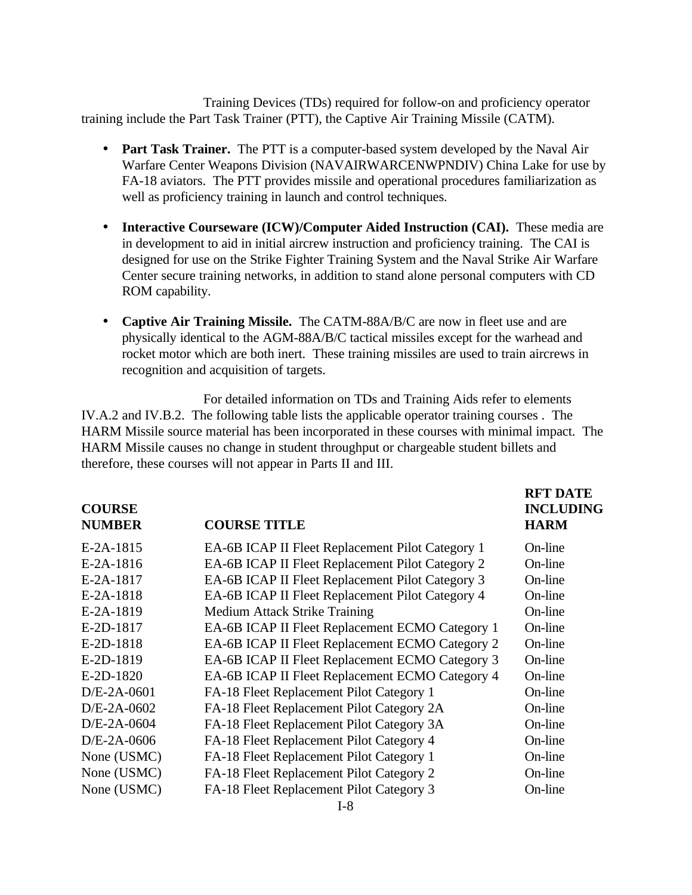Training Devices (TDs) required for follow-on and proficiency operator training include the Part Task Trainer (PTT), the Captive Air Training Missile (CATM).

- **Part Task Trainer.** The PTT is a computer-based system developed by the Naval Air Warfare Center Weapons Division (NAVAIRWARCENWPNDIV) China Lake for use by FA-18 aviators. The PTT provides missile and operational procedures familiarization as well as proficiency training in launch and control techniques.

- **Interactive Courseware (ICW)/Computer Aided Instruction (CAI).** These media are in development to aid in initial aircrew instruction and proficiency training. The CAI is designed for use on the Strike Fighter Training System and the Naval Strike Air Warfare Center secure training networks, in addition to stand alone personal computers with CD ROM capability.

- **Captive Air Training Missile.** The CATM-88A/B/C are now in fleet use and are physically identical to the AGM-88A/B/C tactical missiles except for the warhead and rocket motor which are both inert. These training missiles are used to train aircrews in recognition and acquisition of targets.

For detailed information on TDs and Training Aids refer to elements IV.A.2 and IV.B.2. The following table lists the applicable operator training courses . The HARM Missile source material has been incorporated in these courses with minimal impact. The HARM Missile causes no change in student throughput or chargeable student billets and therefore, these courses will not appear in Parts II and III.

| COURSE NUMBER | COURSE TITLE | RFT DATE INCLUDING HARM |
|---|---|---|
| E-2A-1815 | EA-6B ICAP II Fleet Replacement Pilot Category 1 | On-line |
| E-2A-1816 | EA-6B ICAP II Fleet Replacement Pilot Category 2 | On-line |
| E-2A-1817 | EA-6B ICAP II Fleet Replacement Pilot Category 3 | On-line |
| E-2A-1818 | EA-6B ICAP II Fleet Replacement Pilot Category 4 | On-line |
| E-2A-1819 | Medium Attack Strike Training | On-line |
| E-2D-1817 | EA-6B ICAP II Fleet Replacement ECMO Category 1 | On-line |
| E-2D-1818 | EA-6B ICAP II Fleet Replacement ECMO Category 2 | On-line |
| E-2D-1819 | EA-6B ICAP II Fleet Replacement ECMO Category 3 | On-line |
| E-2D-1820 | EA-6B ICAP II Fleet Replacement ECMO Category 4 | On-line |
| D/E-2A-0601 | FA-18 Fleet Replacement Pilot Category 1 | On-line |
| D/E-2A-0602 | FA-18 Fleet Replacement Pilot Category 2A | On-line |
| D/E-2A-0604 | FA-18 Fleet Replacement Pilot Category 3A | On-line |
| D/E-2A-0606 | FA-18 Fleet Replacement Pilot Category 4 | On-line |
| None (USMC) | FA-18 Fleet Replacement Pilot Category 1 | On-line |
| None (USMC) | FA-18 Fleet Replacement Pilot Category 2 | On-line |
| None (USMC) | FA-18 Fleet Replacement Pilot Category 3 | On-line |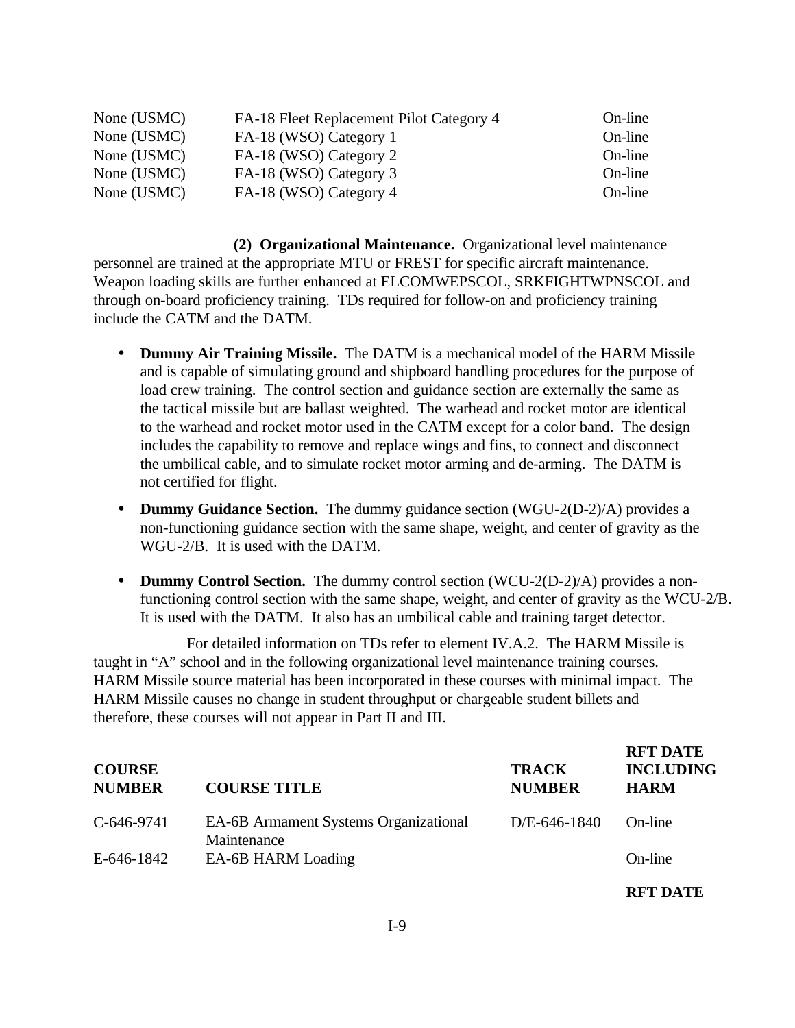| | | |
|---|---|---|
| None (USMC) | FA-18 Fleet Replacement Pilot Category 4 | On-line |
| None (USMC) | FA-18 (WSO) Category 1 | On-line |
| None (USMC) | FA-18 (WSO) Category 2 | On-line |
| None (USMC) | FA-18 (WSO) Category 3 | On-line |
| None (USMC) | FA-18 (WSO) Category 4 | On-line |

**(2) Organizational Maintenance.** Organizational level maintenance personnel are trained at the appropriate MTU or FREST for specific aircraft maintenance. Weapon loading skills are further enhanced at ELCOMWEPSCOL, SRKFIGHTWPNSCOL and through on-board proficiency training. TDs required for follow-on and proficiency training include the CATM and the DATM.

- **Dummy Air Training Missile.** The DATM is a mechanical model of the HARM Missile and is capable of simulating ground and shipboard handling procedures for the purpose of load crew training. The control section and guidance section are externally the same as the tactical missile but are ballast weighted. The warhead and rocket motor are identical to the warhead and rocket motor used in the CATM except for a color band. The design includes the capability to remove and replace wings and fins, to connect and disconnect the umbilical cable, and to simulate rocket motor arming and de-arming. The DATM is not certified for flight.

- **Dummy Guidance Section.** The dummy guidance section (WGU-2(D-2)/A) provides a non-functioning guidance section with the same shape, weight, and center of gravity as the WGU-2/B. It is used with the DATM.

- **Dummy Control Section.** The dummy control section (WCU-2(D-2)/A) provides a non-functioning control section with the same shape, weight, and center of gravity as the WCU-2/B. It is used with the DATM. It also has an umbilical cable and training target detector.

For detailed information on TDs refer to element IV.A.2. The HARM Missile is taught in "A" school and in the following organizational level maintenance training courses. HARM Missile source material has been incorporated in these courses with minimal impact. The HARM Missile causes no change in student throughput or chargeable student billets and therefore, these courses will not appear in Part II and III.

| COURSE NUMBER | COURSE TITLE | TRACK NUMBER | RFT DATE INCLUDING HARM |
|---|---|---|---|
| C-646-9741 | EA-6B Armament Systems Organizational Maintenance | D/E-646-1840 | On-line |
| E-646-1842 | EA-6B HARM Loading | | On-line |

**RFT DATE**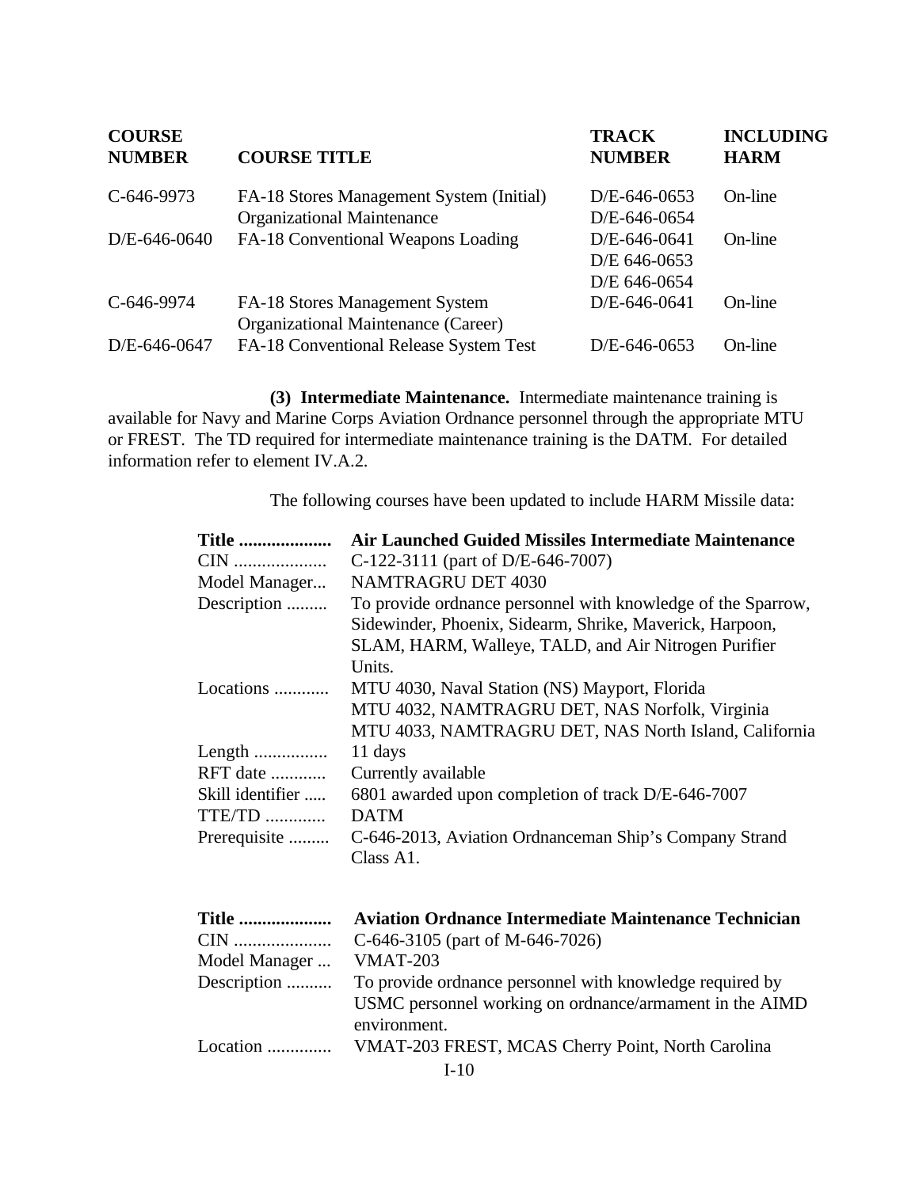| COURSE NUMBER | COURSE TITLE | TRACK NUMBER | INCLUDING HARM |
|---|---|---|---|
| C-646-9973 | FA-18 Stores Management System (Initial) Organizational Maintenance | D/E-646-0653<br>D/E-646-0654 | On-line |
| D/E-646-0640 | FA-18 Conventional Weapons Loading | D/E-646-0641<br>D/E 646-0653<br>D/E 646-0654 | On-line |
| C-646-9974 | FA-18 Stores Management System Organizational Maintenance (Career) | D/E-646-0641 | On-line |
| D/E-646-0647 | FA-18 Conventional Release System Test | D/E-646-0653 | On-line |

**(3) Intermediate Maintenance.** Intermediate maintenance training is available for Navy and Marine Corps Aviation Ordnance personnel through the appropriate MTU or FREST. The TD required for intermediate maintenance training is the DATM. For detailed information refer to element IV.A.2.

The following courses have been updated to include HARM Missile data:

| | |
|---|---|
| **Title ...................** | **Air Launched Guided Missiles Intermediate Maintenance** |
| CIN ................... | C-122-3111 (part of D/E-646-7007) |
| Model Manager... | NAMTRAGRU DET 4030 |
| Description ......... | To provide ordnance personnel with knowledge of the Sparrow, Sidewinder, Phoenix, Sidearm, Shrike, Maverick, Harpoon, SLAM, HARM, Walleye, TALD, and Air Nitrogen Purifier Units. |
| Locations ............ | MTU 4030, Naval Station (NS) Mayport, Florida<br>MTU 4032, NAMTRAGRU DET, NAS Norfolk, Virginia<br>MTU 4033, NAMTRAGRU DET, NAS North Island, California |
| Length ................ | 11 days |
| RFT date ............ | Currently available |
| Skill identifier ..... | 6801 awarded upon completion of track D/E-646-7007 |
| TTE/TD ............. | DATM |
| Prerequisite ......... | C-646-2013, Aviation Ordnanceman Ship's Company Strand Class A1. |

| | |
|---|---|
| **Title ...................** | **Aviation Ordnance Intermediate Maintenance Technician** |
| CIN ..................... | C-646-3105 (part of M-646-7026) |
| Model Manager ... | VMAT-203 |
| Description .......... | To provide ordnance personnel with knowledge required by USMC personnel working on ordnance/armament in the AIMD environment. |
| Location ............. | VMAT-203 FREST, MCAS Cherry Point, North Carolina |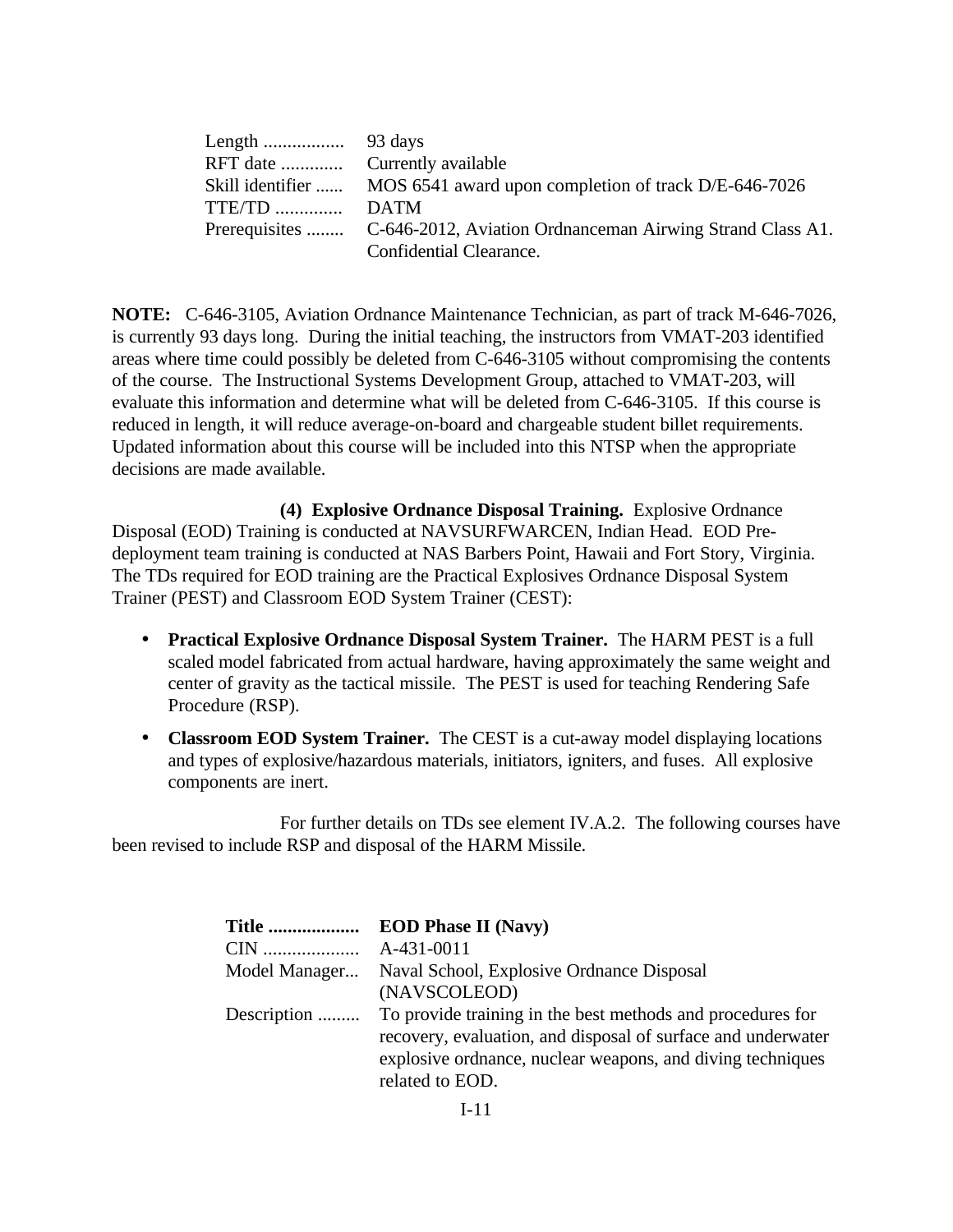| | |
|---|---|
| Length ................. | 93 days |
| RFT date ............. | Currently available |
| Skill identifier ...... | MOS 6541 award upon completion of track D/E-646-7026 |
| TTE/TD ............. | DATM |
| Prerequisites ........ | C-646-2012, Aviation Ordnanceman Airwing Strand Class A1. Confidential Clearance. |

**NOTE:** C-646-3105, Aviation Ordnance Maintenance Technician, as part of track M-646-7026, is currently 93 days long. During the initial teaching, the instructors from VMAT-203 identified areas where time could possibly be deleted from C-646-3105 without compromising the contents of the course. The Instructional Systems Development Group, attached to VMAT-203, will evaluate this information and determine what will be deleted from C-646-3105. If this course is reduced in length, it will reduce average-on-board and chargeable student billet requirements. Updated information about this course will be included into this NTSP when the appropriate decisions are made available.

**(4) Explosive Ordnance Disposal Training.** Explosive Ordnance Disposal (EOD) Training is conducted at NAVSURFWARCEN, Indian Head. EOD Pre-deployment team training is conducted at NAS Barbers Point, Hawaii and Fort Story, Virginia. The TDs required for EOD training are the Practical Explosives Ordnance Disposal System Trainer (PEST) and Classroom EOD System Trainer (CEST):

- **Practical Explosive Ordnance Disposal System Trainer.** The HARM PEST is a full scaled model fabricated from actual hardware, having approximately the same weight and center of gravity as the tactical missile. The PEST is used for teaching Rendering Safe Procedure (RSP).
- **Classroom EOD System Trainer.** The CEST is a cut-away model displaying locations and types of explosive/hazardous materials, initiators, igniters, and fuses. All explosive components are inert.

For further details on TDs see element IV.A.2. The following courses have been revised to include RSP and disposal of the HARM Missile.

| | |
|---|---|
| **Title ...................** | **EOD Phase II (Navy)** |
| CIN .................... | A-431-0011 |
| Model Manager... | Naval School, Explosive Ordnance Disposal (NAVSCOLEOD) |
| Description ......... | To provide training in the best methods and procedures for recovery, evaluation, and disposal of surface and underwater explosive ordnance, nuclear weapons, and diving techniques related to EOD. |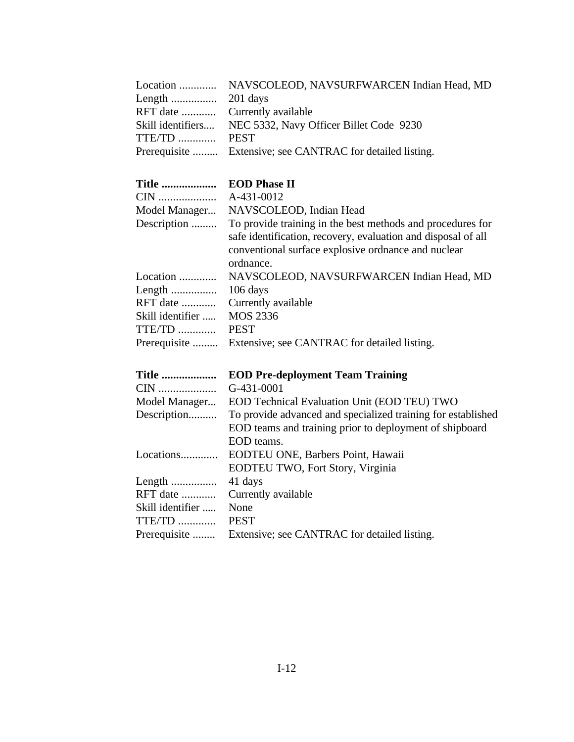| | |
|---|---|
| Location ............. | NAVSCOLEOD, NAVSURFWARCEN Indian Head, MD |
| Length ................ | 201 days |
| RFT date ............ | Currently available |
| Skill identifiers.... | NEC 5332, Navy Officer Billet Code 9230 |
| TTE/TD ............. | PEST |
| Prerequisite ......... | Extensive; see CANTRAC for detailed listing. |

| | |
|---|---|
| **Title ...................** | **EOD Phase II** |
| CIN .................... | A-431-0012 |
| Model Manager... | NAVSCOLEOD, Indian Head |
| Description ......... | To provide training in the best methods and procedures for safe identification, recovery, evaluation and disposal of all conventional surface explosive ordnance and nuclear ordnance. |
| Location ............. | NAVSCOLEOD, NAVSURFWARCEN Indian Head, MD |
| Length ................ | 106 days |
| RFT date ............ | Currently available |
| Skill identifier ..... | MOS 2336 |
| TTE/TD ............. | PEST |
| Prerequisite ......... | Extensive; see CANTRAC for detailed listing. |

| | |
|---|---|
| **Title ...................** | **EOD Pre-deployment Team Training** |
| CIN .................... | G-431-0001 |
| Model Manager... | EOD Technical Evaluation Unit (EOD TEU) TWO |
| Description.......... | To provide advanced and specialized training for established EOD teams and training prior to deployment of shipboard EOD teams. |
| Locations............. | EODTEU ONE, Barbers Point, Hawaii<br>EODTEU TWO, Fort Story, Virginia |
| Length ................ | 41 days |
| RFT date ............ | Currently available |
| Skill identifier ..... | None |
| TTE/TD ............. | PEST |
| Prerequisite ........ | Extensive; see CANTRAC for detailed listing. |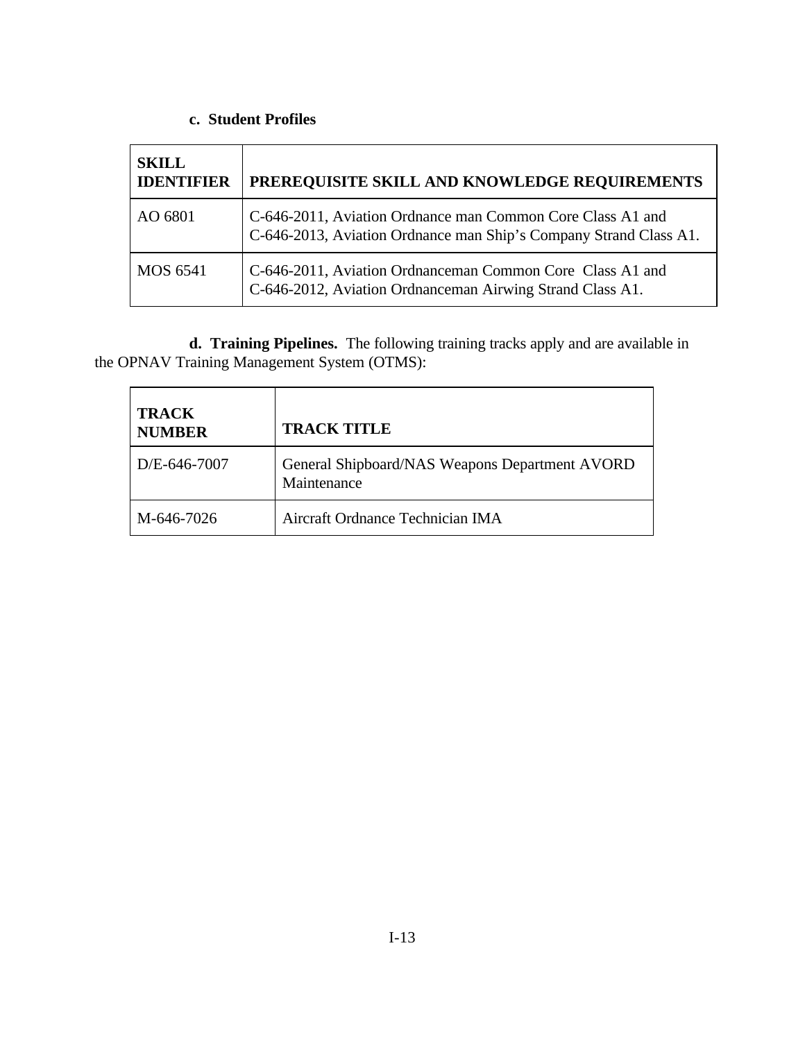**c. Student Profiles**

| SKILL IDENTIFIER | PREREQUISITE SKILL AND KNOWLEDGE REQUIREMENTS |
|---|---|
| AO 6801 | C-646-2011, Aviation Ordnance man Common Core Class A1 and C-646-2013, Aviation Ordnance man Ship's Company Strand Class A1. |
| MOS 6541 | C-646-2011, Aviation Ordnanceman Common Core Class A1 and C-646-2012, Aviation Ordnanceman Airwing Strand Class A1. |

**d. Training Pipelines.** The following training tracks apply and are available in the OPNAV Training Management System (OTMS):

| TRACK NUMBER | TRACK TITLE |
|---|---|
| D/E-646-7007 | General Shipboard/NAS Weapons Department AVORD Maintenance |
| M-646-7026 | Aircraft Ordnance Technician IMA |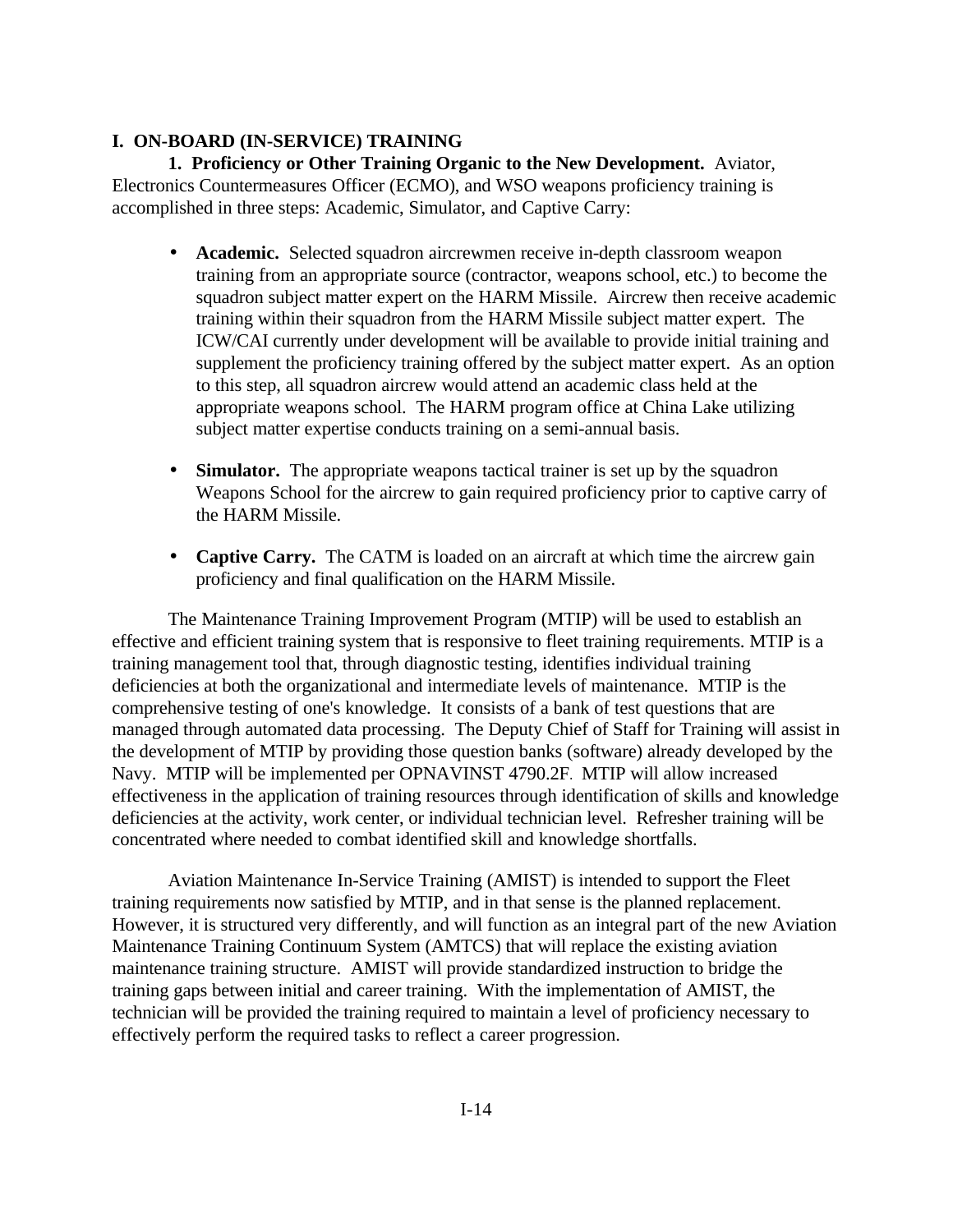## I. ON-BOARD (IN-SERVICE) TRAINING

**1. Proficiency or Other Training Organic to the New Development.** Aviator, Electronics Countermeasures Officer (ECMO), and WSO weapons proficiency training is accomplished in three steps: Academic, Simulator, and Captive Carry:

- **Academic.** Selected squadron aircrewmen receive in-depth classroom weapon training from an appropriate source (contractor, weapons school, etc.) to become the squadron subject matter expert on the HARM Missile. Aircrew then receive academic training within their squadron from the HARM Missile subject matter expert. The ICW/CAI currently under development will be available to provide initial training and supplement the proficiency training offered by the subject matter expert. As an option to this step, all squadron aircrew would attend an academic class held at the appropriate weapons school. The HARM program office at China Lake utilizing subject matter expertise conducts training on a semi-annual basis.

- **Simulator.** The appropriate weapons tactical trainer is set up by the squadron Weapons School for the aircrew to gain required proficiency prior to captive carry of the HARM Missile.

- **Captive Carry.** The CATM is loaded on an aircraft at which time the aircrew gain proficiency and final qualification on the HARM Missile.

The Maintenance Training Improvement Program (MTIP) will be used to establish an effective and efficient training system that is responsive to fleet training requirements. MTIP is a training management tool that, through diagnostic testing, identifies individual training deficiencies at both the organizational and intermediate levels of maintenance. MTIP is the comprehensive testing of one's knowledge. It consists of a bank of test questions that are managed through automated data processing. The Deputy Chief of Staff for Training will assist in the development of MTIP by providing those question banks (software) already developed by the Navy. MTIP will be implemented per OPNAVINST 4790.2F. MTIP will allow increased effectiveness in the application of training resources through identification of skills and knowledge deficiencies at the activity, work center, or individual technician level. Refresher training will be concentrated where needed to combat identified skill and knowledge shortfalls.

Aviation Maintenance In-Service Training (AMIST) is intended to support the Fleet training requirements now satisfied by MTIP, and in that sense is the planned replacement. However, it is structured very differently, and will function as an integral part of the new Aviation Maintenance Training Continuum System (AMTCS) that will replace the existing aviation maintenance training structure. AMIST will provide standardized instruction to bridge the training gaps between initial and career training. With the implementation of AMIST, the technician will be provided the training required to maintain a level of proficiency necessary to effectively perform the required tasks to reflect a career progression.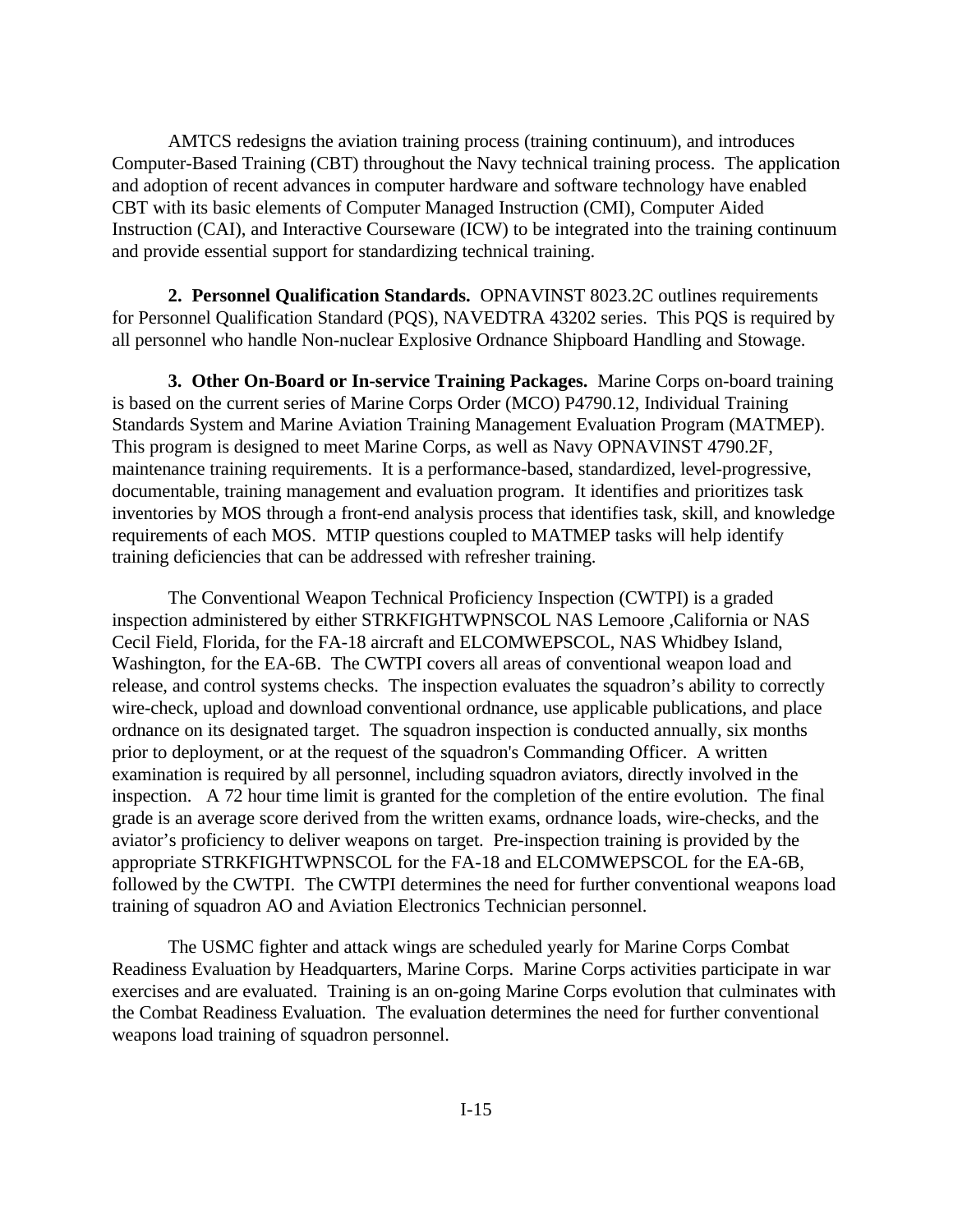AMTCS redesigns the aviation training process (training continuum), and introduces Computer-Based Training (CBT) throughout the Navy technical training process. The application and adoption of recent advances in computer hardware and software technology have enabled CBT with its basic elements of Computer Managed Instruction (CMI), Computer Aided Instruction (CAI), and Interactive Courseware (ICW) to be integrated into the training continuum and provide essential support for standardizing technical training.

**2. Personnel Qualification Standards.** OPNAVINST 8023.2C outlines requirements for Personnel Qualification Standard (PQS), NAVEDTRA 43202 series. This PQS is required by all personnel who handle Non-nuclear Explosive Ordnance Shipboard Handling and Stowage.

**3. Other On-Board or In-service Training Packages.** Marine Corps on-board training is based on the current series of Marine Corps Order (MCO) P4790.12, Individual Training Standards System and Marine Aviation Training Management Evaluation Program (MATMEP). This program is designed to meet Marine Corps, as well as Navy OPNAVINST 4790.2F, maintenance training requirements. It is a performance-based, standardized, level-progressive, documentable, training management and evaluation program. It identifies and prioritizes task inventories by MOS through a front-end analysis process that identifies task, skill, and knowledge requirements of each MOS. MTIP questions coupled to MATMEP tasks will help identify training deficiencies that can be addressed with refresher training.

The Conventional Weapon Technical Proficiency Inspection (CWTPI) is a graded inspection administered by either STRKFIGHTWPNSCOL NAS Lemoore ,California or NAS Cecil Field, Florida, for the FA-18 aircraft and ELCOMWEPSCOL, NAS Whidbey Island, Washington, for the EA-6B. The CWTPI covers all areas of conventional weapon load and release, and control systems checks. The inspection evaluates the squadron's ability to correctly wire-check, upload and download conventional ordnance, use applicable publications, and place ordnance on its designated target. The squadron inspection is conducted annually, six months prior to deployment, or at the request of the squadron's Commanding Officer. A written examination is required by all personnel, including squadron aviators, directly involved in the inspection. A 72 hour time limit is granted for the completion of the entire evolution. The final grade is an average score derived from the written exams, ordnance loads, wire-checks, and the aviator's proficiency to deliver weapons on target. Pre-inspection training is provided by the appropriate STRKFIGHTWPNSCOL for the FA-18 and ELCOMWEPSCOL for the EA-6B, followed by the CWTPI. The CWTPI determines the need for further conventional weapons load training of squadron AO and Aviation Electronics Technician personnel.

The USMC fighter and attack wings are scheduled yearly for Marine Corps Combat Readiness Evaluation by Headquarters, Marine Corps. Marine Corps activities participate in war exercises and are evaluated. Training is an on-going Marine Corps evolution that culminates with the Combat Readiness Evaluation. The evaluation determines the need for further conventional weapons load training of squadron personnel.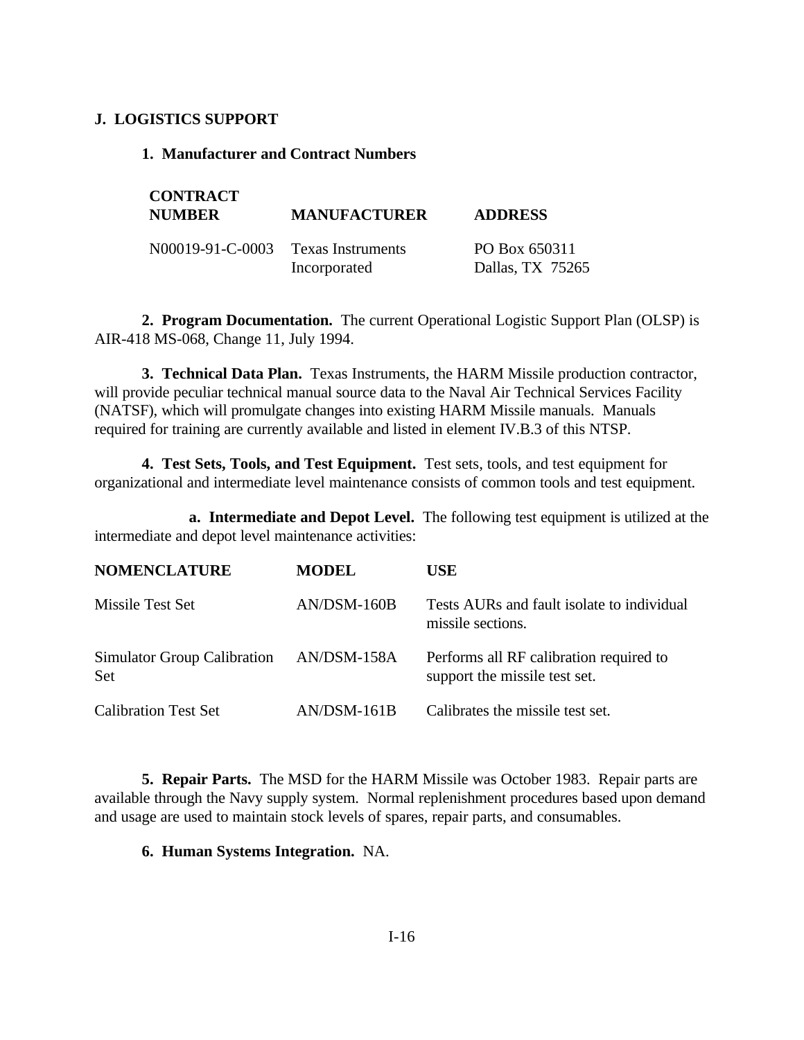## J. LOGISTICS SUPPORT

### 1. Manufacturer and Contract Numbers

| CONTRACT NUMBER | MANUFACTURER | ADDRESS |
|---|---|---|
| N00019-91-C-0003 | Texas Instruments Incorporated | PO Box 650311 Dallas, TX 75265 |

**2. Program Documentation.** The current Operational Logistic Support Plan (OLSP) is AIR-418 MS-068, Change 11, July 1994.

**3. Technical Data Plan.** Texas Instruments, the HARM Missile production contractor, will provide peculiar technical manual source data to the Naval Air Technical Services Facility (NATSF), which will promulgate changes into existing HARM Missile manuals. Manuals required for training are currently available and listed in element IV.B.3 of this NTSP.

**4. Test Sets, Tools, and Test Equipment.** Test sets, tools, and test equipment for organizational and intermediate level maintenance consists of common tools and test equipment.

**a. Intermediate and Depot Level.** The following test equipment is utilized at the intermediate and depot level maintenance activities:

| NOMENCLATURE | MODEL | USE |
|---|---|---|
| Missile Test Set | AN/DSM-160B | Tests AURs and fault isolate to individual missile sections. |
| Simulator Group Calibration Set | AN/DSM-158A | Performs all RF calibration required to support the missile test set. |
| Calibration Test Set | AN/DSM-161B | Calibrates the missile test set. |

**5. Repair Parts.** The MSD for the HARM Missile was October 1983. Repair parts are available through the Navy supply system. Normal replenishment procedures based upon demand and usage are used to maintain stock levels of spares, repair parts, and consumables.

**6. Human Systems Integration.** NA.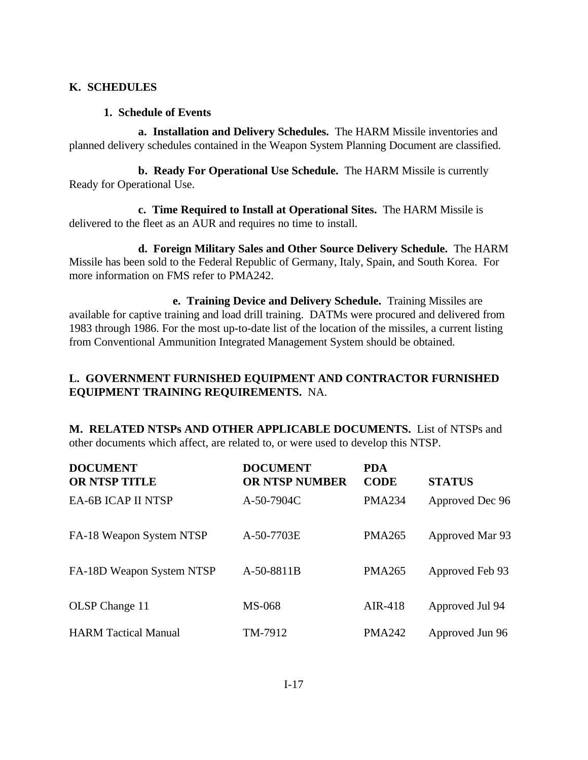## K. SCHEDULES

### 1. Schedule of Events

**a. Installation and Delivery Schedules.** The HARM Missile inventories and planned delivery schedules contained in the Weapon System Planning Document are classified.

**b. Ready For Operational Use Schedule.** The HARM Missile is currently Ready for Operational Use.

**c. Time Required to Install at Operational Sites.** The HARM Missile is delivered to the fleet as an AUR and requires no time to install.

**d. Foreign Military Sales and Other Source Delivery Schedule.** The HARM Missile has been sold to the Federal Republic of Germany, Italy, Spain, and South Korea. For more information on FMS refer to PMA242.

**e. Training Device and Delivery Schedule.** Training Missiles are available for captive training and load drill training. DATMs were procured and delivered from 1983 through 1986. For the most up-to-date list of the location of the missiles, a current listing from Conventional Ammunition Integrated Management System should be obtained.

## L. GOVERNMENT FURNISHED EQUIPMENT AND CONTRACTOR FURNISHED EQUIPMENT TRAINING REQUIREMENTS. 

NA.

## M. RELATED NTSPs AND OTHER APPLICABLE DOCUMENTS.

List of NTSPs and other documents which affect, are related to, or were used to develop this NTSP.

| DOCUMENT OR NTSP TITLE | DOCUMENT OR NTSP NUMBER | PDA CODE | STATUS |
|---|---|---|---|
| EA-6B ICAP II NTSP | A-50-7904C | PMA234 | Approved Dec 96 |
| FA-18 Weapon System NTSP | A-50-7703E | PMA265 | Approved Mar 93 |
| FA-18D Weapon System NTSP | A-50-8811B | PMA265 | Approved Feb 93 |
| OLSP Change 11 | MS-068 | AIR-418 | Approved Jul 94 |
| HARM Tactical Manual | TM-7912 | PMA242 | Approved Jun 96 |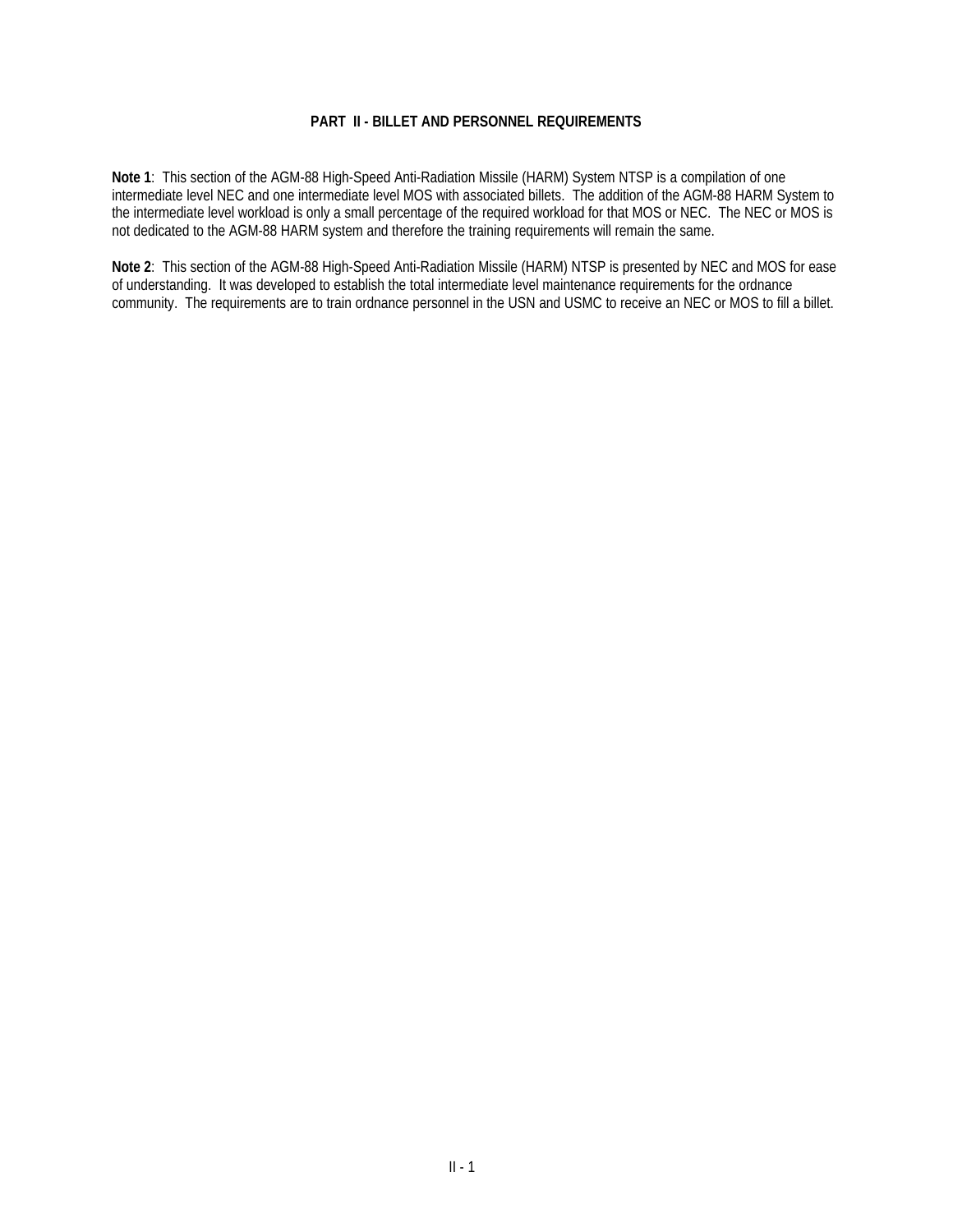# PART II - BILLET AND PERSONNEL REQUIREMENTS

**Note 1**: This section of the AGM-88 High-Speed Anti-Radiation Missile (HARM) System NTSP is a compilation of one intermediate level NEC and one intermediate level MOS with associated billets. The addition of the AGM-88 HARM System to the intermediate level workload is only a small percentage of the required workload for that MOS or NEC. The NEC or MOS is not dedicated to the AGM-88 HARM system and therefore the training requirements will remain the same.

**Note 2**: This section of the AGM-88 High-Speed Anti-Radiation Missile (HARM) NTSP is presented by NEC and MOS for ease of understanding. It was developed to establish the total intermediate level maintenance requirements for the ordnance community. The requirements are to train ordnance personnel in the USN and USMC to receive an NEC or MOS to fill a billet.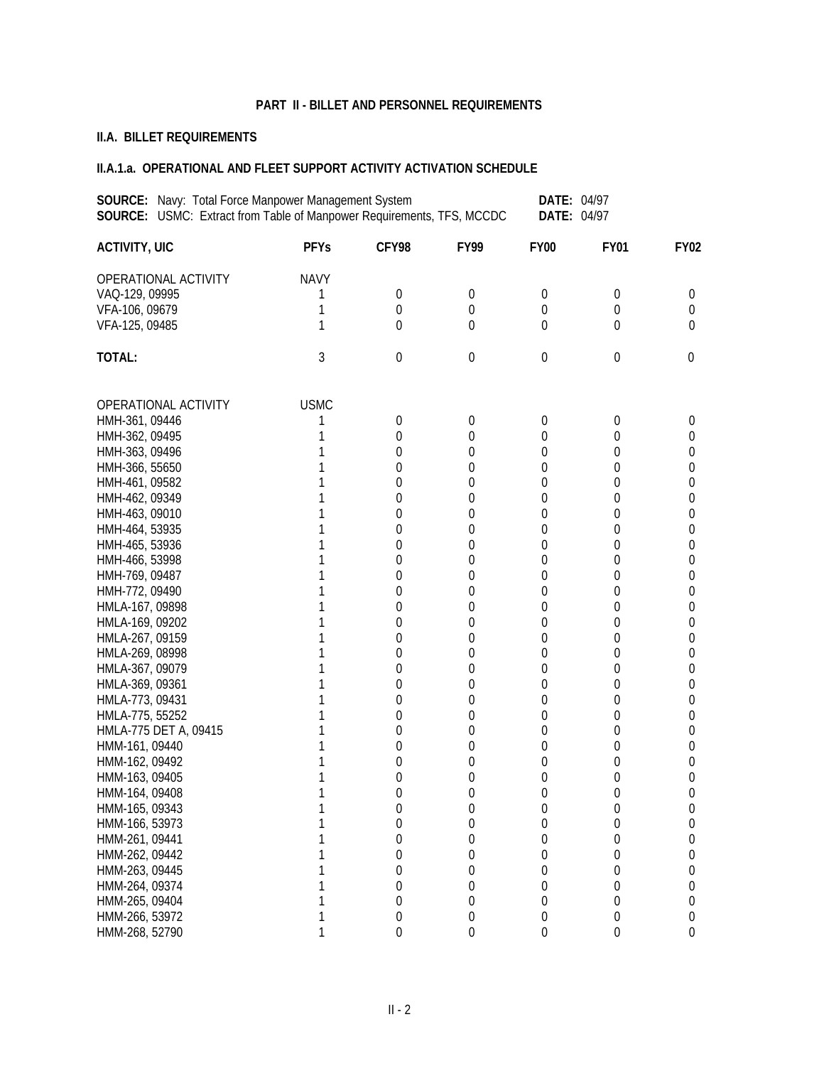## PART II - BILLET AND PERSONNEL REQUIREMENTS

### II.A. BILLET REQUIREMENTS

### II.A.1.a. OPERATIONAL AND FLEET SUPPORT ACTIVITY ACTIVATION SCHEDULE

**SOURCE:** Navy: Total Force Manpower Management System **DATE:** 04/97
**SOURCE:** USMC: Extract from Table of Manpower Requirements, TFS, MCCDC **DATE:** 04/97

| ACTIVITY, UIC | PFYs | CFY98 | FY99 | FY00 | FY01 | FY02 |
|---|---|---|---|---|---|---|
| OPERATIONAL ACTIVITY | NAVY | | | | | |
| VAQ-129, 09995 | 1 | 0 | 0 | 0 | 0 | 0 |
| VFA-106, 09679 | 1 | 0 | 0 | 0 | 0 | 0 |
| VFA-125, 09485 | 1 | 0 | 0 | 0 | 0 | 0 |
| **TOTAL:** | 3 | 0 | 0 | 0 | 0 | 0 |
| | | | | | | |
| OPERATIONAL ACTIVITY | USMC | | | | | |
| HMH-361, 09446 | 1 | 0 | 0 | 0 | 0 | 0 |
| HMH-362, 09495 | 1 | 0 | 0 | 0 | 0 | 0 |
| HMH-363, 09496 | 1 | 0 | 0 | 0 | 0 | 0 |
| HMH-366, 55650 | 1 | 0 | 0 | 0 | 0 | 0 |
| HMH-461, 09582 | 1 | 0 | 0 | 0 | 0 | 0 |
| HMH-462, 09349 | 1 | 0 | 0 | 0 | 0 | 0 |
| HMH-463, 09010 | 1 | 0 | 0 | 0 | 0 | 0 |
| HMH-464, 53935 | 1 | 0 | 0 | 0 | 0 | 0 |
| HMH-465, 53936 | 1 | 0 | 0 | 0 | 0 | 0 |
| HMH-466, 53998 | 1 | 0 | 0 | 0 | 0 | 0 |
| HMH-769, 09487 | 1 | 0 | 0 | 0 | 0 | 0 |
| HMH-772, 09490 | 1 | 0 | 0 | 0 | 0 | 0 |
| HMLA-167, 09898 | 1 | 0 | 0 | 0 | 0 | 0 |
| HMLA-169, 09202 | 1 | 0 | 0 | 0 | 0 | 0 |
| HMLA-267, 09159 | 1 | 0 | 0 | 0 | 0 | 0 |
| HMLA-269, 08998 | 1 | 0 | 0 | 0 | 0 | 0 |
| HMLA-367, 09079 | 1 | 0 | 0 | 0 | 0 | 0 |
| HMLA-369, 09361 | 1 | 0 | 0 | 0 | 0 | 0 |
| HMLA-773, 09431 | 1 | 0 | 0 | 0 | 0 | 0 |
| HMLA-775, 55252 | 1 | 0 | 0 | 0 | 0 | 0 |
| HMLA-775 DET A, 09415 | 1 | 0 | 0 | 0 | 0 | 0 |
| HMM-161, 09440 | 1 | 0 | 0 | 0 | 0 | 0 |
| HMM-162, 09492 | 1 | 0 | 0 | 0 | 0 | 0 |
| HMM-163, 09405 | 1 | 0 | 0 | 0 | 0 | 0 |
| HMM-164, 09408 | 1 | 0 | 0 | 0 | 0 | 0 |
| HMM-165, 09343 | 1 | 0 | 0 | 0 | 0 | 0 |
| HMM-166, 53973 | 1 | 0 | 0 | 0 | 0 | 0 |
| HMM-261, 09441 | 1 | 0 | 0 | 0 | 0 | 0 |
| HMM-262, 09442 | 1 | 0 | 0 | 0 | 0 | 0 |
| HMM-263, 09445 | 1 | 0 | 0 | 0 | 0 | 0 |
| HMM-264, 09374 | 1 | 0 | 0 | 0 | 0 | 0 |
| HMM-265, 09404 | 1 | 0 | 0 | 0 | 0 | 0 |
| HMM-266, 53972 | 1 | 0 | 0 | 0 | 0 | 0 |
| HMM-268, 52790 | 1 | 0 | 0 | 0 | 0 | 0 |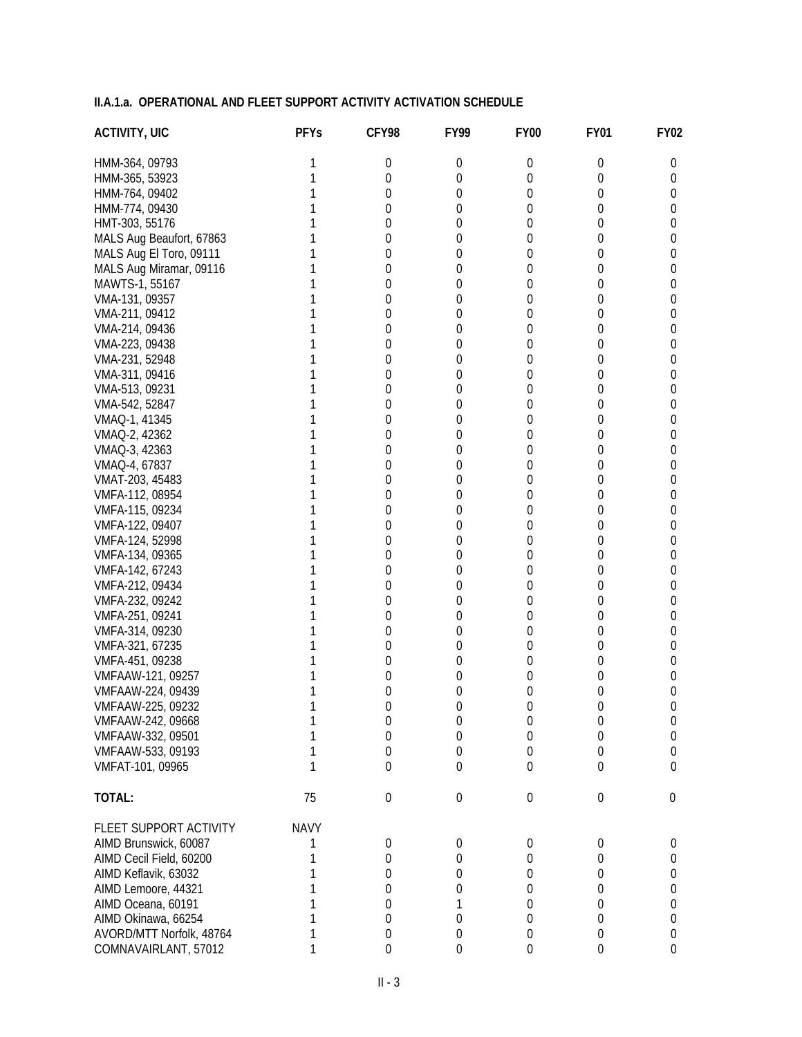**II.A.1.a. OPERATIONAL AND FLEET SUPPORT ACTIVITY ACTIVATION SCHEDULE**

| ACTIVITY, UIC | PFYs | CFY98 | FY99 | FY00 | FY01 | FY02 |
|---|---|---|---|---|---|---|
| HMM-364, 09793 | 1 | 0 | 0 | 0 | 0 | 0 |
| HMM-365, 53923 | 1 | 0 | 0 | 0 | 0 | 0 |
| HMM-764, 09402 | 1 | 0 | 0 | 0 | 0 | 0 |
| HMM-774, 09430 | 1 | 0 | 0 | 0 | 0 | 0 |
| HMT-303, 55176 | 1 | 0 | 0 | 0 | 0 | 0 |
| MALS Aug Beaufort, 67863 | 1 | 0 | 0 | 0 | 0 | 0 |
| MALS Aug El Toro, 09111 | 1 | 0 | 0 | 0 | 0 | 0 |
| MALS Aug Miramar, 09116 | 1 | 0 | 0 | 0 | 0 | 0 |
| MAWTS-1, 55167 | 1 | 0 | 0 | 0 | 0 | 0 |
| VMA-131, 09357 | 1 | 0 | 0 | 0 | 0 | 0 |
| VMA-211, 09412 | 1 | 0 | 0 | 0 | 0 | 0 |
| VMA-214, 09436 | 1 | 0 | 0 | 0 | 0 | 0 |
| VMA-223, 09438 | 1 | 0 | 0 | 0 | 0 | 0 |
| VMA-231, 52948 | 1 | 0 | 0 | 0 | 0 | 0 |
| VMA-311, 09416 | 1 | 0 | 0 | 0 | 0 | 0 |
| VMA-513, 09231 | 1 | 0 | 0 | 0 | 0 | 0 |
| VMA-542, 52847 | 1 | 0 | 0 | 0 | 0 | 0 |
| VMAQ-1, 41345 | 1 | 0 | 0 | 0 | 0 | 0 |
| VMAQ-2, 42362 | 1 | 0 | 0 | 0 | 0 | 0 |
| VMAQ-3, 42363 | 1 | 0 | 0 | 0 | 0 | 0 |
| VMAQ-4, 67837 | 1 | 0 | 0 | 0 | 0 | 0 |
| VMAT-203, 45483 | 1 | 0 | 0 | 0 | 0 | 0 |
| VMFA-112, 08954 | 1 | 0 | 0 | 0 | 0 | 0 |
| VMFA-115, 09234 | 1 | 0 | 0 | 0 | 0 | 0 |
| VMFA-122, 09407 | 1 | 0 | 0 | 0 | 0 | 0 |
| VMFA-124, 52998 | 1 | 0 | 0 | 0 | 0 | 0 |
| VMFA-134, 09365 | 1 | 0 | 0 | 0 | 0 | 0 |
| VMFA-142, 67243 | 1 | 0 | 0 | 0 | 0 | 0 |
| VMFA-212, 09434 | 1 | 0 | 0 | 0 | 0 | 0 |
| VMFA-232, 09242 | 1 | 0 | 0 | 0 | 0 | 0 |
| VMFA-251, 09241 | 1 | 0 | 0 | 0 | 0 | 0 |
| VMFA-314, 09230 | 1 | 0 | 0 | 0 | 0 | 0 |
| VMFA-321, 67235 | 1 | 0 | 0 | 0 | 0 | 0 |
| VMFA-451, 09238 | 1 | 0 | 0 | 0 | 0 | 0 |
| VMFAAW-121, 09257 | 1 | 0 | 0 | 0 | 0 | 0 |
| VMFAAW-224, 09439 | 1 | 0 | 0 | 0 | 0 | 0 |
| VMFAAW-225, 09232 | 1 | 0 | 0 | 0 | 0 | 0 |
| VMFAAW-242, 09668 | 1 | 0 | 0 | 0 | 0 | 0 |
| VMFAAW-332, 09501 | 1 | 0 | 0 | 0 | 0 | 0 |
| VMFAAW-533, 09193 | 1 | 0 | 0 | 0 | 0 | 0 |
| VMFAT-101, 09965 | 1 | 0 | 0 | 0 | 0 | 0 |
| **TOTAL:** | 75 | 0 | 0 | 0 | 0 | 0 |
| FLEET SUPPORT ACTIVITY | NAVY | | | | | |
| AIMD Brunswick, 60087 | 1 | 0 | 0 | 0 | 0 | 0 |
| AIMD Cecil Field, 60200 | 1 | 0 | 0 | 0 | 0 | 0 |
| AIMD Keflavik, 63032 | 1 | 0 | 0 | 0 | 0 | 0 |
| AIMD Lemoore, 44321 | 1 | 0 | 0 | 0 | 0 | 0 |
| AIMD Oceana, 60191 | 1 | 0 | 1 | 0 | 0 | 0 |
| AIMD Okinawa, 66254 | 1 | 0 | 0 | 0 | 0 | 0 |
| AVORD/MTT Norfolk, 48764 | 1 | 0 | 0 | 0 | 0 | 0 |
| COMNAVAIRLANT, 57012 | 1 | 0 | 0 | 0 | 0 | 0 |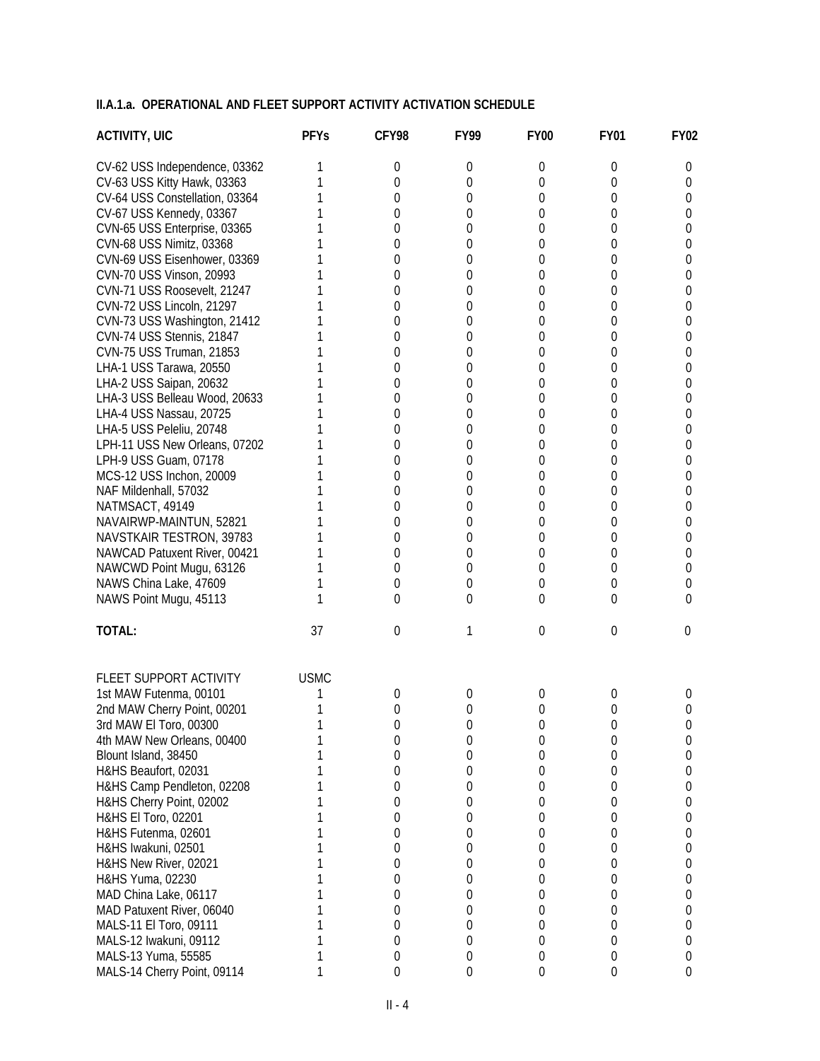## II.A.1.a. OPERATIONAL AND FLEET SUPPORT ACTIVITY ACTIVATION SCHEDULE

| ACTIVITY, UIC | PFYs | CFY98 | FY99 | FY00 | FY01 | FY02 |
|---|---|---|---|---|---|---|
| CV-62 USS Independence, 03362 | 1 | 0 | 0 | 0 | 0 | 0 |
| CV-63 USS Kitty Hawk, 03363 | 1 | 0 | 0 | 0 | 0 | 0 |
| CV-64 USS Constellation, 03364 | 1 | 0 | 0 | 0 | 0 | 0 |
| CV-67 USS Kennedy, 03367 | 1 | 0 | 0 | 0 | 0 | 0 |
| CVN-65 USS Enterprise, 03365 | 1 | 0 | 0 | 0 | 0 | 0 |
| CVN-68 USS Nimitz, 03368 | 1 | 0 | 0 | 0 | 0 | 0 |
| CVN-69 USS Eisenhower, 03369 | 1 | 0 | 0 | 0 | 0 | 0 |
| CVN-70 USS Vinson, 20993 | 1 | 0 | 0 | 0 | 0 | 0 |
| CVN-71 USS Roosevelt, 21247 | 1 | 0 | 0 | 0 | 0 | 0 |
| CVN-72 USS Lincoln, 21297 | 1 | 0 | 0 | 0 | 0 | 0 |
| CVN-73 USS Washington, 21412 | 1 | 0 | 0 | 0 | 0 | 0 |
| CVN-74 USS Stennis, 21847 | 1 | 0 | 0 | 0 | 0 | 0 |
| CVN-75 USS Truman, 21853 | 1 | 0 | 0 | 0 | 0 | 0 |
| LHA-1 USS Tarawa, 20550 | 1 | 0 | 0 | 0 | 0 | 0 |
| LHA-2 USS Saipan, 20632 | 1 | 0 | 0 | 0 | 0 | 0 |
| LHA-3 USS Belleau Wood, 20633 | 1 | 0 | 0 | 0 | 0 | 0 |
| LHA-4 USS Nassau, 20725 | 1 | 0 | 0 | 0 | 0 | 0 |
| LHA-5 USS Peleliu, 20748 | 1 | 0 | 0 | 0 | 0 | 0 |
| LPH-11 USS New Orleans, 07202 | 1 | 0 | 0 | 0 | 0 | 0 |
| LPH-9 USS Guam, 07178 | 1 | 0 | 0 | 0 | 0 | 0 |
| MCS-12 USS Inchon, 20009 | 1 | 0 | 0 | 0 | 0 | 0 |
| NAF Mildenhall, 57032 | 1 | 0 | 0 | 0 | 0 | 0 |
| NATMSACT, 49149 | 1 | 0 | 0 | 0 | 0 | 0 |
| NAVAIRWP-MAINTUN, 52821 | 1 | 0 | 0 | 0 | 0 | 0 |
| NAVSTKAIR TESTRON, 39783 | 1 | 0 | 0 | 0 | 0 | 0 |
| NAWCAD Patuxent River, 00421 | 1 | 0 | 0 | 0 | 0 | 0 |
| NAWCWD Point Mugu, 63126 | 1 | 0 | 0 | 0 | 0 | 0 |
| NAWS China Lake, 47609 | 1 | 0 | 0 | 0 | 0 | 0 |
| NAWS Point Mugu, 45113 | 1 | 0 | 0 | 0 | 0 | 0 |
| **TOTAL:** | 37 | 0 | 1 | 0 | 0 | 0 |

| FLEET SUPPORT ACTIVITY | USMC | | | | | |
|---|---|---|---|---|---|---|
| 1st MAW Futenma, 00101 | 1 | 0 | 0 | 0 | 0 | 0 |
| 2nd MAW Cherry Point, 00201 | 1 | 0 | 0 | 0 | 0 | 0 |
| 3rd MAW El Toro, 00300 | 1 | 0 | 0 | 0 | 0 | 0 |
| 4th MAW New Orleans, 00400 | 1 | 0 | 0 | 0 | 0 | 0 |
| Blount Island, 38450 | 1 | 0 | 0 | 0 | 0 | 0 |
| H&HS Beaufort, 02031 | 1 | 0 | 0 | 0 | 0 | 0 |
| H&HS Camp Pendleton, 02208 | 1 | 0 | 0 | 0 | 0 | 0 |
| H&HS Cherry Point, 02002 | 1 | 0 | 0 | 0 | 0 | 0 |
| H&HS El Toro, 02201 | 1 | 0 | 0 | 0 | 0 | 0 |
| H&HS Futenma, 02601 | 1 | 0 | 0 | 0 | 0 | 0 |
| H&HS Iwakuni, 02501 | 1 | 0 | 0 | 0 | 0 | 0 |
| H&HS New River, 02021 | 1 | 0 | 0 | 0 | 0 | 0 |
| H&HS Yuma, 02230 | 1 | 0 | 0 | 0 | 0 | 0 |
| MAD China Lake, 06117 | 1 | 0 | 0 | 0 | 0 | 0 |
| MAD Patuxent River, 06040 | 1 | 0 | 0 | 0 | 0 | 0 |
| MALS-11 El Toro, 09111 | 1 | 0 | 0 | 0 | 0 | 0 |
| MALS-12 Iwakuni, 09112 | 1 | 0 | 0 | 0 | 0 | 0 |
| MALS-13 Yuma, 55585 | 1 | 0 | 0 | 0 | 0 | 0 |
| MALS-14 Cherry Point, 09114 | 1 | 0 | 0 | 0 | 0 | 0 |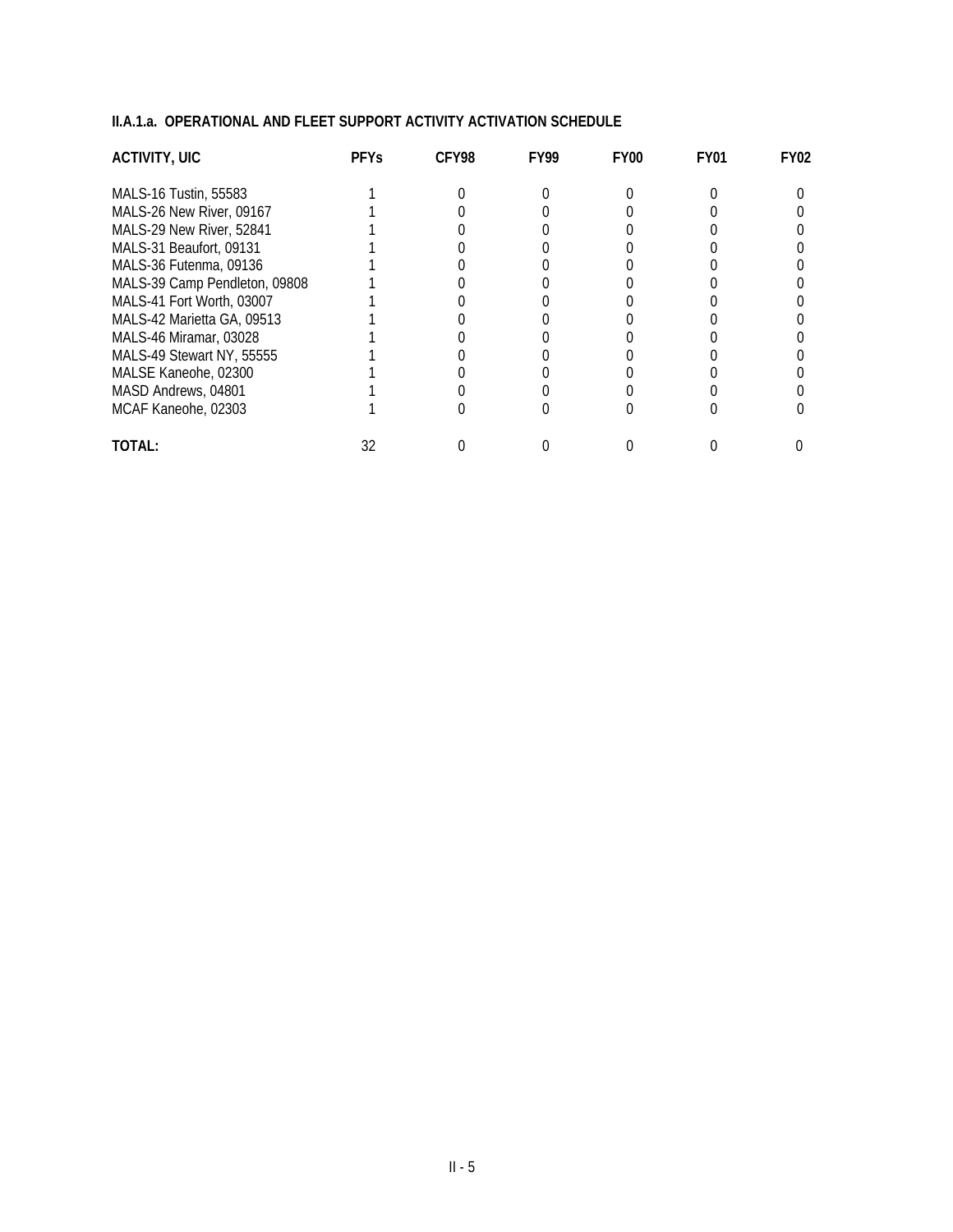**II.A.1.a. OPERATIONAL AND FLEET SUPPORT ACTIVITY ACTIVATION SCHEDULE**

| ACTIVITY, UIC | PFYs | CFY98 | FY99 | FY00 | FY01 | FY02 |
|---|---|---|---|---|---|---|
| MALS-16 Tustin, 55583 | 1 | 0 | 0 | 0 | 0 | 0 |
| MALS-26 New River, 09167 | 1 | 0 | 0 | 0 | 0 | 0 |
| MALS-29 New River, 52841 | 1 | 0 | 0 | 0 | 0 | 0 |
| MALS-31 Beaufort, 09131 | 1 | 0 | 0 | 0 | 0 | 0 |
| MALS-36 Futenma, 09136 | 1 | 0 | 0 | 0 | 0 | 0 |
| MALS-39 Camp Pendleton, 09808 | 1 | 0 | 0 | 0 | 0 | 0 |
| MALS-41 Fort Worth, 03007 | 1 | 0 | 0 | 0 | 0 | 0 |
| MALS-42 Marietta GA, 09513 | 1 | 0 | 0 | 0 | 0 | 0 |
| MALS-46 Miramar, 03028 | 1 | 0 | 0 | 0 | 0 | 0 |
| MALS-49 Stewart NY, 55555 | 1 | 0 | 0 | 0 | 0 | 0 |
| MALSE Kaneohe, 02300 | 1 | 0 | 0 | 0 | 0 | 0 |
| MASD Andrews, 04801 | 1 | 0 | 0 | 0 | 0 | 0 |
| MCAF Kaneohe, 02303 | 1 | 0 | 0 | 0 | 0 | 0 |
| **TOTAL:** | 32 | 0 | 0 | 0 | 0 | 0 |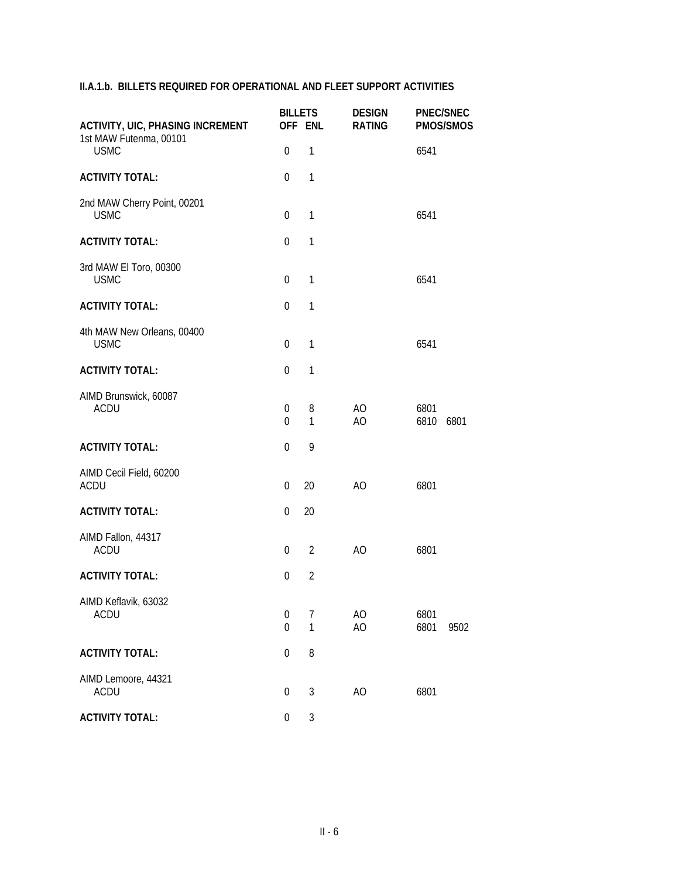**II.A.1.b. BILLETS REQUIRED FOR OPERATIONAL AND FLEET SUPPORT ACTIVITIES**

| ACTIVITY, UIC, PHASING INCREMENT | BILLETS OFF | BILLETS ENL | DESIGN RATING | PNEC/SNEC PMOS/SMOS | |
|---|---|---|---|---|---|
| 1st MAW Futenma, 00101 | | | | | |
| USMC | 0 | 1 | | 6541 | |
| **ACTIVITY TOTAL:** | 0 | 1 | | | |
| 2nd MAW Cherry Point, 00201 | | | | | |
| USMC | 0 | 1 | | 6541 | |
| **ACTIVITY TOTAL:** | 0 | 1 | | | |
| 3rd MAW El Toro, 00300 | | | | | |
| USMC | 0 | 1 | | 6541 | |
| **ACTIVITY TOTAL:** | 0 | 1 | | | |
| 4th MAW New Orleans, 00400 | | | | | |
| USMC | 0 | 1 | | 6541 | |
| **ACTIVITY TOTAL:** | 0 | 1 | | | |
| AIMD Brunswick, 60087 | | | | | |
| ACDU | 0 | 8 | AO | 6801 | |
| | 0 | 1 | AO | 6810 | 6801 |
| **ACTIVITY TOTAL:** | 0 | 9 | | | |
| AIMD Cecil Field, 60200 | | | | | |
| ACDU | 0 | 20 | AO | 6801 | |
| **ACTIVITY TOTAL:** | 0 | 20 | | | |
| AIMD Fallon, 44317 | | | | | |
| ACDU | 0 | 2 | AO | 6801 | |
| **ACTIVITY TOTAL:** | 0 | 2 | | | |
| AIMD Keflavik, 63032 | | | | | |
| ACDU | 0 | 7 | AO | 6801 | |
| | 0 | 1 | AO | 6801 | 9502 |
| **ACTIVITY TOTAL:** | 0 | 8 | | | |
| AIMD Lemoore, 44321 | | | | | |
| ACDU | 0 | 3 | AO | 6801 | |
| **ACTIVITY TOTAL:** | 0 | 3 | | | |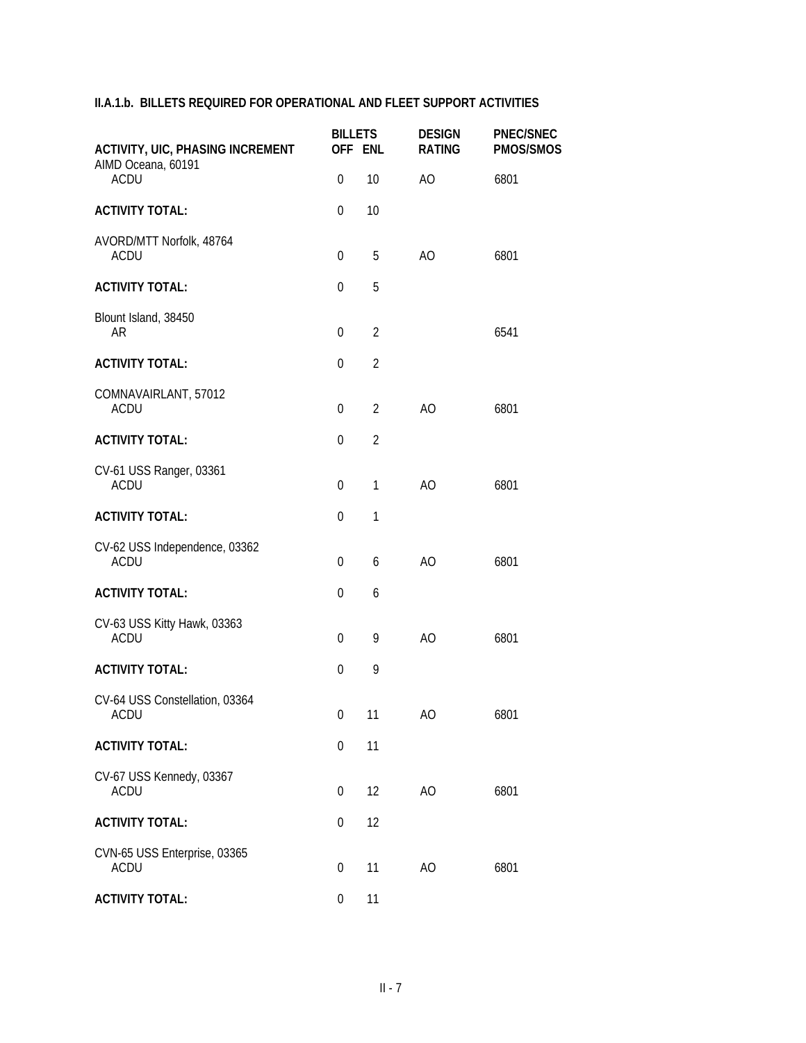**II.A.1.b. BILLETS REQUIRED FOR OPERATIONAL AND FLEET SUPPORT ACTIVITIES**

| ACTIVITY, UIC, PHASING INCREMENT | BILLETS OFF | BILLETS ENL | DESIGN RATING | PNEC/SNEC PMOS/SMOS |
|---|---|---|---|---|
| AIMD Oceana, 60191 | | | | |
| ACDU | 0 | 10 | AO | 6801 |
| **ACTIVITY TOTAL:** | 0 | 10 | | |
| AVORD/MTT Norfolk, 48764 | | | | |
| ACDU | 0 | 5 | AO | 6801 |
| **ACTIVITY TOTAL:** | 0 | 5 | | |
| Blount Island, 38450 | | | | |
| AR | 0 | 2 | | 6541 |
| **ACTIVITY TOTAL:** | 0 | 2 | | |
| COMNAVAIRLANT, 57012 | | | | |
| ACDU | 0 | 2 | AO | 6801 |
| **ACTIVITY TOTAL:** | 0 | 2 | | |
| CV-61 USS Ranger, 03361 | | | | |
| ACDU | 0 | 1 | AO | 6801 |
| **ACTIVITY TOTAL:** | 0 | 1 | | |
| CV-62 USS Independence, 03362 | | | | |
| ACDU | 0 | 6 | AO | 6801 |
| **ACTIVITY TOTAL:** | 0 | 6 | | |
| CV-63 USS Kitty Hawk, 03363 | | | | |
| ACDU | 0 | 9 | AO | 6801 |
| **ACTIVITY TOTAL:** | 0 | 9 | | |
| CV-64 USS Constellation, 03364 | | | | |
| ACDU | 0 | 11 | AO | 6801 |
| **ACTIVITY TOTAL:** | 0 | 11 | | |
| CV-67 USS Kennedy, 03367 | | | | |
| ACDU | 0 | 12 | AO | 6801 |
| **ACTIVITY TOTAL:** | 0 | 12 | | |
| CVN-65 USS Enterprise, 03365 | | | | |
| ACDU | 0 | 11 | AO | 6801 |
| **ACTIVITY TOTAL:** | 0 | 11 | | |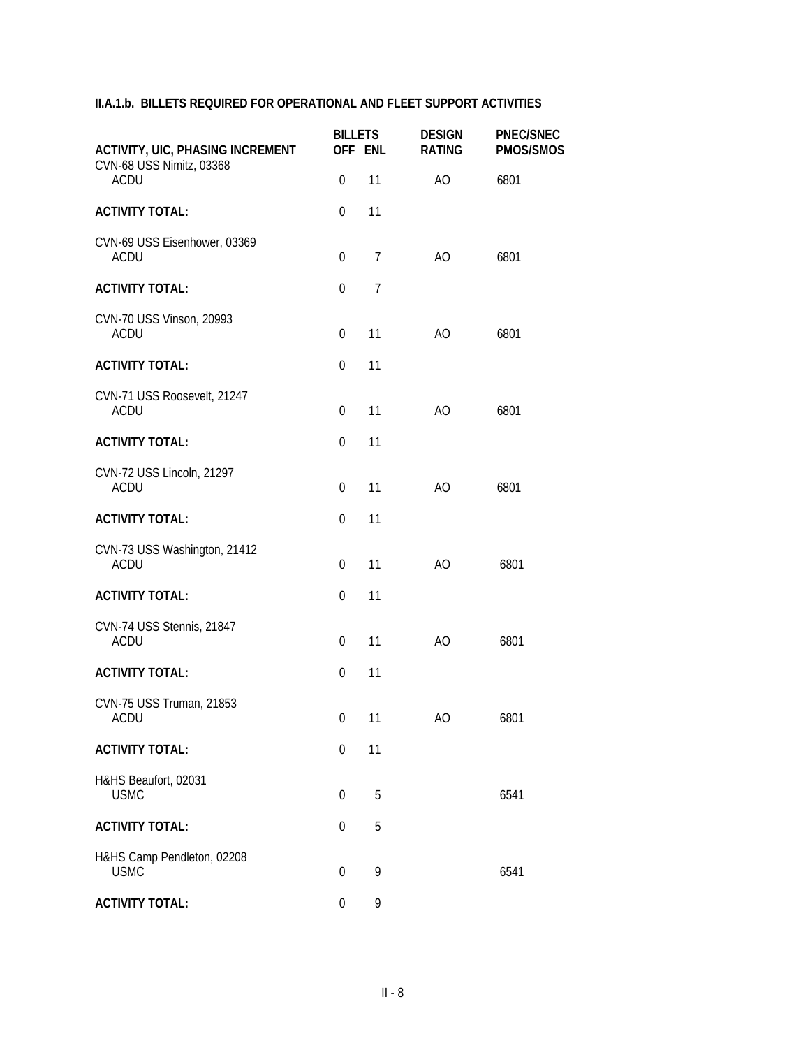## II.A.1.b. BILLETS REQUIRED FOR OPERATIONAL AND FLEET SUPPORT ACTIVITIES

| ACTIVITY, UIC, PHASING INCREMENT | BILLETS OFF | BILLETS ENL | DESIGN RATING | PNEC/SNEC PMOS/SMOS |
|---|---|---|---|---|
| CVN-68 USS Nimitz, 03368 | | | | |
| ACDU | 0 | 11 | AO | 6801 |
| **ACTIVITY TOTAL:** | 0 | 11 | | |
| CVN-69 USS Eisenhower, 03369 | | | | |
| ACDU | 0 | 7 | AO | 6801 |
| **ACTIVITY TOTAL:** | 0 | 7 | | |
| CVN-70 USS Vinson, 20993 | | | | |
| ACDU | 0 | 11 | AO | 6801 |
| **ACTIVITY TOTAL:** | 0 | 11 | | |
| CVN-71 USS Roosevelt, 21247 | | | | |
| ACDU | 0 | 11 | AO | 6801 |
| **ACTIVITY TOTAL:** | 0 | 11 | | |
| CVN-72 USS Lincoln, 21297 | | | | |
| ACDU | 0 | 11 | AO | 6801 |
| **ACTIVITY TOTAL:** | 0 | 11 | | |
| CVN-73 USS Washington, 21412 | | | | |
| ACDU | 0 | 11 | AO | 6801 |
| **ACTIVITY TOTAL:** | 0 | 11 | | |
| CVN-74 USS Stennis, 21847 | | | | |
| ACDU | 0 | 11 | AO | 6801 |
| **ACTIVITY TOTAL:** | 0 | 11 | | |
| CVN-75 USS Truman, 21853 | | | | |
| ACDU | 0 | 11 | AO | 6801 |
| **ACTIVITY TOTAL:** | 0 | 11 | | |
| H&HS Beaufort, 02031 | | | | |
| USMC | 0 | 5 | | 6541 |
| **ACTIVITY TOTAL:** | 0 | 5 | | |
| H&HS Camp Pendleton, 02208 | | | | |
| USMC | 0 | 9 | | 6541 |
| **ACTIVITY TOTAL:** | 0 | 9 | | |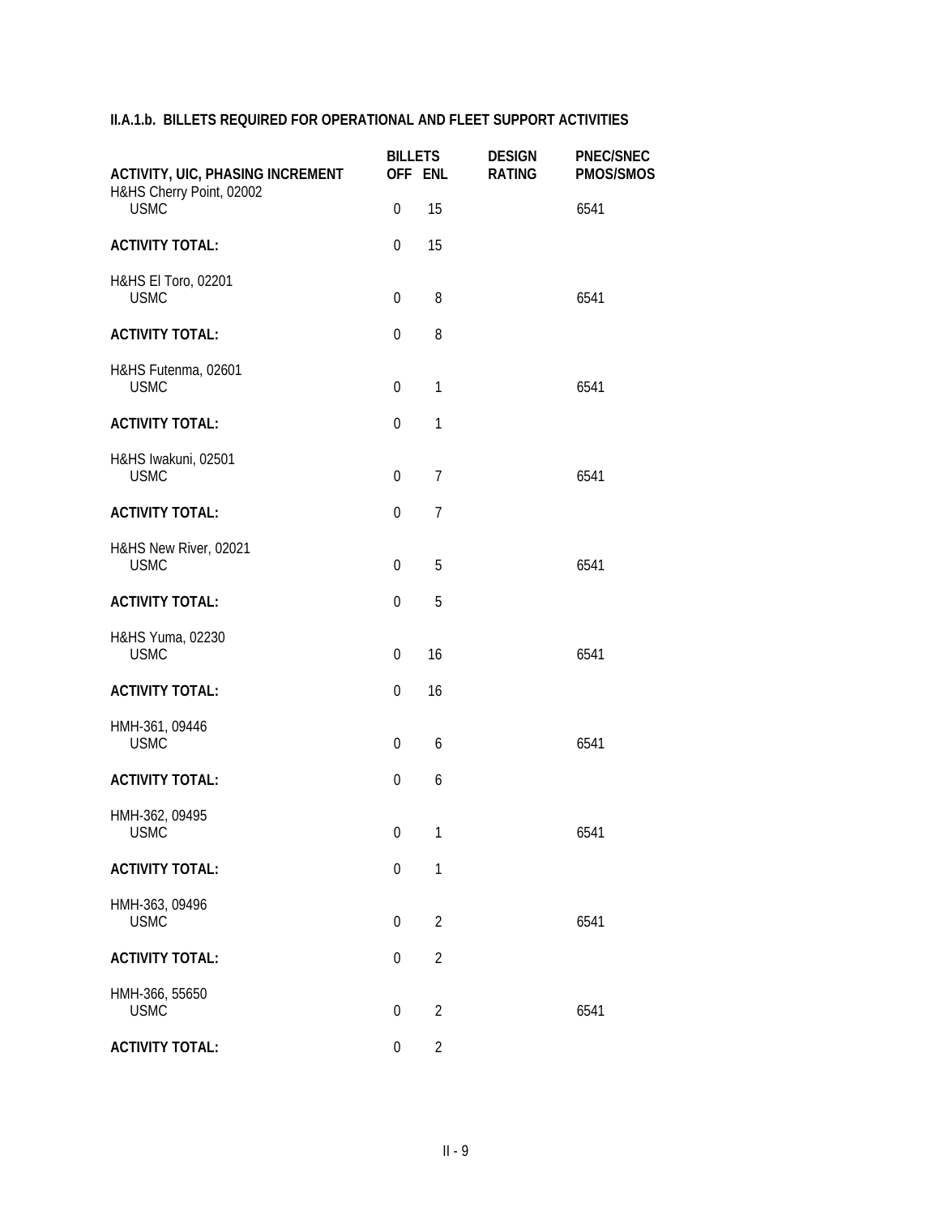## II.A.1.b. BILLETS REQUIRED FOR OPERATIONAL AND FLEET SUPPORT ACTIVITIES

| ACTIVITY, UIC, PHASING INCREMENT | BILLETS OFF | ENL | DESIGN RATING | PNEC/SNEC PMOS/SMOS |
|---|---|---|---|---|
| H&HS Cherry Point, 02002 | | | | |
| USMC | 0 | 15 | | 6541 |
| **ACTIVITY TOTAL:** | 0 | 15 | | |
| H&HS El Toro, 02201 | | | | |
| USMC | 0 | 8 | | 6541 |
| **ACTIVITY TOTAL:** | 0 | 8 | | |
| H&HS Futenma, 02601 | | | | |
| USMC | 0 | 1 | | 6541 |
| **ACTIVITY TOTAL:** | 0 | 1 | | |
| H&HS Iwakuni, 02501 | | | | |
| USMC | 0 | 7 | | 6541 |
| **ACTIVITY TOTAL:** | 0 | 7 | | |
| H&HS New River, 02021 | | | | |
| USMC | 0 | 5 | | 6541 |
| **ACTIVITY TOTAL:** | 0 | 5 | | |
| H&HS Yuma, 02230 | | | | |
| USMC | 0 | 16 | | 6541 |
| **ACTIVITY TOTAL:** | 0 | 16 | | |
| HMH-361, 09446 | | | | |
| USMC | 0 | 6 | | 6541 |
| **ACTIVITY TOTAL:** | 0 | 6 | | |
| HMH-362, 09495 | | | | |
| USMC | 0 | 1 | | 6541 |
| **ACTIVITY TOTAL:** | 0 | 1 | | |
| HMH-363, 09496 | | | | |
| USMC | 0 | 2 | | 6541 |
| **ACTIVITY TOTAL:** | 0 | 2 | | |
| HMH-366, 55650 | | | | |
| USMC | 0 | 2 | | 6541 |
| **ACTIVITY TOTAL:** | 0 | 2 | | |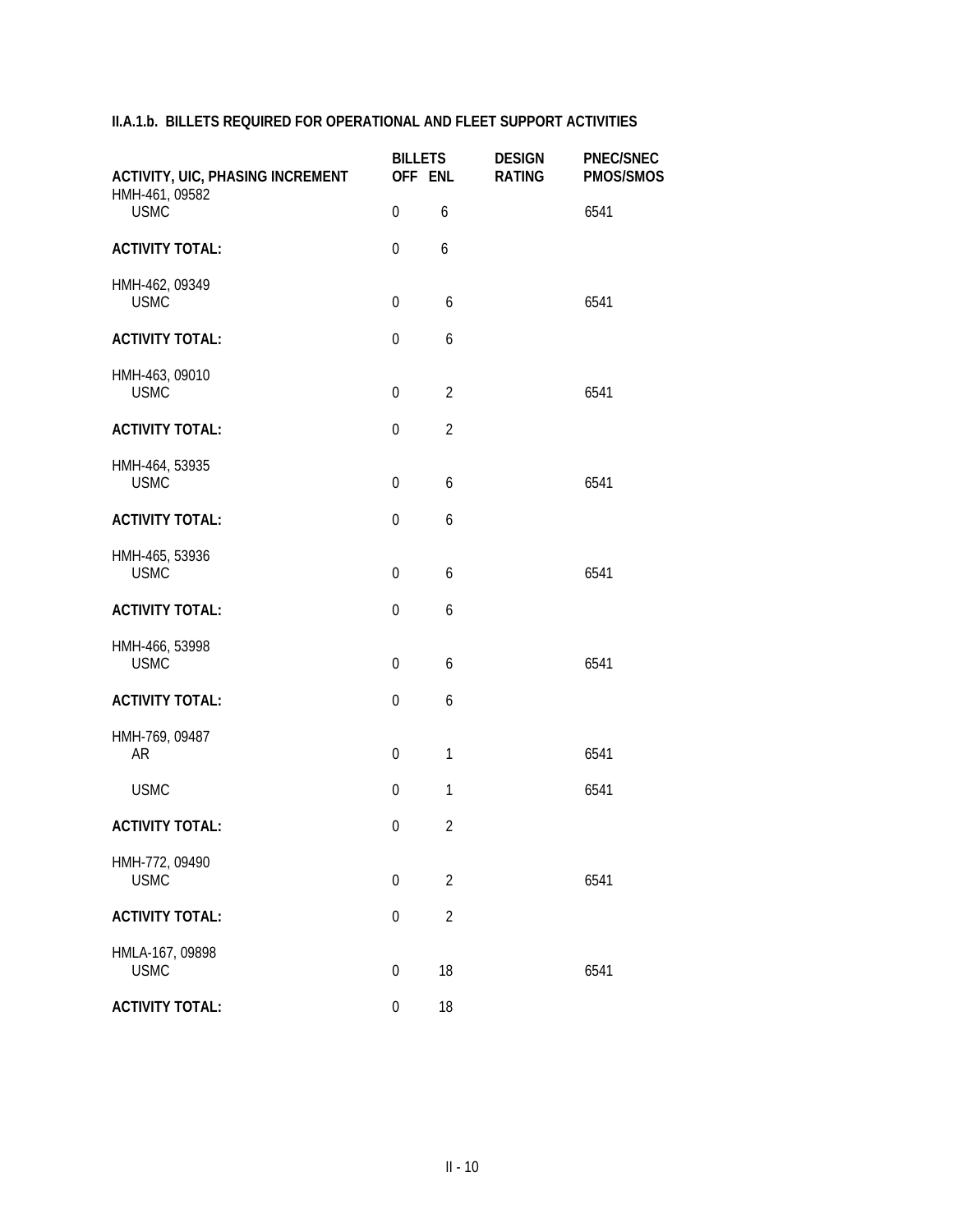### II.A.1.b. BILLETS REQUIRED FOR OPERATIONAL AND FLEET SUPPORT ACTIVITIES

| ACTIVITY, UIC, PHASING INCREMENT | BILLETS OFF | ENL | DESIGN RATING | PNEC/SNEC PMOS/SMOS |
|---|---|---|---|---|
| HMH-461, 09582 | | | | |
| USMC | 0 | 6 | | 6541 |
| **ACTIVITY TOTAL:** | 0 | 6 | | |
| HMH-462, 09349 | | | | |
| USMC | 0 | 6 | | 6541 |
| **ACTIVITY TOTAL:** | 0 | 6 | | |
| HMH-463, 09010 | | | | |
| USMC | 0 | 2 | | 6541 |
| **ACTIVITY TOTAL:** | 0 | 2 | | |
| HMH-464, 53935 | | | | |
| USMC | 0 | 6 | | 6541 |
| **ACTIVITY TOTAL:** | 0 | 6 | | |
| HMH-465, 53936 | | | | |
| USMC | 0 | 6 | | 6541 |
| **ACTIVITY TOTAL:** | 0 | 6 | | |
| HMH-466, 53998 | | | | |
| USMC | 0 | 6 | | 6541 |
| **ACTIVITY TOTAL:** | 0 | 6 | | |
| HMH-769, 09487 | | | | |
| AR | 0 | 1 | | 6541 |
| USMC | 0 | 1 | | 6541 |
| **ACTIVITY TOTAL:** | 0 | 2 | | |
| HMH-772, 09490 | | | | |
| USMC | 0 | 2 | | 6541 |
| **ACTIVITY TOTAL:** | 0 | 2 | | |
| HMLA-167, 09898 | | | | |
| USMC | 0 | 18 | | 6541 |
| **ACTIVITY TOTAL:** | 0 | 18 | | |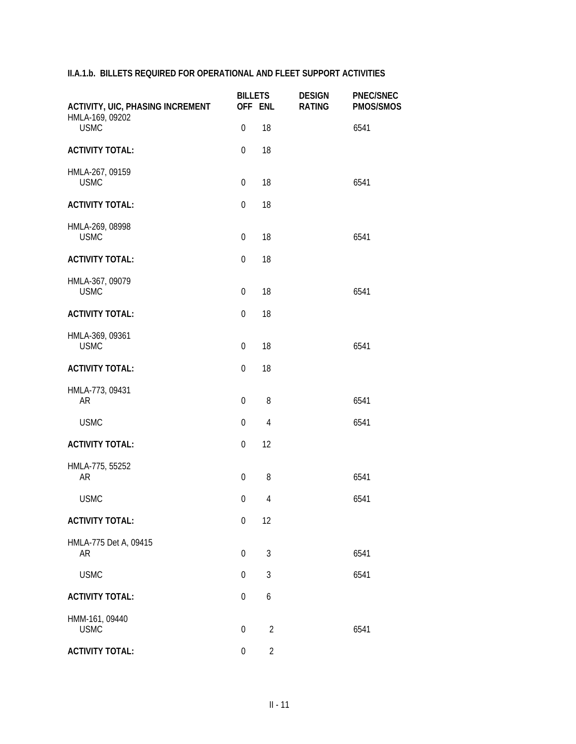## II.A.1.b. BILLETS REQUIRED FOR OPERATIONAL AND FLEET SUPPORT ACTIVITIES

| ACTIVITY, UIC, PHASING INCREMENT | BILLETS OFF | BILLETS ENL | DESIGN RATING | PNEC/SNEC PMOS/SMOS |
|---|---|---|---|---|
| HMLA-169, 09202 | | | | |
| USMC | 0 | 18 | | 6541 |
| **ACTIVITY TOTAL:** | 0 | 18 | | |
| HMLA-267, 09159 | | | | |
| USMC | 0 | 18 | | 6541 |
| **ACTIVITY TOTAL:** | 0 | 18 | | |
| HMLA-269, 08998 | | | | |
| USMC | 0 | 18 | | 6541 |
| **ACTIVITY TOTAL:** | 0 | 18 | | |
| HMLA-367, 09079 | | | | |
| USMC | 0 | 18 | | 6541 |
| **ACTIVITY TOTAL:** | 0 | 18 | | |
| HMLA-369, 09361 | | | | |
| USMC | 0 | 18 | | 6541 |
| **ACTIVITY TOTAL:** | 0 | 18 | | |
| HMLA-773, 09431 | | | | |
| AR | 0 | 8 | | 6541 |
| USMC | 0 | 4 | | 6541 |
| **ACTIVITY TOTAL:** | 0 | 12 | | |
| HMLA-775, 55252 | | | | |
| AR | 0 | 8 | | 6541 |
| USMC | 0 | 4 | | 6541 |
| **ACTIVITY TOTAL:** | 0 | 12 | | |
| HMLA-775 Det A, 09415 | | | | |
| AR | 0 | 3 | | 6541 |
| USMC | 0 | 3 | | 6541 |
| **ACTIVITY TOTAL:** | 0 | 6 | | |
| HMM-161, 09440 | | | | |
| USMC | 0 | 2 | | 6541 |
| **ACTIVITY TOTAL:** | 0 | 2 | | |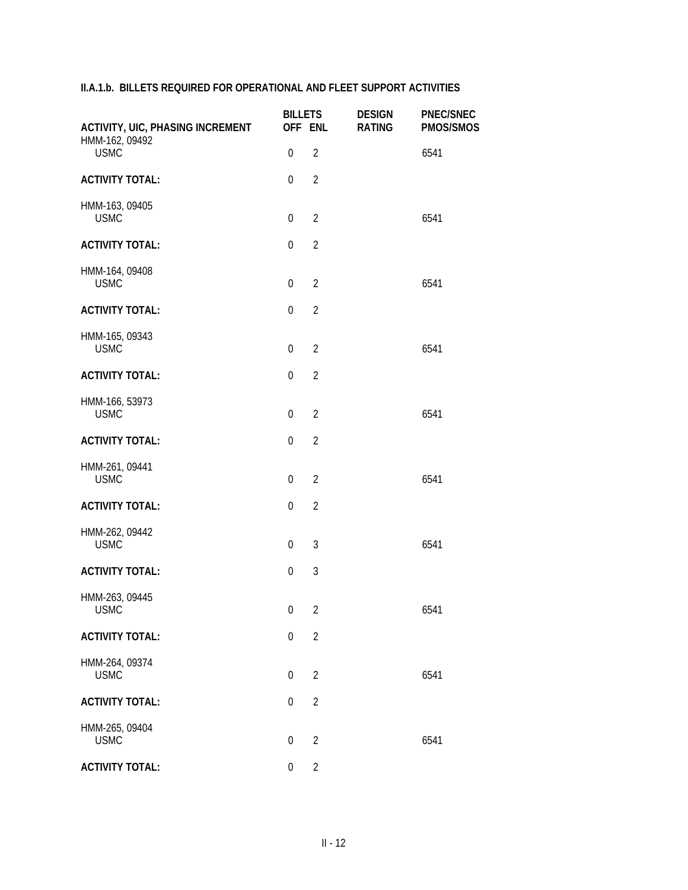### II.A.1.b. BILLETS REQUIRED FOR OPERATIONAL AND FLEET SUPPORT ACTIVITIES

| ACTIVITY, UIC, PHASING INCREMENT | BILLETS OFF | ENL | DESIGN RATING | PNEC/SNEC PMOS/SMOS |
|---|---|---|---|---|
| HMM-162, 09492 | | | | |
| USMC | 0 | 2 | | 6541 |
| **ACTIVITY TOTAL:** | 0 | 2 | | |
| HMM-163, 09405 | | | | |
| USMC | 0 | 2 | | 6541 |
| **ACTIVITY TOTAL:** | 0 | 2 | | |
| HMM-164, 09408 | | | | |
| USMC | 0 | 2 | | 6541 |
| **ACTIVITY TOTAL:** | 0 | 2 | | |
| HMM-165, 09343 | | | | |
| USMC | 0 | 2 | | 6541 |
| **ACTIVITY TOTAL:** | 0 | 2 | | |
| HMM-166, 53973 | | | | |
| USMC | 0 | 2 | | 6541 |
| **ACTIVITY TOTAL:** | 0 | 2 | | |
| HMM-261, 09441 | | | | |
| USMC | 0 | 2 | | 6541 |
| **ACTIVITY TOTAL:** | 0 | 2 | | |
| HMM-262, 09442 | | | | |
| USMC | 0 | 3 | | 6541 |
| **ACTIVITY TOTAL:** | 0 | 3 | | |
| HMM-263, 09445 | | | | |
| USMC | 0 | 2 | | 6541 |
| **ACTIVITY TOTAL:** | 0 | 2 | | |
| HMM-264, 09374 | | | | |
| USMC | 0 | 2 | | 6541 |
| **ACTIVITY TOTAL:** | 0 | 2 | | |
| HMM-265, 09404 | | | | |
| USMC | 0 | 2 | | 6541 |
| **ACTIVITY TOTAL:** | 0 | 2 | | |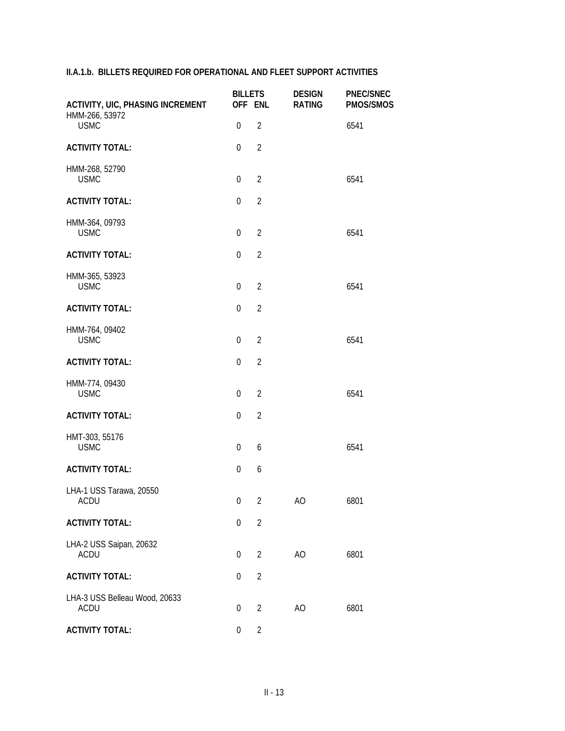**II.A.1.b. BILLETS REQUIRED FOR OPERATIONAL AND FLEET SUPPORT ACTIVITIES**

| ACTIVITY, UIC, PHASING INCREMENT | BILLETS OFF | ENL | DESIGN RATING | PNEC/SNEC PMOS/SMOS |
|---|---|---|---|---|
| HMM-266, 53972 | | | | |
| USMC | 0 | 2 | | 6541 |
| **ACTIVITY TOTAL:** | 0 | 2 | | |
| HMM-268, 52790 | | | | |
| USMC | 0 | 2 | | 6541 |
| **ACTIVITY TOTAL:** | 0 | 2 | | |
| HMM-364, 09793 | | | | |
| USMC | 0 | 2 | | 6541 |
| **ACTIVITY TOTAL:** | 0 | 2 | | |
| HMM-365, 53923 | | | | |
| USMC | 0 | 2 | | 6541 |
| **ACTIVITY TOTAL:** | 0 | 2 | | |
| HMM-764, 09402 | | | | |
| USMC | 0 | 2 | | 6541 |
| **ACTIVITY TOTAL:** | 0 | 2 | | |
| HMM-774, 09430 | | | | |
| USMC | 0 | 2 | | 6541 |
| **ACTIVITY TOTAL:** | 0 | 2 | | |
| HMT-303, 55176 | | | | |
| USMC | 0 | 6 | | 6541 |
| **ACTIVITY TOTAL:** | 0 | 6 | | |
| LHA-1 USS Tarawa, 20550 | | | | |
| ACDU | 0 | 2 | AO | 6801 |
| **ACTIVITY TOTAL:** | 0 | 2 | | |
| LHA-2 USS Saipan, 20632 | | | | |
| ACDU | 0 | 2 | AO | 6801 |
| **ACTIVITY TOTAL:** | 0 | 2 | | |
| LHA-3 USS Belleau Wood, 20633 | | | | |
| ACDU | 0 | 2 | AO | 6801 |
| **ACTIVITY TOTAL:** | 0 | 2 | | |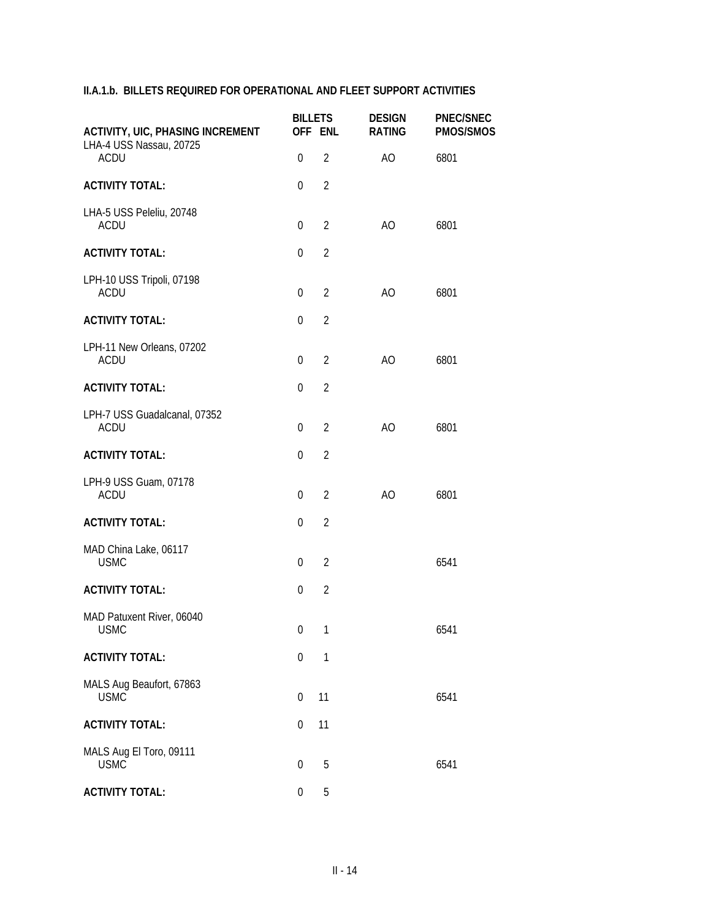### II.A.1.b. BILLETS REQUIRED FOR OPERATIONAL AND FLEET SUPPORT ACTIVITIES

| ACTIVITY, UIC, PHASING INCREMENT | BILLETS OFF | ENL | DESIGN RATING | PNEC/SNEC PMOS/SMOS |
|---|---|---|---|---|
| LHA-4 USS Nassau, 20725 | | | | |
| ACDU | 0 | 2 | AO | 6801 |
| **ACTIVITY TOTAL:** | 0 | 2 | | |
| LHA-5 USS Peleliu, 20748 | | | | |
| ACDU | 0 | 2 | AO | 6801 |
| **ACTIVITY TOTAL:** | 0 | 2 | | |
| LPH-10 USS Tripoli, 07198 | | | | |
| ACDU | 0 | 2 | AO | 6801 |
| **ACTIVITY TOTAL:** | 0 | 2 | | |
| LPH-11 New Orleans, 07202 | | | | |
| ACDU | 0 | 2 | AO | 6801 |
| **ACTIVITY TOTAL:** | 0 | 2 | | |
| LPH-7 USS Guadalcanal, 07352 | | | | |
| ACDU | 0 | 2 | AO | 6801 |
| **ACTIVITY TOTAL:** | 0 | 2 | | |
| LPH-9 USS Guam, 07178 | | | | |
| ACDU | 0 | 2 | AO | 6801 |
| **ACTIVITY TOTAL:** | 0 | 2 | | |
| MAD China Lake, 06117 | | | | |
| USMC | 0 | 2 | | 6541 |
| **ACTIVITY TOTAL:** | 0 | 2 | | |
| MAD Patuxent River, 06040 | | | | |
| USMC | 0 | 1 | | 6541 |
| **ACTIVITY TOTAL:** | 0 | 1 | | |
| MALS Aug Beaufort, 67863 | | | | |
| USMC | 0 | 11 | | 6541 |
| **ACTIVITY TOTAL:** | 0 | 11 | | |
| MALS Aug El Toro, 09111 | | | | |
| USMC | 0 | 5 | | 6541 |
| **ACTIVITY TOTAL:** | 0 | 5 | | |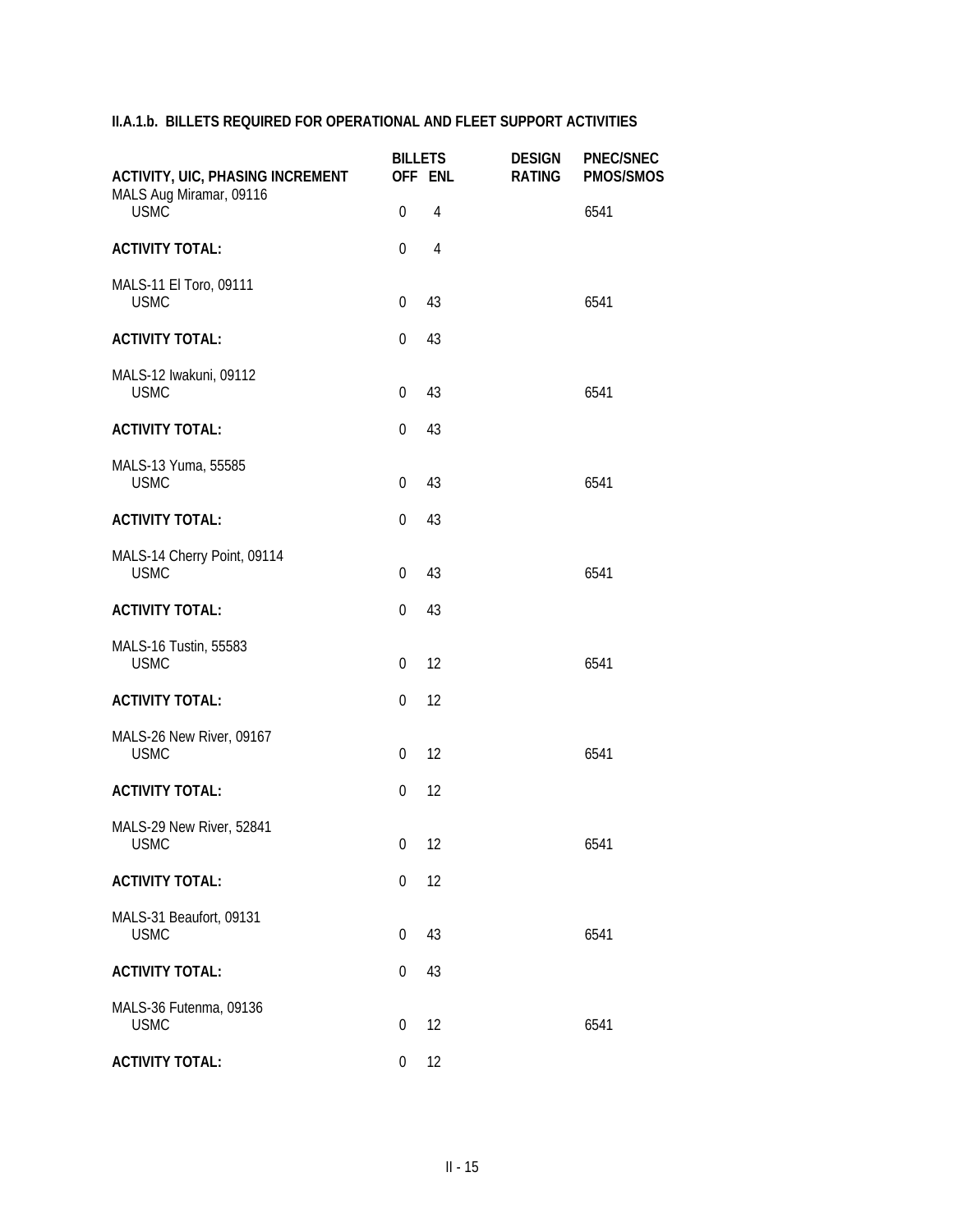### II.A.1.b. BILLETS REQUIRED FOR OPERATIONAL AND FLEET SUPPORT ACTIVITIES

| ACTIVITY, UIC, PHASING INCREMENT | BILLETS OFF | ENL | DESIGN RATING | PNEC/SNEC PMOS/SMOS |
|---|---|---|---|---|
| MALS Aug Miramar, 09116 | | | | |
| USMC | 0 | 4 | | 6541 |
| **ACTIVITY TOTAL:** | 0 | 4 | | |
| MALS-11 El Toro, 09111 | | | | |
| USMC | 0 | 43 | | 6541 |
| **ACTIVITY TOTAL:** | 0 | 43 | | |
| MALS-12 Iwakuni, 09112 | | | | |
| USMC | 0 | 43 | | 6541 |
| **ACTIVITY TOTAL:** | 0 | 43 | | |
| MALS-13 Yuma, 55585 | | | | |
| USMC | 0 | 43 | | 6541 |
| **ACTIVITY TOTAL:** | 0 | 43 | | |
| MALS-14 Cherry Point, 09114 | | | | |
| USMC | 0 | 43 | | 6541 |
| **ACTIVITY TOTAL:** | 0 | 43 | | |
| MALS-16 Tustin, 55583 | | | | |
| USMC | 0 | 12 | | 6541 |
| **ACTIVITY TOTAL:** | 0 | 12 | | |
| MALS-26 New River, 09167 | | | | |
| USMC | 0 | 12 | | 6541 |
| **ACTIVITY TOTAL:** | 0 | 12 | | |
| MALS-29 New River, 52841 | | | | |
| USMC | 0 | 12 | | 6541 |
| **ACTIVITY TOTAL:** | 0 | 12 | | |
| MALS-31 Beaufort, 09131 | | | | |
| USMC | 0 | 43 | | 6541 |
| **ACTIVITY TOTAL:** | 0 | 43 | | |
| MALS-36 Futenma, 09136 | | | | |
| USMC | 0 | 12 | | 6541 |
| **ACTIVITY TOTAL:** | 0 | 12 | | |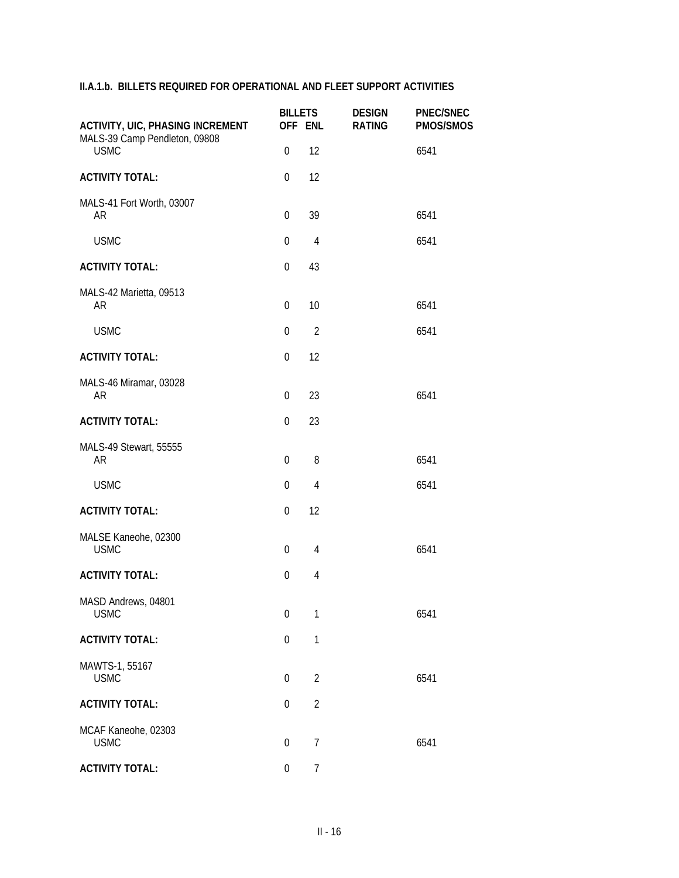### II.A.1.b. BILLETS REQUIRED FOR OPERATIONAL AND FLEET SUPPORT ACTIVITIES

| ACTIVITY, UIC, PHASING INCREMENT | BILLETS OFF | BILLETS ENL | DESIGN RATING | PNEC/SNEC PMOS/SMOS |
|---|---|---|---|---|
| MALS-39 Camp Pendleton, 09808 | | | | |
| USMC | 0 | 12 | | 6541 |
| **ACTIVITY TOTAL:** | 0 | 12 | | |
| MALS-41 Fort Worth, 03007 | | | | |
| AR | 0 | 39 | | 6541 |
| USMC | 0 | 4 | | 6541 |
| **ACTIVITY TOTAL:** | 0 | 43 | | |
| MALS-42 Marietta, 09513 | | | | |
| AR | 0 | 10 | | 6541 |
| USMC | 0 | 2 | | 6541 |
| **ACTIVITY TOTAL:** | 0 | 12 | | |
| MALS-46 Miramar, 03028 | | | | |
| AR | 0 | 23 | | 6541 |
| **ACTIVITY TOTAL:** | 0 | 23 | | |
| MALS-49 Stewart, 55555 | | | | |
| AR | 0 | 8 | | 6541 |
| USMC | 0 | 4 | | 6541 |
| **ACTIVITY TOTAL:** | 0 | 12 | | |
| MALSE Kaneohe, 02300 | | | | |
| USMC | 0 | 4 | | 6541 |
| **ACTIVITY TOTAL:** | 0 | 4 | | |
| MASD Andrews, 04801 | | | | |
| USMC | 0 | 1 | | 6541 |
| **ACTIVITY TOTAL:** | 0 | 1 | | |
| MAWTS-1, 55167 | | | | |
| USMC | 0 | 2 | | 6541 |
| **ACTIVITY TOTAL:** | 0 | 2 | | |
| MCAF Kaneohe, 02303 | | | | |
| USMC | 0 | 7 | | 6541 |
| **ACTIVITY TOTAL:** | 0 | 7 | | |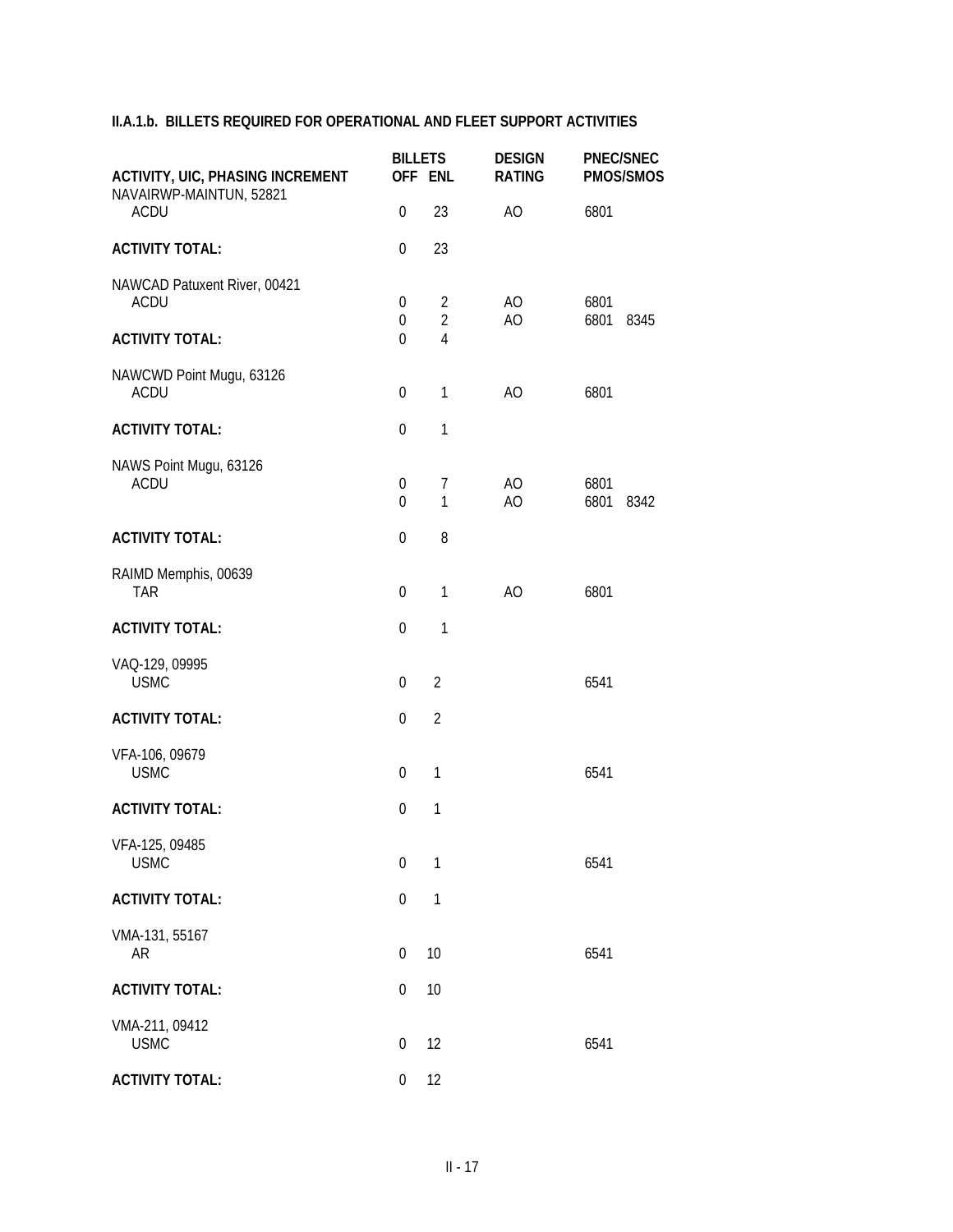**II.A.1.b. BILLETS REQUIRED FOR OPERATIONAL AND FLEET SUPPORT ACTIVITIES**

| ACTIVITY, UIC, PHASING INCREMENT | BILLETS OFF | BILLETS ENL | DESIGN RATING | PNEC/SNEC PMOS/SMOS |
|---|---|---|---|---|
| NAVAIRWP-MAINTUN, 52821 | | | | |
| ACDU | 0 | 23 | AO | 6801 |
| **ACTIVITY TOTAL:** | 0 | 23 | | |
| NAWCAD Patuxent River, 00421 | | | | |
| ACDU | 0 | 2 | AO | 6801 |
| | 0 | 2 | AO | 6801 8345 |
| **ACTIVITY TOTAL:** | 0 | 4 | | |
| NAWCWD Point Mugu, 63126 | | | | |
| ACDU | 0 | 1 | AO | 6801 |
| **ACTIVITY TOTAL:** | 0 | 1 | | |
| NAWS Point Mugu, 63126 | | | | |
| ACDU | 0 | 7 | AO | 6801 |
| | 0 | 1 | AO | 6801 8342 |
| **ACTIVITY TOTAL:** | 0 | 8 | | |
| RAIMD Memphis, 00639 | | | | |
| TAR | 0 | 1 | AO | 6801 |
| **ACTIVITY TOTAL:** | 0 | 1 | | |
| VAQ-129, 09995 | | | | |
| USMC | 0 | 2 | | 6541 |
| **ACTIVITY TOTAL:** | 0 | 2 | | |
| VFA-106, 09679 | | | | |
| USMC | 0 | 1 | | 6541 |
| **ACTIVITY TOTAL:** | 0 | 1 | | |
| VFA-125, 09485 | | | | |
| USMC | 0 | 1 | | 6541 |
| **ACTIVITY TOTAL:** | 0 | 1 | | |
| VMA-131, 55167 | | | | |
| AR | 0 | 10 | | 6541 |
| **ACTIVITY TOTAL:** | 0 | 10 | | |
| VMA-211, 09412 | | | | |
| USMC | 0 | 12 | | 6541 |
| **ACTIVITY TOTAL:** | 0 | 12 | | |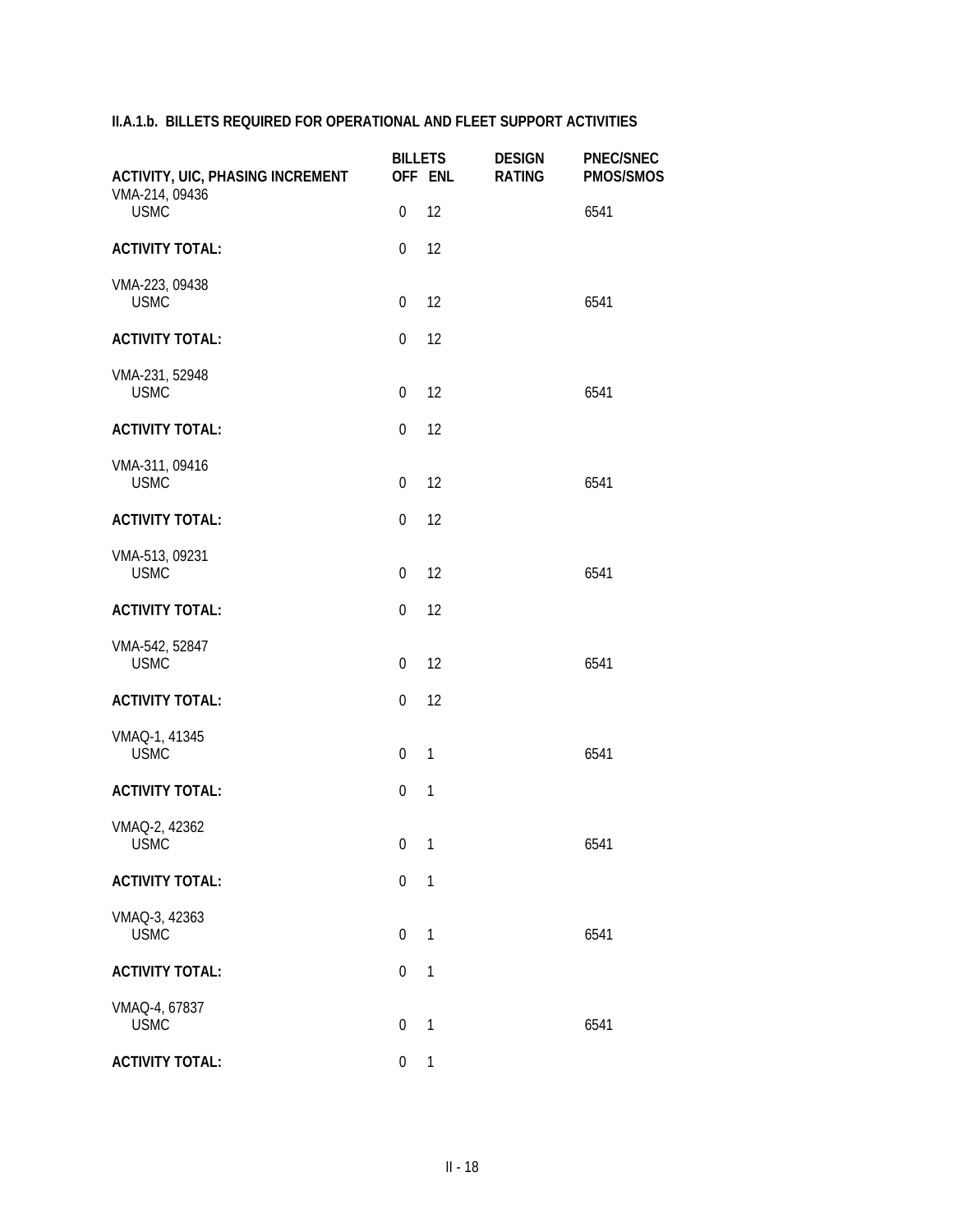### II.A.1.b. BILLETS REQUIRED FOR OPERATIONAL AND FLEET SUPPORT ACTIVITIES

| ACTIVITY, UIC, PHASING INCREMENT | BILLETS OFF | ENL | DESIGN RATING | PNEC/SNEC PMOS/SMOS |
|---|---|---|---|---|
| VMA-214, 09436 | | | | |
| USMC | 0 | 12 | | 6541 |
| **ACTIVITY TOTAL:** | 0 | 12 | | |
| VMA-223, 09438 | | | | |
| USMC | 0 | 12 | | 6541 |
| **ACTIVITY TOTAL:** | 0 | 12 | | |
| VMA-231, 52948 | | | | |
| USMC | 0 | 12 | | 6541 |
| **ACTIVITY TOTAL:** | 0 | 12 | | |
| VMA-311, 09416 | | | | |
| USMC | 0 | 12 | | 6541 |
| **ACTIVITY TOTAL:** | 0 | 12 | | |
| VMA-513, 09231 | | | | |
| USMC | 0 | 12 | | 6541 |
| **ACTIVITY TOTAL:** | 0 | 12 | | |
| VMA-542, 52847 | | | | |
| USMC | 0 | 12 | | 6541 |
| **ACTIVITY TOTAL:** | 0 | 12 | | |
| VMAQ-1, 41345 | | | | |
| USMC | 0 | 1 | | 6541 |
| **ACTIVITY TOTAL:** | 0 | 1 | | |
| VMAQ-2, 42362 | | | | |
| USMC | 0 | 1 | | 6541 |
| **ACTIVITY TOTAL:** | 0 | 1 | | |
| VMAQ-3, 42363 | | | | |
| USMC | 0 | 1 | | 6541 |
| **ACTIVITY TOTAL:** | 0 | 1 | | |
| VMAQ-4, 67837 | | | | |
| USMC | 0 | 1 | | 6541 |
| **ACTIVITY TOTAL:** | 0 | 1 | | |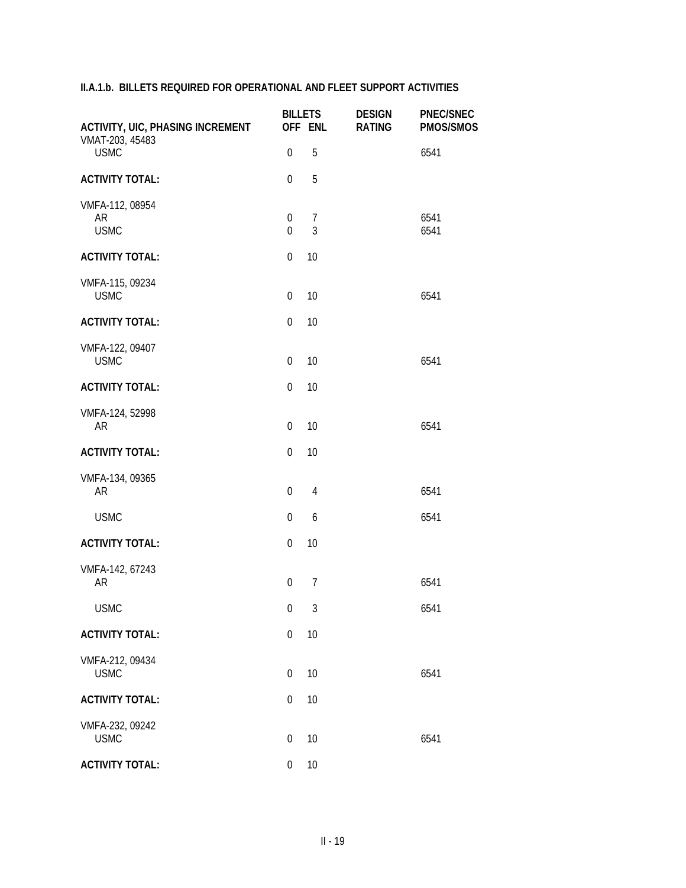## II.A.1.b. BILLETS REQUIRED FOR OPERATIONAL AND FLEET SUPPORT ACTIVITIES

| ACTIVITY, UIC, PHASING INCREMENT | BILLETS OFF | ENL | DESIGN RATING | PNEC/SNEC PMOS/SMOS |
|---|---|---|---|---|
| VMAT-203, 45483 | | | | |
| USMC | 0 | 5 | | 6541 |
| **ACTIVITY TOTAL:** | 0 | 5 | | |
| VMFA-112, 08954 | | | | |
| AR | 0 | 7 | | 6541 |
| USMC | 0 | 3 | | 6541 |
| **ACTIVITY TOTAL:** | 0 | 10 | | |
| VMFA-115, 09234 | | | | |
| USMC | 0 | 10 | | 6541 |
| **ACTIVITY TOTAL:** | 0 | 10 | | |
| VMFA-122, 09407 | | | | |
| USMC | 0 | 10 | | 6541 |
| **ACTIVITY TOTAL:** | 0 | 10 | | |
| VMFA-124, 52998 | | | | |
| AR | 0 | 10 | | 6541 |
| **ACTIVITY TOTAL:** | 0 | 10 | | |
| VMFA-134, 09365 | | | | |
| AR | 0 | 4 | | 6541 |
| USMC | 0 | 6 | | 6541 |
| **ACTIVITY TOTAL:** | 0 | 10 | | |
| VMFA-142, 67243 | | | | |
| AR | 0 | 7 | | 6541 |
| USMC | 0 | 3 | | 6541 |
| **ACTIVITY TOTAL:** | 0 | 10 | | |
| VMFA-212, 09434 | | | | |
| USMC | 0 | 10 | | 6541 |
| **ACTIVITY TOTAL:** | 0 | 10 | | |
| VMFA-232, 09242 | | | | |
| USMC | 0 | 10 | | 6541 |
| **ACTIVITY TOTAL:** | 0 | 10 | | |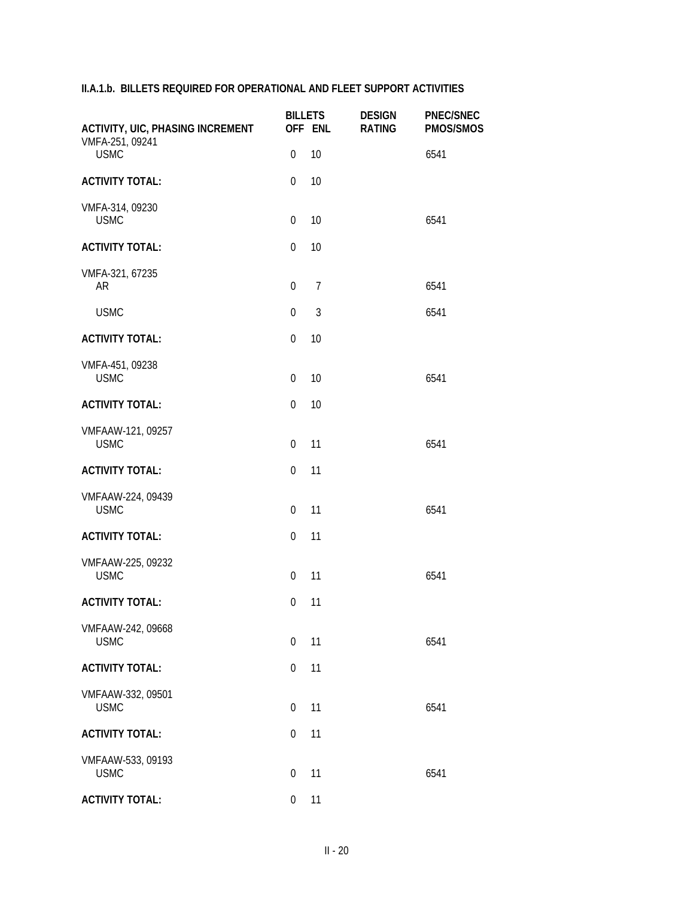## II.A.1.b. BILLETS REQUIRED FOR OPERATIONAL AND FLEET SUPPORT ACTIVITIES

| ACTIVITY, UIC, PHASING INCREMENT | BILLETS OFF | BILLETS ENL | DESIGN RATING | PNEC/SNEC PMOS/SMOS |
|---|---|---|---|---|
| VMFA-251, 09241 | | | | |
| USMC | 0 | 10 | | 6541 |
| **ACTIVITY TOTAL:** | 0 | 10 | | |
| VMFA-314, 09230 | | | | |
| USMC | 0 | 10 | | 6541 |
| **ACTIVITY TOTAL:** | 0 | 10 | | |
| VMFA-321, 67235 | | | | |
| AR | 0 | 7 | | 6541 |
| USMC | 0 | 3 | | 6541 |
| **ACTIVITY TOTAL:** | 0 | 10 | | |
| VMFA-451, 09238 | | | | |
| USMC | 0 | 10 | | 6541 |
| **ACTIVITY TOTAL:** | 0 | 10 | | |
| VMFAAW-121, 09257 | | | | |
| USMC | 0 | 11 | | 6541 |
| **ACTIVITY TOTAL:** | 0 | 11 | | |
| VMFAAW-224, 09439 | | | | |
| USMC | 0 | 11 | | 6541 |
| **ACTIVITY TOTAL:** | 0 | 11 | | |
| VMFAAW-225, 09232 | | | | |
| USMC | 0 | 11 | | 6541 |
| **ACTIVITY TOTAL:** | 0 | 11 | | |
| VMFAAW-242, 09668 | | | | |
| USMC | 0 | 11 | | 6541 |
| **ACTIVITY TOTAL:** | 0 | 11 | | |
| VMFAAW-332, 09501 | | | | |
| USMC | 0 | 11 | | 6541 |
| **ACTIVITY TOTAL:** | 0 | 11 | | |
| VMFAAW-533, 09193 | | | | |
| USMC | 0 | 11 | | 6541 |
| **ACTIVITY TOTAL:** | 0 | 11 | | |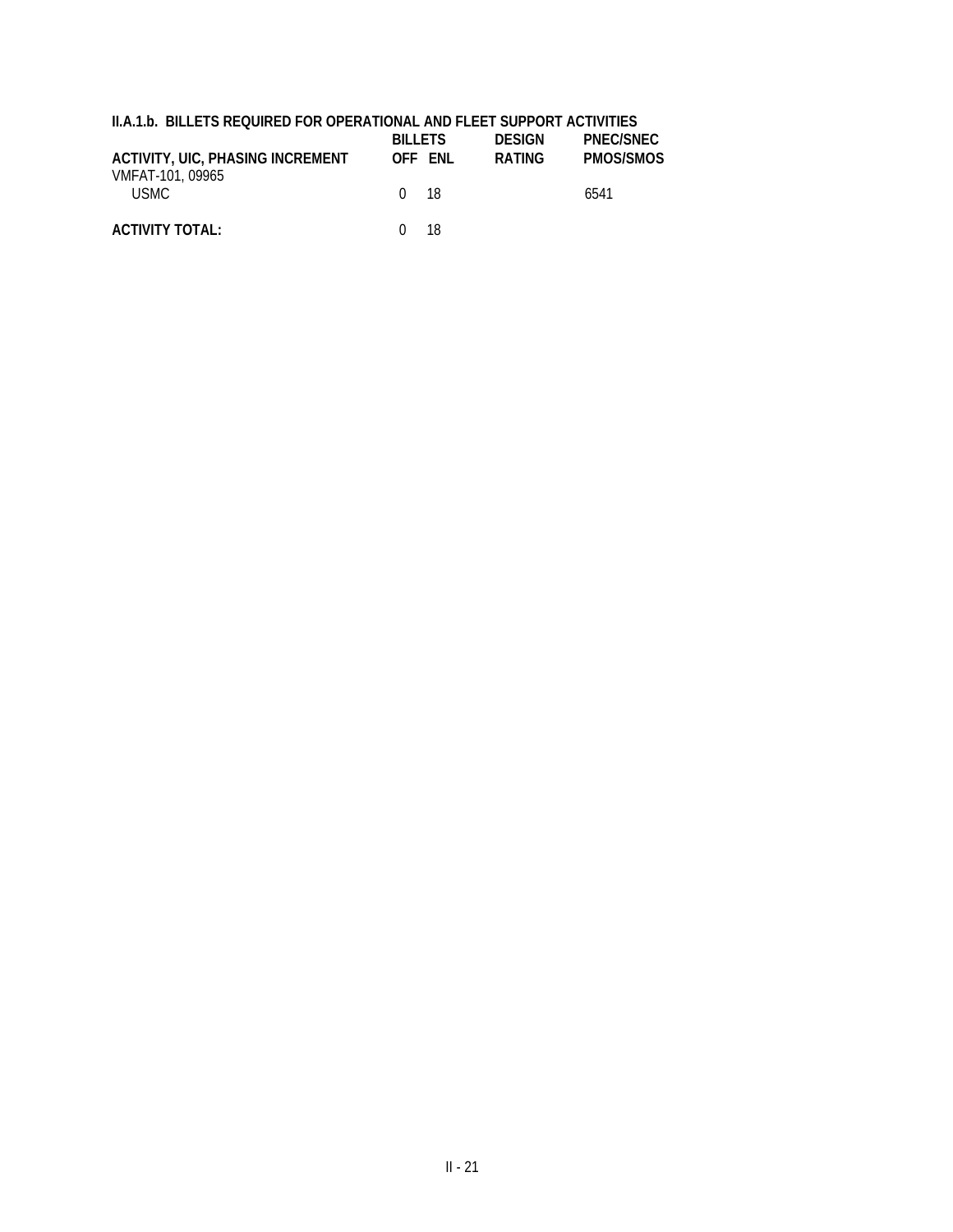**II.A.1.b. BILLETS REQUIRED FOR OPERATIONAL AND FLEET SUPPORT ACTIVITIES**

| ACTIVITY, UIC, PHASING INCREMENT | BILLETS OFF | BILLETS ENL | DESIGN RATING | PNEC/SNEC PMOS/SMOS |
|---|---|---|---|---|
| VMFAT-101, 09965 | | | | |
| USMC | 0 | 18 | | 6541 |
| **ACTIVITY TOTAL:** | 0 | 18 | | |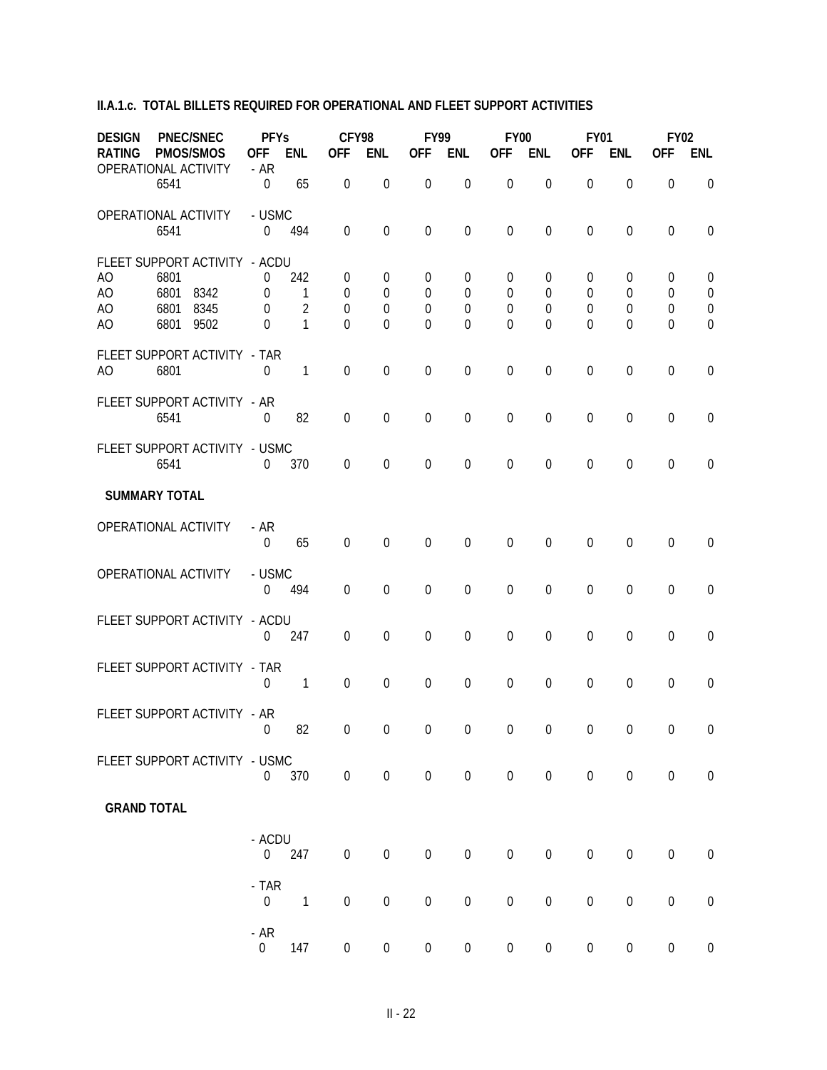**II.A.1.c. TOTAL BILLETS REQUIRED FOR OPERATIONAL AND FLEET SUPPORT ACTIVITIES**

| DESIGN RATING | PNEC/SNEC PMOS/SMOS | | PFYs OFF | PFYs ENL | CFY98 OFF | CFY98 ENL | FY99 OFF | FY99 ENL | FY00 OFF | FY00 ENL | FY01 OFF | FY01 ENL | FY02 OFF | FY02 ENL |
|---|---|---|---|---|---|---|---|---|---|---|---|---|---|---|
| OPERATIONAL ACTIVITY - AR | | | | | | | | | | | | | | |
| | 6541 | | 0 | 65 | 0 | 0 | 0 | 0 | 0 | 0 | 0 | 0 | 0 | 0 |
| OPERATIONAL ACTIVITY - USMC | | | | | | | | | | | | | | |
| | 6541 | | 0 | 494 | 0 | 0 | 0 | 0 | 0 | 0 | 0 | 0 | 0 | 0 |
| FLEET SUPPORT ACTIVITY - ACDU | | | | | | | | | | | | | | |
| AO | 6801 | | 0 | 242 | 0 | 0 | 0 | 0 | 0 | 0 | 0 | 0 | 0 | 0 |
| AO | 6801 | 8342 | 0 | 1 | 0 | 0 | 0 | 0 | 0 | 0 | 0 | 0 | 0 | 0 |
| AO | 6801 | 8345 | 0 | 2 | 0 | 0 | 0 | 0 | 0 | 0 | 0 | 0 | 0 | 0 |
| AO | 6801 | 9502 | 0 | 1 | 0 | 0 | 0 | 0 | 0 | 0 | 0 | 0 | 0 | 0 |
| FLEET SUPPORT ACTIVITY - TAR | | | | | | | | | | | | | | |
| AO | 6801 | | 0 | 1 | 0 | 0 | 0 | 0 | 0 | 0 | 0 | 0 | 0 | 0 |
| FLEET SUPPORT ACTIVITY - AR | | | | | | | | | | | | | | |
| | 6541 | | 0 | 82 | 0 | 0 | 0 | 0 | 0 | 0 | 0 | 0 | 0 | 0 |
| FLEET SUPPORT ACTIVITY - USMC | | | | | | | | | | | | | | |
| | 6541 | | 0 | 370 | 0 | 0 | 0 | 0 | 0 | 0 | 0 | 0 | 0 | 0 |
| **SUMMARY TOTAL** | | | | | | | | | | | | | | |
| OPERATIONAL ACTIVITY - AR | | | 0 | 65 | 0 | 0 | 0 | 0 | 0 | 0 | 0 | 0 | 0 | 0 |
| OPERATIONAL ACTIVITY - USMC | | | 0 | 494 | 0 | 0 | 0 | 0 | 0 | 0 | 0 | 0 | 0 | 0 |
| FLEET SUPPORT ACTIVITY - ACDU | | | 0 | 247 | 0 | 0 | 0 | 0 | 0 | 0 | 0 | 0 | 0 | 0 |
| FLEET SUPPORT ACTIVITY - TAR | | | 0 | 1 | 0 | 0 | 0 | 0 | 0 | 0 | 0 | 0 | 0 | 0 |
| FLEET SUPPORT ACTIVITY - AR | | | 0 | 82 | 0 | 0 | 0 | 0 | 0 | 0 | 0 | 0 | 0 | 0 |
| FLEET SUPPORT ACTIVITY - USMC | | | 0 | 370 | 0 | 0 | 0 | 0 | 0 | 0 | 0 | 0 | 0 | 0 |
| **GRAND TOTAL** | | | | | | | | | | | | | | |
| - ACDU | | | 0 | 247 | 0 | 0 | 0 | 0 | 0 | 0 | 0 | 0 | 0 | 0 |
| - TAR | | | 0 | 1 | 0 | 0 | 0 | 0 | 0 | 0 | 0 | 0 | 0 | 0 |
| - AR | | | 0 | 147 | 0 | 0 | 0 | 0 | 0 | 0 | 0 | 0 | 0 | 0 |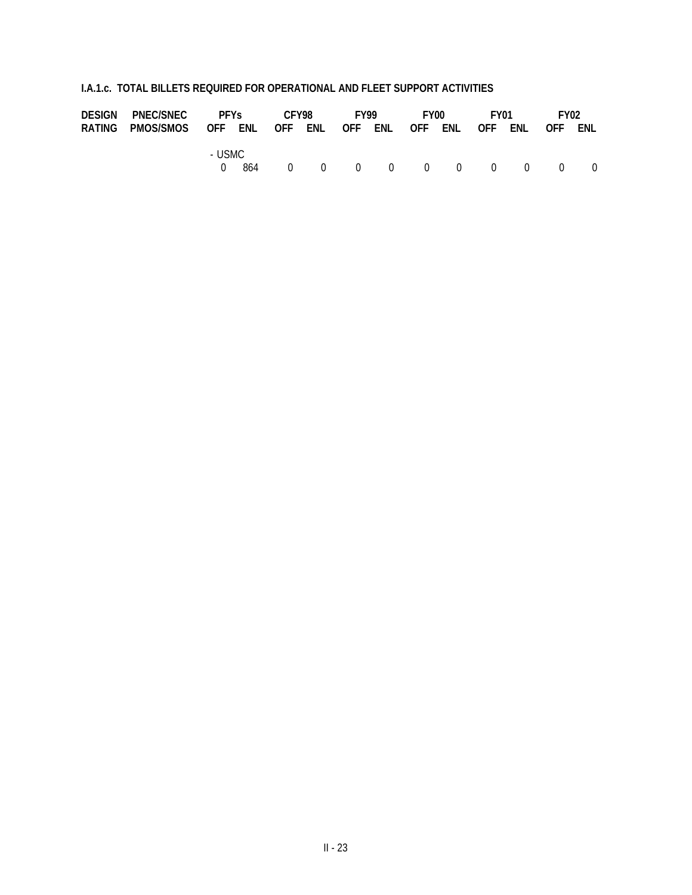**I.A.1.c. TOTAL BILLETS REQUIRED FOR OPERATIONAL AND FLEET SUPPORT ACTIVITIES**

| DESIGN | PNEC/SNEC | PFYs | | CFY98 | | FY99 | | FY00 | | FY01 | | FY02 | |
|---|---|---|---|---|---|---|---|---|---|---|---|---|---|
| RATING | PMOS/SMOS | OFF | ENL | OFF | ENL | OFF | ENL | OFF | ENL | OFF | ENL | OFF | ENL |
| | | - USMC | | | | | | | | | | | |
| | | 0 | 864 | 0 | 0 | 0 | 0 | 0 | 0 | 0 | 0 | 0 | 0 |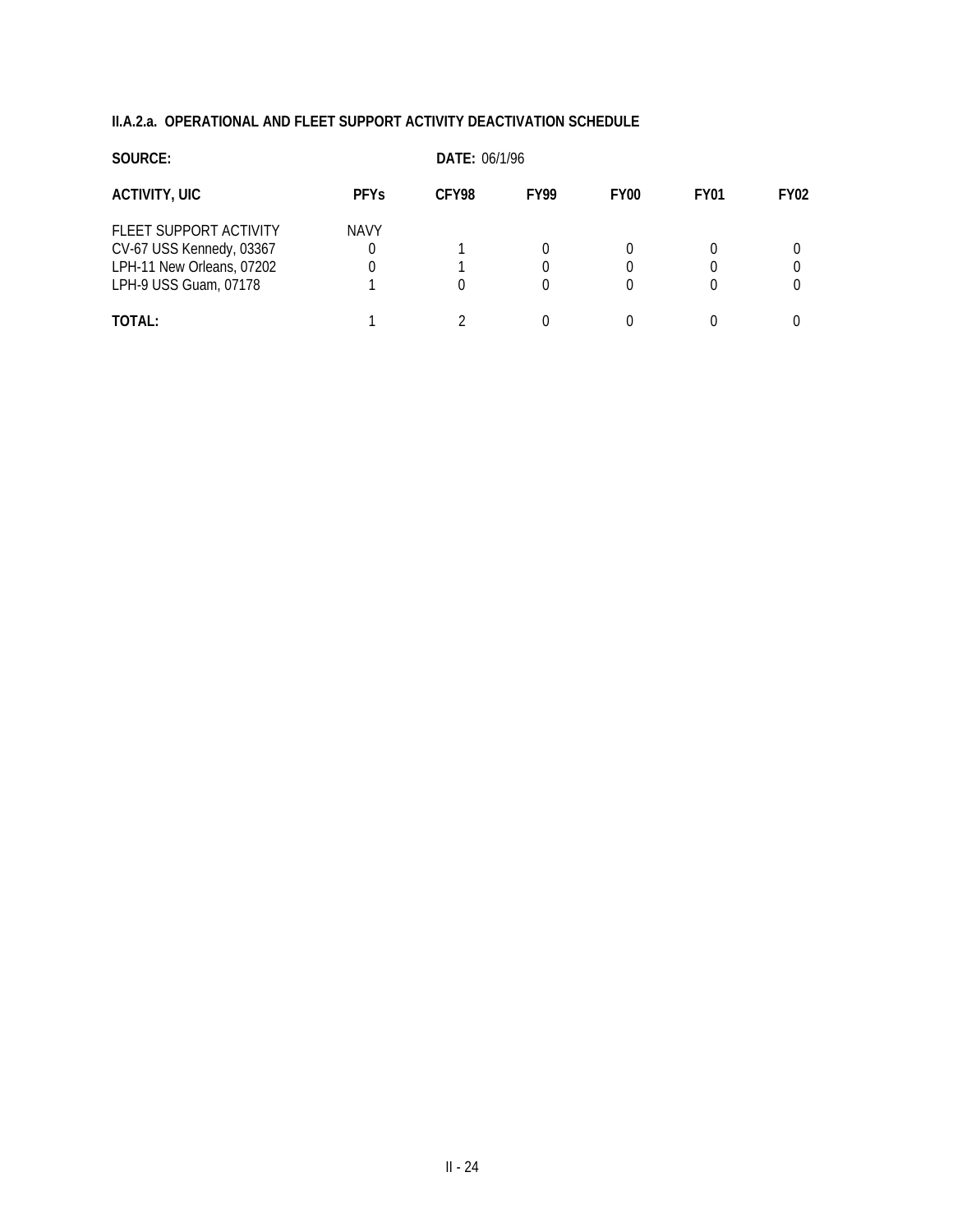### II.A.2.a. OPERATIONAL AND FLEET SUPPORT ACTIVITY DEACTIVATION SCHEDULE

**SOURCE:** **DATE:** 06/1/96

| ACTIVITY, UIC | PFYs | CFY98 | FY99 | FY00 | FY01 | FY02 |
|---|---|---|---|---|---|---|
| FLEET SUPPORT ACTIVITY | NAVY | | | | | |
| CV-67 USS Kennedy, 03367 | 0 | 1 | 0 | 0 | 0 | 0 |
| LPH-11 New Orleans, 07202 | 0 | 1 | 0 | 0 | 0 | 0 |
| LPH-9 USS Guam, 07178 | 1 | 0 | 0 | 0 | 0 | 0 |
| **TOTAL:** | 1 | 2 | 0 | 0 | 0 | 0 |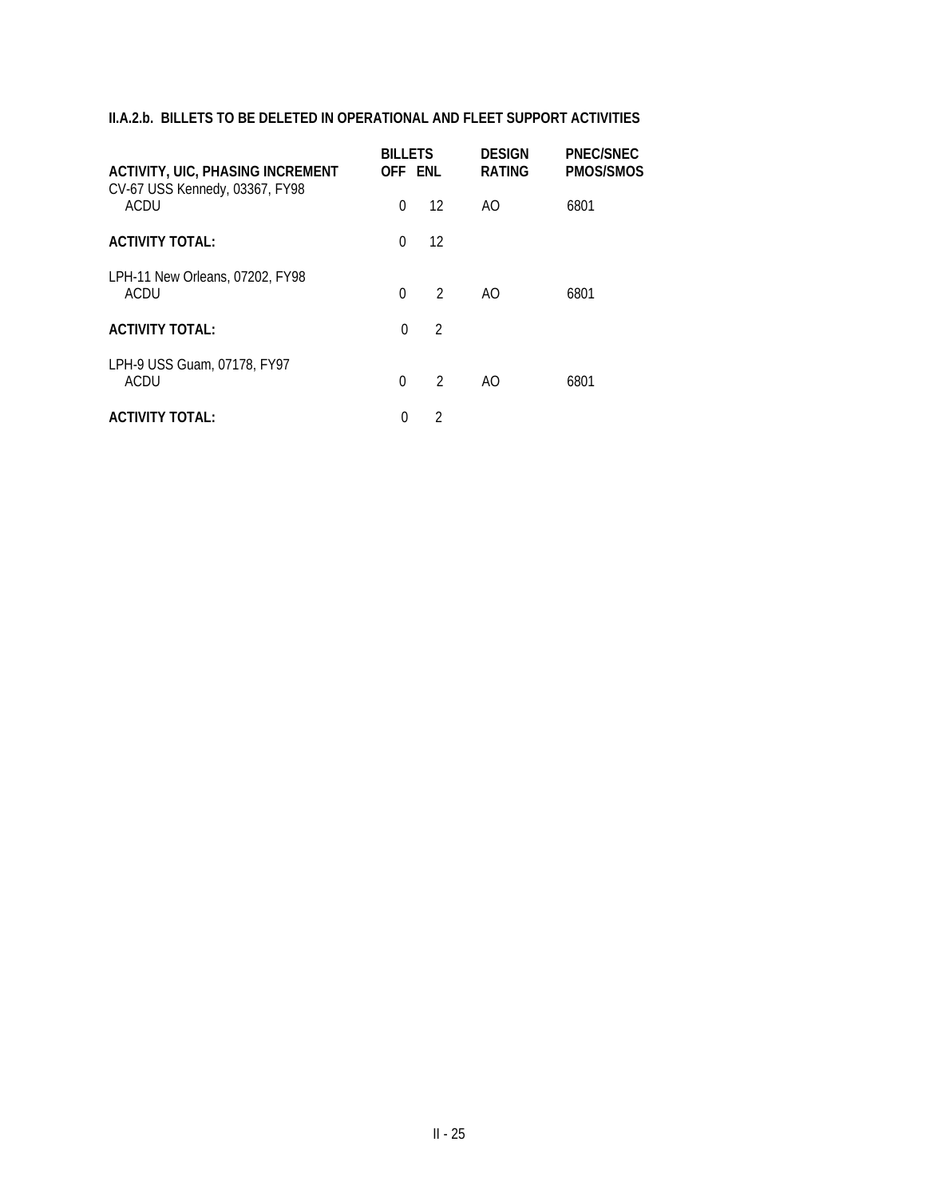**II.A.2.b. BILLETS TO BE DELETED IN OPERATIONAL AND FLEET SUPPORT ACTIVITIES**

| ACTIVITY, UIC, PHASING INCREMENT | BILLETS OFF | ENL | DESIGN RATING | PNEC/SNEC PMOS/SMOS |
|---|---|---|---|---|
| CV-67 USS Kennedy, 03367, FY98 | | | | |
| ACDU | 0 | 12 | AO | 6801 |
| **ACTIVITY TOTAL:** | 0 | 12 | | |
| LPH-11 New Orleans, 07202, FY98 | | | | |
| ACDU | 0 | 2 | AO | 6801 |
| **ACTIVITY TOTAL:** | 0 | 2 | | |
| LPH-9 USS Guam, 07178, FY97 | | | | |
| ACDU | 0 | 2 | AO | 6801 |
| **ACTIVITY TOTAL:** | 0 | 2 | | |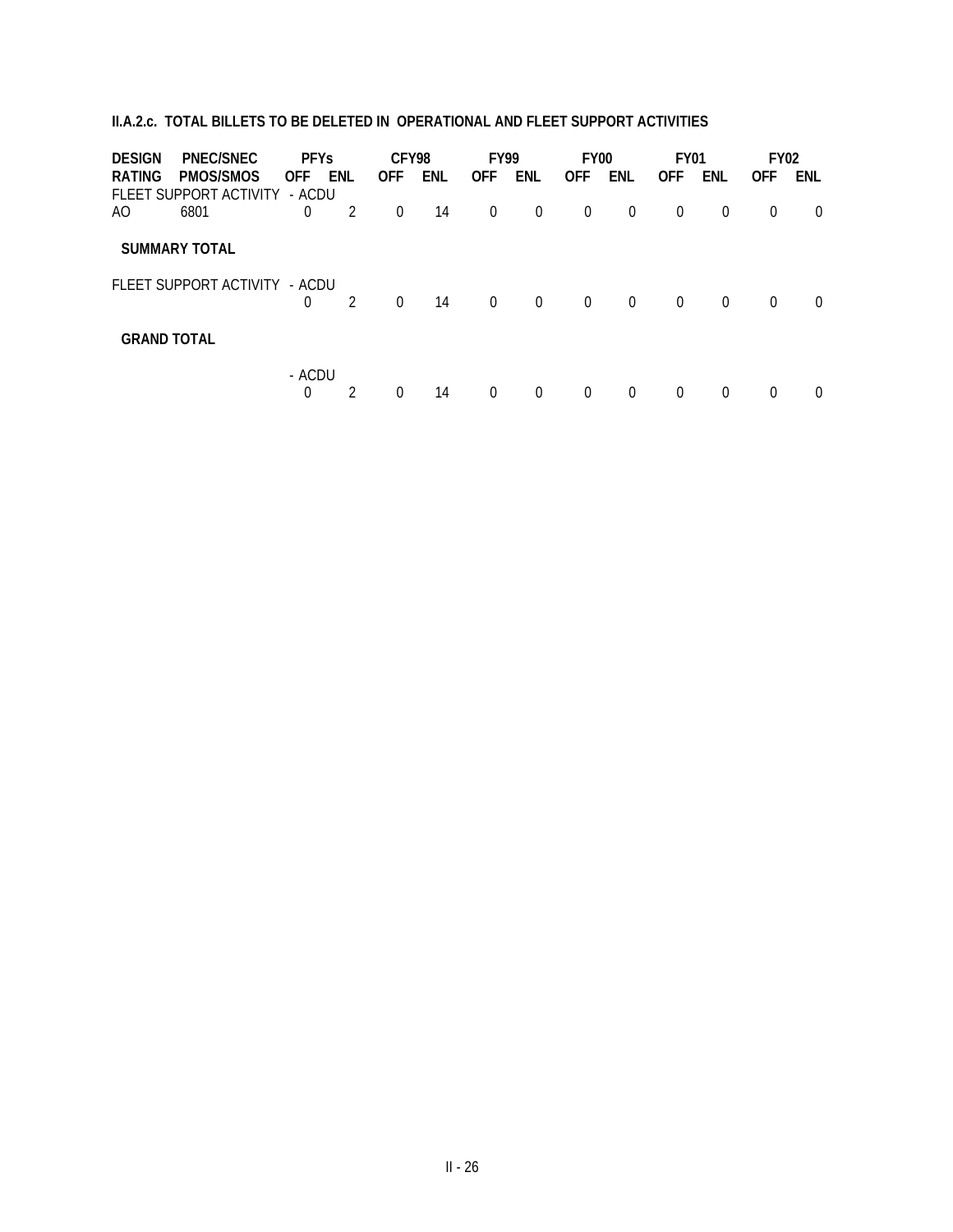**II.A.2.c. TOTAL BILLETS TO BE DELETED IN OPERATIONAL AND FLEET SUPPORT ACTIVITIES**

| DESIGN | PNEC/SNEC | PFYs | | CFY98 | | FY99 | | FY00 | | FY01 | | FY02 | |
|---|---|---|---|---|---|---|---|---|---|---|---|---|---|
| RATING | PMOS/SMOS | OFF | ENL | OFF | ENL | OFF | ENL | OFF | ENL | OFF | ENL | OFF | ENL |
| FLEET SUPPORT ACTIVITY - ACDU | | | | | | | | | | | | | |
| AO | 6801 | 0 | 2 | 0 | 14 | 0 | 0 | 0 | 0 | 0 | 0 | 0 | 0 |
| **SUMMARY TOTAL** | | | | | | | | | | | | | |
| FLEET SUPPORT ACTIVITY - ACDU | | 0 | 2 | 0 | 14 | 0 | 0 | 0 | 0 | 0 | 0 | 0 | 0 |
| **GRAND TOTAL** | | | | | | | | | | | | | |
| | | - ACDU | | | | | | | | | | | |
| | | 0 | 2 | 0 | 14 | 0 | 0 | 0 | 0 | 0 | 0 | 0 | 0 |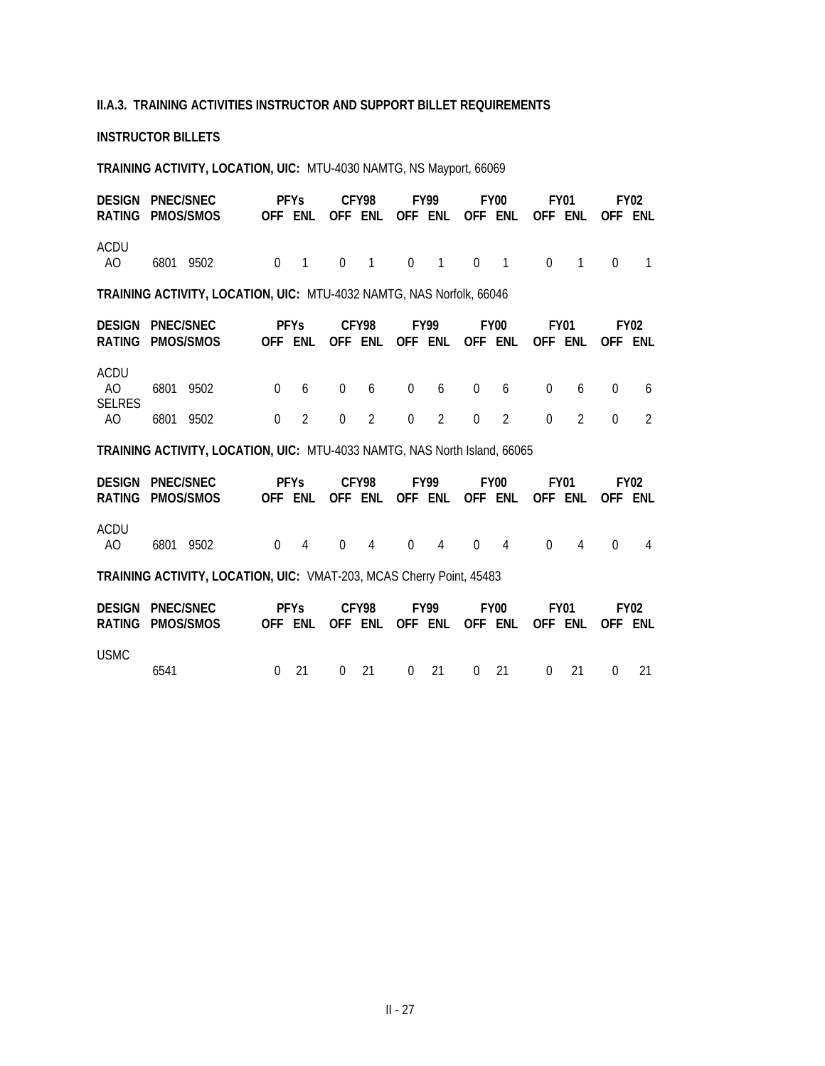**II.A.3. TRAINING ACTIVITIES INSTRUCTOR AND SUPPORT BILLET REQUIREMENTS**

**INSTRUCTOR BILLETS**

**TRAINING ACTIVITY, LOCATION, UIC:** MTU-4030 NAMTG, NS Mayport, 66069

| DESIGN RATING | PNEC/SNEC PMOS/SMOS | | PFYs OFF | PFYs ENL | CFY98 OFF | CFY98 ENL | FY99 OFF | FY99 ENL | FY00 OFF | FY00 ENL | FY01 OFF | FY01 ENL | FY02 OFF | FY02 ENL |
|---|---|---|---|---|---|---|---|---|---|---|---|---|---|---|
| ACDU | | | | | | | | | | | | | | |
| AO | 6801 | 9502 | 0 | 1 | 0 | 1 | 0 | 1 | 0 | 1 | 0 | 1 | 0 | 1 |

**TRAINING ACTIVITY, LOCATION, UIC:** MTU-4032 NAMTG, NAS Norfolk, 66046

| DESIGN RATING | PNEC/SNEC PMOS/SMOS | | PFYs OFF | PFYs ENL | CFY98 OFF | CFY98 ENL | FY99 OFF | FY99 ENL | FY00 OFF | FY00 ENL | FY01 OFF | FY01 ENL | FY02 OFF | FY02 ENL |
|---|---|---|---|---|---|---|---|---|---|---|---|---|---|---|
| ACDU | | | | | | | | | | | | | | |
| AO | 6801 | 9502 | 0 | 6 | 0 | 6 | 0 | 6 | 0 | 6 | 0 | 6 | 0 | 6 |
| SELRES | | | | | | | | | | | | | | |
| AO | 6801 | 9502 | 0 | 2 | 0 | 2 | 0 | 2 | 0 | 2 | 0 | 2 | 0 | 2 |

**TRAINING ACTIVITY, LOCATION, UIC:** MTU-4033 NAMTG, NAS North Island, 66065

| DESIGN RATING | PNEC/SNEC PMOS/SMOS | | PFYs OFF | PFYs ENL | CFY98 OFF | CFY98 ENL | FY99 OFF | FY99 ENL | FY00 OFF | FY00 ENL | FY01 OFF | FY01 ENL | FY02 OFF | FY02 ENL |
|---|---|---|---|---|---|---|---|---|---|---|---|---|---|---|
| ACDU | | | | | | | | | | | | | | |
| AO | 6801 | 9502 | 0 | 4 | 0 | 4 | 0 | 4 | 0 | 4 | 0 | 4 | 0 | 4 |

**TRAINING ACTIVITY, LOCATION, UIC:** VMAT-203, MCAS Cherry Point, 45483

| DESIGN RATING | PNEC/SNEC PMOS/SMOS | | PFYs OFF | PFYs ENL | CFY98 OFF | CFY98 ENL | FY99 OFF | FY99 ENL | FY00 OFF | FY00 ENL | FY01 OFF | FY01 ENL | FY02 OFF | FY02 ENL |
|---|---|---|---|---|---|---|---|---|---|---|---|---|---|---|
| USMC | | | | | | | | | | | | | | |
| | 6541 | | 0 | 21 | 0 | 21 | 0 | 21 | 0 | 21 | 0 | 21 | 0 | 21 |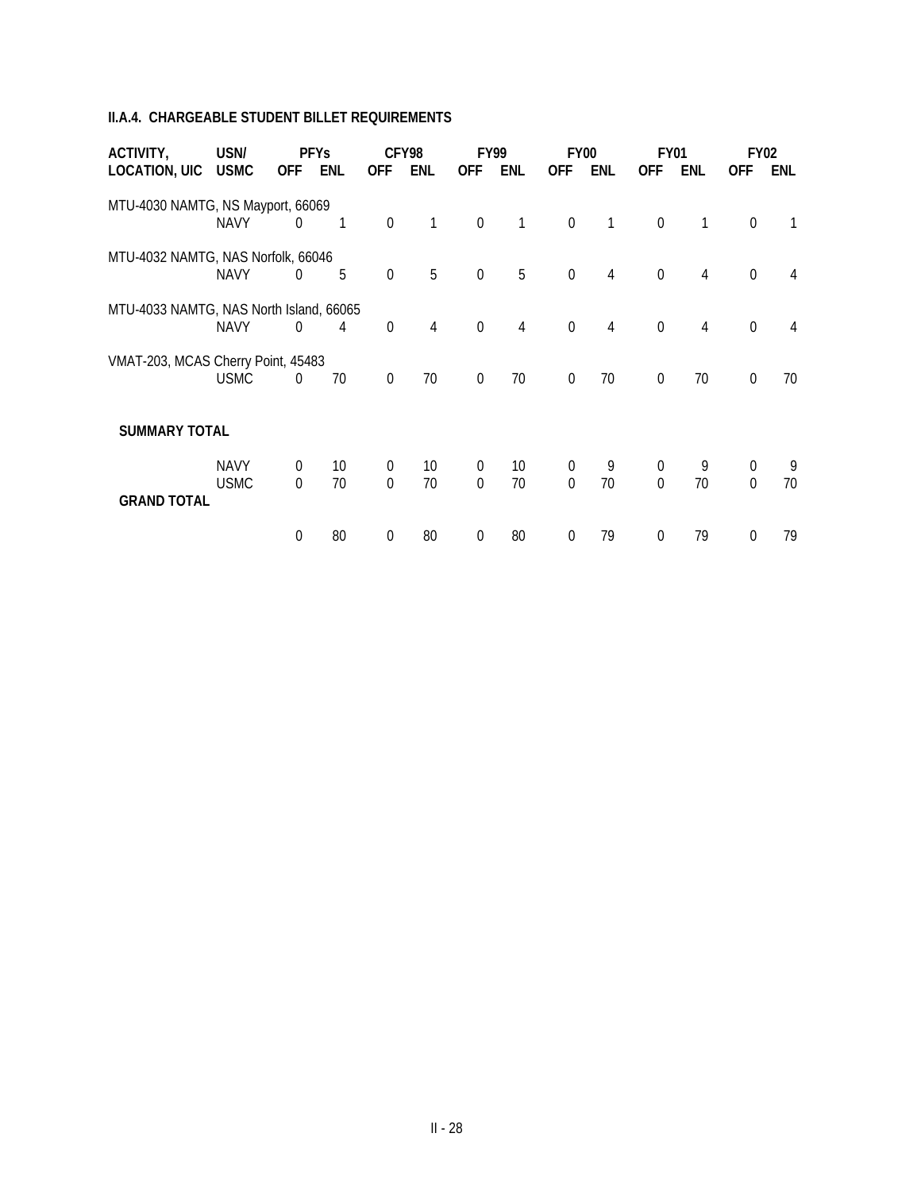## II.A.4. CHARGEABLE STUDENT BILLET REQUIREMENTS

| ACTIVITY, LOCATION, UIC | USN/ USMC | PFYs | | CFY98 | | FY99 | | FY00 | | FY01 | | FY02 | |
|---|---|---|---|---|---|---|---|---|---|---|---|---|---|
| | | OFF | ENL | OFF | ENL | OFF | ENL | OFF | ENL | OFF | ENL | OFF | ENL |
| MTU-4030 NAMTG, NS Mayport, 66069 | NAVY | 0 | 1 | 0 | 1 | 0 | 1 | 0 | 1 | 0 | 1 | 0 | 1 |
| MTU-4032 NAMTG, NAS Norfolk, 66046 | NAVY | 0 | 5 | 0 | 5 | 0 | 5 | 0 | 4 | 0 | 4 | 0 | 4 |
| MTU-4033 NAMTG, NAS North Island, 66065 | NAVY | 0 | 4 | 0 | 4 | 0 | 4 | 0 | 4 | 0 | 4 | 0 | 4 |
| VMAT-203, MCAS Cherry Point, 45483 | USMC | 0 | 70 | 0 | 70 | 0 | 70 | 0 | 70 | 0 | 70 | 0 | 70 |
| **SUMMARY TOTAL** | | | | | | | | | | | | | |
| | NAVY | 0 | 10 | 0 | 10 | 0 | 10 | 0 | 9 | 0 | 9 | 0 | 9 |
| | USMC | 0 | 70 | 0 | 70 | 0 | 70 | 0 | 70 | 0 | 70 | 0 | 70 |
| **GRAND TOTAL** | | | | | | | | | | | | | |
| | | 0 | 80 | 0 | 80 | 0 | 80 | 0 | 79 | 0 | 79 | 0 | 79 |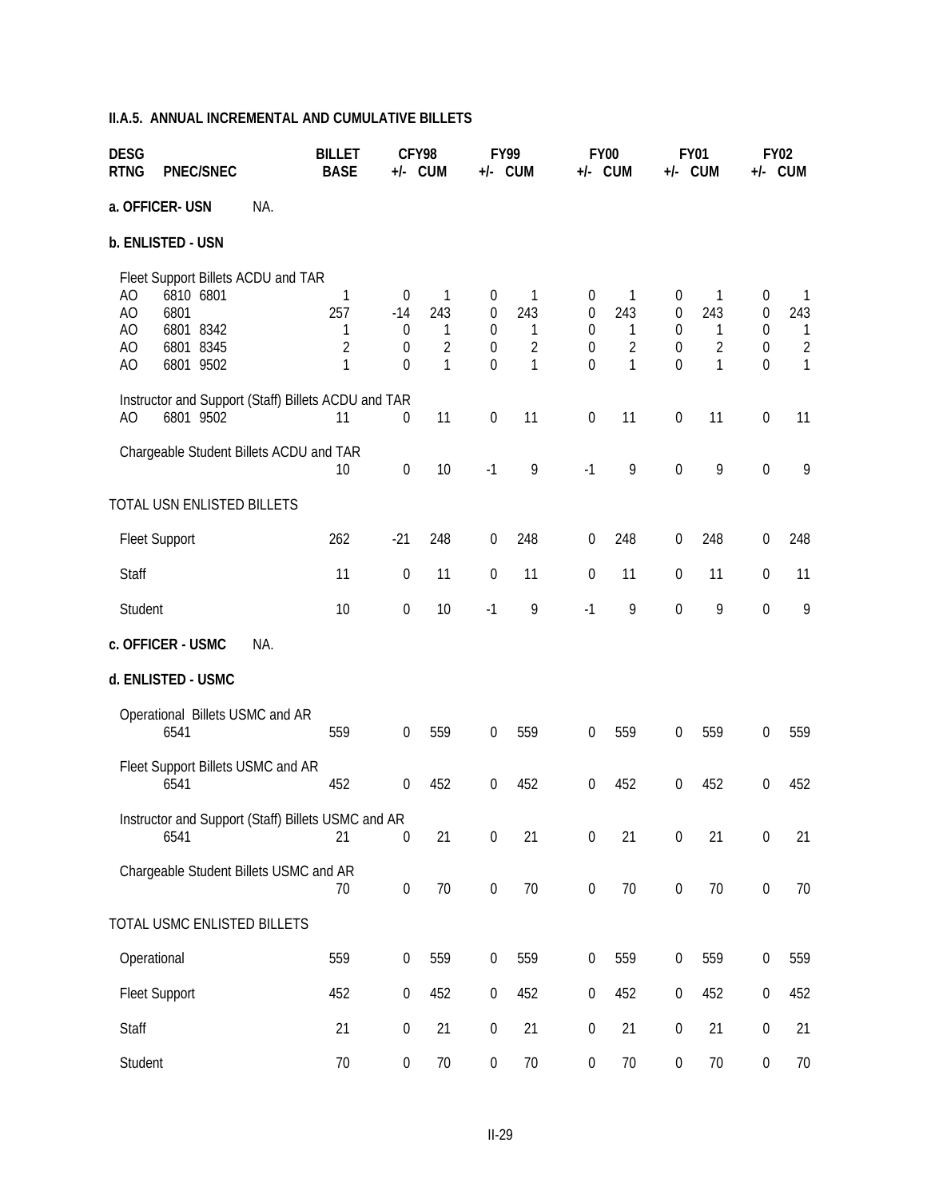**II.A.5. ANNUAL INCREMENTAL AND CUMULATIVE BILLETS**

| DESG RTNG | PNEC/SNEC | BILLET BASE | CFY98 +/- | CFY98 CUM | FY99 +/- | FY99 CUM | FY00 +/- | FY00 CUM | FY01 +/- | FY01 CUM | FY02 +/- | FY02 CUM |
|---|---|---|---|---|---|---|---|---|---|---|---|---|
| **a. OFFICER- USN** | NA. | | | | | | | | | | | |
| **b. ENLISTED - USN** | | | | | | | | | | | | |
| Fleet Support Billets ACDU and TAR | | | | | | | | | | | | |
| AO | 6810 6801 | 1 | 0 | 1 | 0 | 1 | 0 | 1 | 0 | 1 | 0 | 1 |
| AO | 6801 | 257 | -14 | 243 | 0 | 243 | 0 | 243 | 0 | 243 | 0 | 243 |
| AO | 6801 8342 | 1 | 0 | 1 | 0 | 1 | 0 | 1 | 0 | 1 | 0 | 1 |
| AO | 6801 8345 | 2 | 0 | 2 | 0 | 2 | 0 | 2 | 0 | 2 | 0 | 2 |
| AO | 6801 9502 | 1 | 0 | 1 | 0 | 1 | 0 | 1 | 0 | 1 | 0 | 1 |
| Instructor and Support (Staff) Billets ACDU and TAR | | | | | | | | | | | | |
| AO | 6801 9502 | 11 | 0 | 11 | 0 | 11 | 0 | 11 | 0 | 11 | 0 | 11 |
| Chargeable Student Billets ACDU and TAR | | 10 | 0 | 10 | -1 | 9 | -1 | 9 | 0 | 9 | 0 | 9 |
| TOTAL USN ENLISTED BILLETS | | | | | | | | | | | | |
| Fleet Support | | 262 | -21 | 248 | 0 | 248 | 0 | 248 | 0 | 248 | 0 | 248 |
| Staff | | 11 | 0 | 11 | 0 | 11 | 0 | 11 | 0 | 11 | 0 | 11 |
| Student | | 10 | 0 | 10 | -1 | 9 | -1 | 9 | 0 | 9 | 0 | 9 |
| **c. OFFICER - USMC** | NA. | | | | | | | | | | | |
| **d. ENLISTED - USMC** | | | | | | | | | | | | |
| Operational Billets USMC and AR | | | | | | | | | | | | |
| | 6541 | 559 | 0 | 559 | 0 | 559 | 0 | 559 | 0 | 559 | 0 | 559 |
| Fleet Support Billets USMC and AR | | | | | | | | | | | | |
| | 6541 | 452 | 0 | 452 | 0 | 452 | 0 | 452 | 0 | 452 | 0 | 452 |
| Instructor and Support (Staff) Billets USMC and AR | | | | | | | | | | | | |
| | 6541 | 21 | 0 | 21 | 0 | 21 | 0 | 21 | 0 | 21 | 0 | 21 |
| Chargeable Student Billets USMC and AR | | 70 | 0 | 70 | 0 | 70 | 0 | 70 | 0 | 70 | 0 | 70 |
| TOTAL USMC ENLISTED BILLETS | | | | | | | | | | | | |
| Operational | | 559 | 0 | 559 | 0 | 559 | 0 | 559 | 0 | 559 | 0 | 559 |
| Fleet Support | | 452 | 0 | 452 | 0 | 452 | 0 | 452 | 0 | 452 | 0 | 452 |
| Staff | | 21 | 0 | 21 | 0 | 21 | 0 | 21 | 0 | 21 | 0 | 21 |
| Student | | 70 | 0 | 70 | 0 | 70 | 0 | 70 | 0 | 70 | 0 | 70 |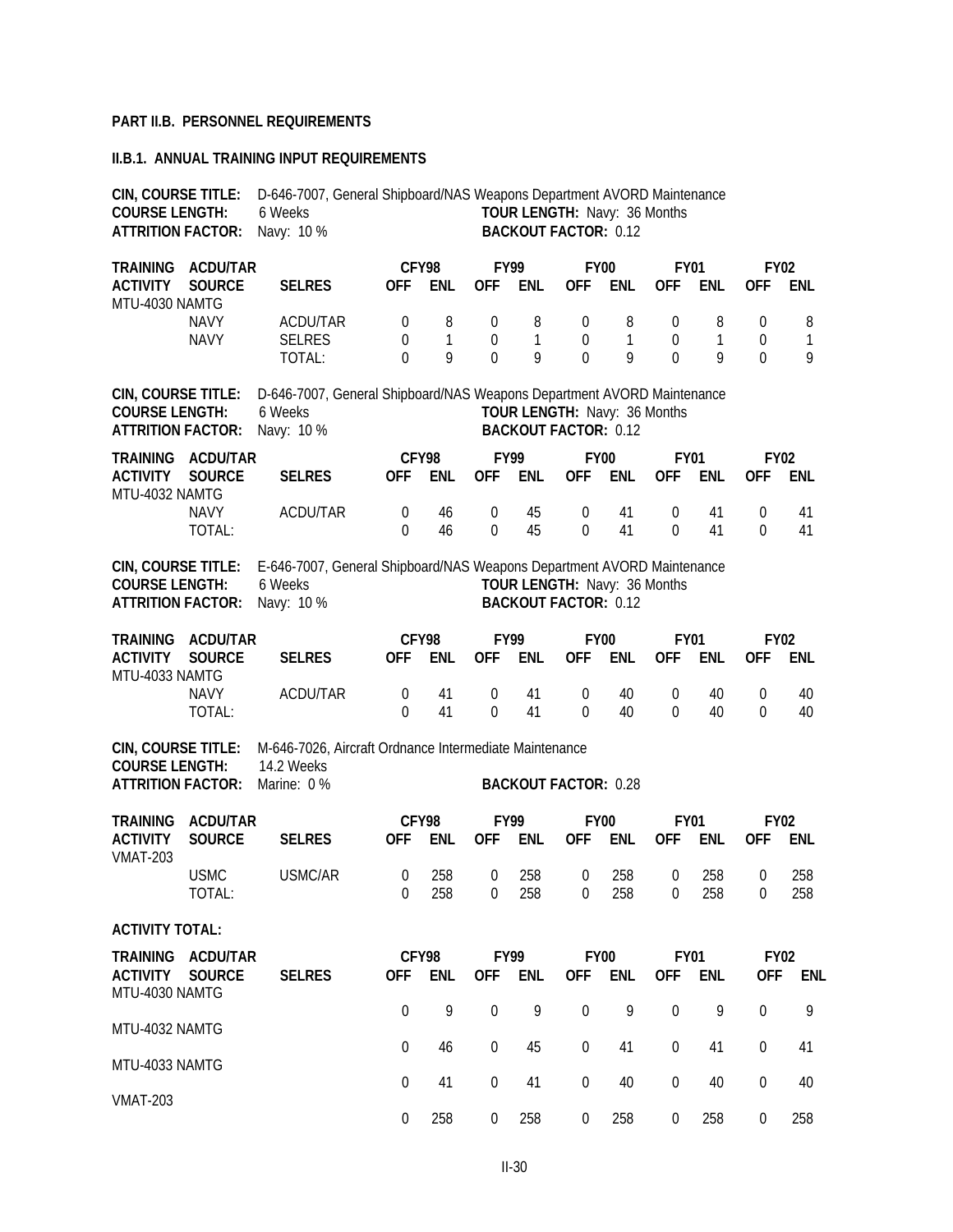**PART II.B. PERSONNEL REQUIREMENTS**

**II.B.1. ANNUAL TRAINING INPUT REQUIREMENTS**

**CIN, COURSE TITLE:** D-646-7007, General Shipboard/NAS Weapons Department AVORD Maintenance
**COURSE LENGTH:** 6 Weeks **TOUR LENGTH:** Navy: 36 Months
**ATTRITION FACTOR:** Navy: 10 % **BACKOUT FACTOR:** 0.12

| TRAINING ACTIVITY | ACDU/TAR SOURCE | SELRES | CFY98 OFF | CFY98 ENL | FY99 OFF | FY99 ENL | FY00 OFF | FY00 ENL | FY01 OFF | FY01 ENL | FY02 OFF | FY02 ENL |
|---|---|---|---|---|---|---|---|---|---|---|---|---|
| MTU-4030 NAMTG | | | | | | | | | | | | |
| | NAVY | ACDU/TAR | 0 | 8 | 0 | 8 | 0 | 8 | 0 | 8 | 0 | 8 |
| | NAVY | SELRES | 0 | 1 | 0 | 1 | 0 | 1 | 0 | 1 | 0 | 1 |
| | | TOTAL: | 0 | 9 | 0 | 9 | 0 | 9 | 0 | 9 | 0 | 9 |

**CIN, COURSE TITLE:** D-646-7007, General Shipboard/NAS Weapons Department AVORD Maintenance
**COURSE LENGTH:** 6 Weeks **TOUR LENGTH:** Navy: 36 Months
**ATTRITION FACTOR:** Navy: 10 % **BACKOUT FACTOR:** 0.12

| TRAINING ACTIVITY | ACDU/TAR SOURCE | SELRES | CFY98 OFF | CFY98 ENL | FY99 OFF | FY99 ENL | FY00 OFF | FY00 ENL | FY01 OFF | FY01 ENL | FY02 OFF | FY02 ENL |
|---|---|---|---|---|---|---|---|---|---|---|---|---|
| MTU-4032 NAMTG | | | | | | | | | | | | |
| | NAVY | ACDU/TAR | 0 | 46 | 0 | 45 | 0 | 41 | 0 | 41 | 0 | 41 |
| | TOTAL: | | 0 | 46 | 0 | 45 | 0 | 41 | 0 | 41 | 0 | 41 |

**CIN, COURSE TITLE:** E-646-7007, General Shipboard/NAS Weapons Department AVORD Maintenance
**COURSE LENGTH:** 6 Weeks **TOUR LENGTH:** Navy: 36 Months
**ATTRITION FACTOR:** Navy: 10 % **BACKOUT FACTOR:** 0.12

| TRAINING ACTIVITY | ACDU/TAR SOURCE | SELRES | CFY98 OFF | CFY98 ENL | FY99 OFF | FY99 ENL | FY00 OFF | FY00 ENL | FY01 OFF | FY01 ENL | FY02 OFF | FY02 ENL |
|---|---|---|---|---|---|---|---|---|---|---|---|---|
| MTU-4033 NAMTG | | | | | | | | | | | | |
| | NAVY | ACDU/TAR | 0 | 41 | 0 | 41 | 0 | 40 | 0 | 40 | 0 | 40 |
| | TOTAL: | | 0 | 41 | 0 | 41 | 0 | 40 | 0 | 40 | 0 | 40 |

**CIN, COURSE TITLE:** M-646-7026, Aircraft Ordnance Intermediate Maintenance
**COURSE LENGTH:** 14.2 Weeks
**ATTRITION FACTOR:** Marine: 0 % **BACKOUT FACTOR:** 0.28

| TRAINING ACTIVITY | ACDU/TAR SOURCE | SELRES | CFY98 OFF | CFY98 ENL | FY99 OFF | FY99 ENL | FY00 OFF | FY00 ENL | FY01 OFF | FY01 ENL | FY02 OFF | FY02 ENL |
|---|---|---|---|---|---|---|---|---|---|---|---|---|
| VMAT-203 | | | | | | | | | | | | |
| | USMC | USMC/AR | 0 | 258 | 0 | 258 | 0 | 258 | 0 | 258 | 0 | 258 |
| | TOTAL: | | 0 | 258 | 0 | 258 | 0 | 258 | 0 | 258 | 0 | 258 |

**ACTIVITY TOTAL:**

| TRAINING ACTIVITY | ACDU/TAR SOURCE | SELRES | CFY98 OFF | CFY98 ENL | FY99 OFF | FY99 ENL | FY00 OFF | FY00 ENL | FY01 OFF | FY01 ENL | FY02 OFF | FY02 ENL |
|---|---|---|---|---|---|---|---|---|---|---|---|---|
| MTU-4030 NAMTG | | | 0 | 9 | 0 | 9 | 0 | 9 | 0 | 9 | 0 | 9 |
| MTU-4032 NAMTG | | | 0 | 46 | 0 | 45 | 0 | 41 | 0 | 41 | 0 | 41 |
| MTU-4033 NAMTG | | | 0 | 41 | 0 | 41 | 0 | 40 | 0 | 40 | 0 | 40 |
| VMAT-203 | | | 0 | 258 | 0 | 258 | 0 | 258 | 0 | 258 | 0 | 258 |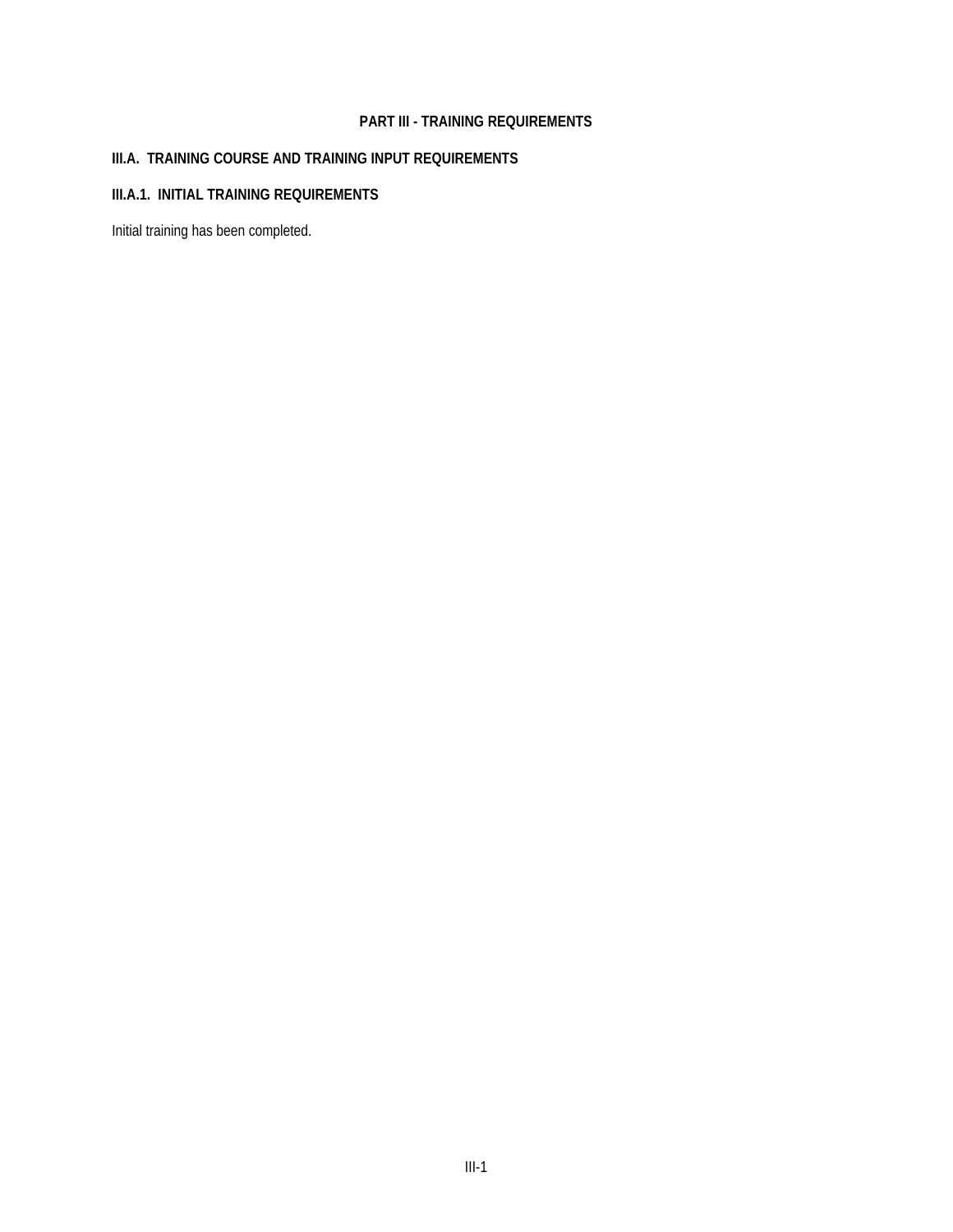# PART III - TRAINING REQUIREMENTS

## III.A. TRAINING COURSE AND TRAINING INPUT REQUIREMENTS

### III.A.1. INITIAL TRAINING REQUIREMENTS

Initial training has been completed.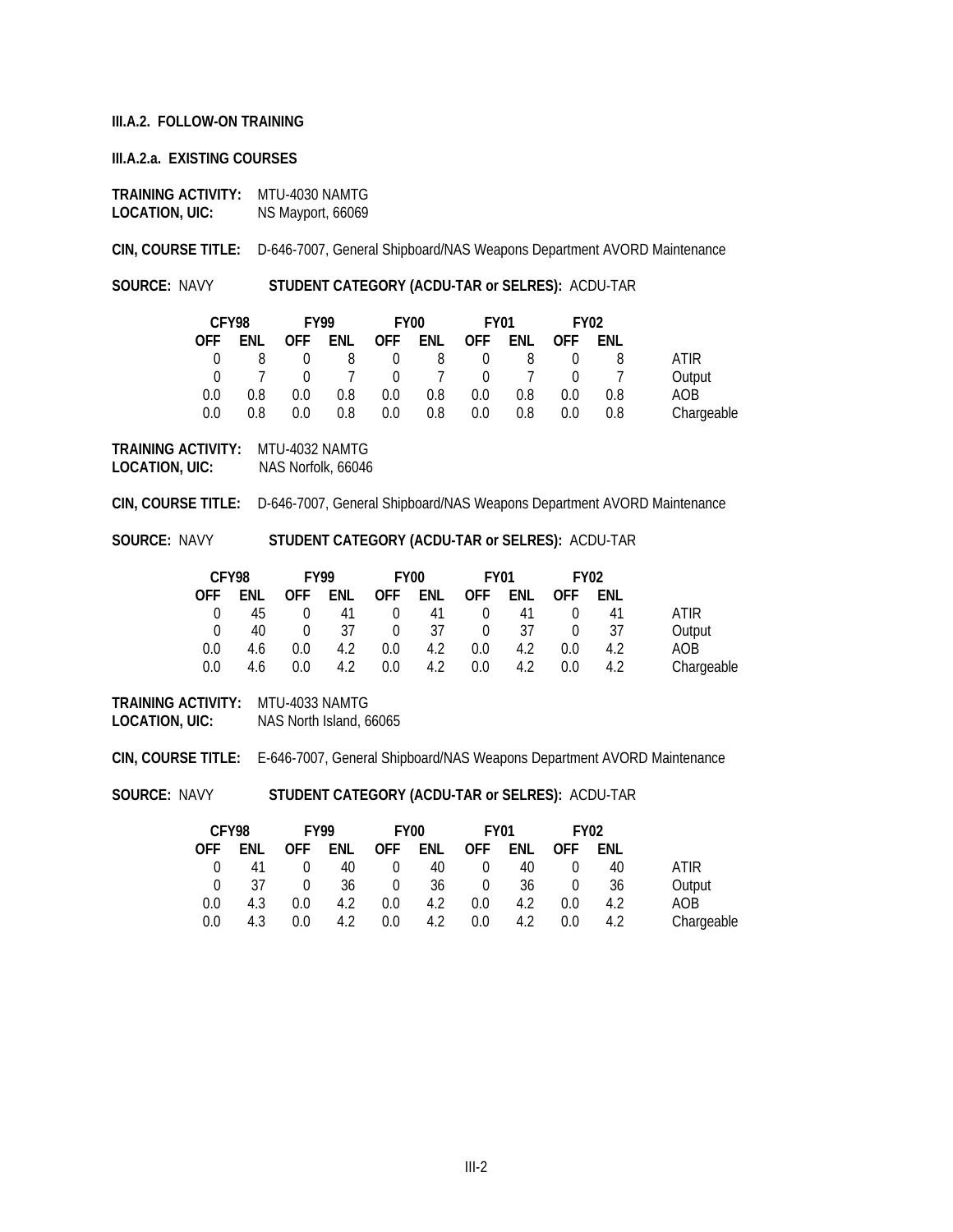**III.A.2. FOLLOW-ON TRAINING**

**III.A.2.a. EXISTING COURSES**

**TRAINING ACTIVITY:** MTU-4030 NAMTG
**LOCATION, UIC:** NS Mayport, 66069

**CIN, COURSE TITLE:** D-646-7007, General Shipboard/NAS Weapons Department AVORD Maintenance

**SOURCE:** NAVY **STUDENT CATEGORY (ACDU-TAR or SELRES):** ACDU-TAR

| CFY98 | | FY99 | | FY00 | | FY01 | | FY02 | | |
|---|---|---|---|---|---|---|---|---|---|---|
| OFF | ENL | OFF | ENL | OFF | ENL | OFF | ENL | OFF | ENL | |
| 0 | 8 | 0 | 8 | 0 | 8 | 0 | 8 | 0 | 8 | ATIR |
| 0 | 7 | 0 | 7 | 0 | 7 | 0 | 7 | 0 | 7 | Output |
| 0.0 | 0.8 | 0.0 | 0.8 | 0.0 | 0.8 | 0.0 | 0.8 | 0.0 | 0.8 | AOB |
| 0.0 | 0.8 | 0.0 | 0.8 | 0.0 | 0.8 | 0.0 | 0.8 | 0.0 | 0.8 | Chargeable |

**TRAINING ACTIVITY:** MTU-4032 NAMTG
**LOCATION, UIC:** NAS Norfolk, 66046

**CIN, COURSE TITLE:** D-646-7007, General Shipboard/NAS Weapons Department AVORD Maintenance

**SOURCE:** NAVY **STUDENT CATEGORY (ACDU-TAR or SELRES):** ACDU-TAR

| CFY98 | | FY99 | | FY00 | | FY01 | | FY02 | | |
|---|---|---|---|---|---|---|---|---|---|---|
| OFF | ENL | OFF | ENL | OFF | ENL | OFF | ENL | OFF | ENL | |
| 0 | 45 | 0 | 41 | 0 | 41 | 0 | 41 | 0 | 41 | ATIR |
| 0 | 40 | 0 | 37 | 0 | 37 | 0 | 37 | 0 | 37 | Output |
| 0.0 | 4.6 | 0.0 | 4.2 | 0.0 | 4.2 | 0.0 | 4.2 | 0.0 | 4.2 | AOB |
| 0.0 | 4.6 | 0.0 | 4.2 | 0.0 | 4.2 | 0.0 | 4.2 | 0.0 | 4.2 | Chargeable |

**TRAINING ACTIVITY:** MTU-4033 NAMTG
**LOCATION, UIC:** NAS North Island, 66065

**CIN, COURSE TITLE:** E-646-7007, General Shipboard/NAS Weapons Department AVORD Maintenance

**SOURCE:** NAVY **STUDENT CATEGORY (ACDU-TAR or SELRES):** ACDU-TAR

| CFY98 | | FY99 | | FY00 | | FY01 | | FY02 | | |
|---|---|---|---|---|---|---|---|---|---|---|
| OFF | ENL | OFF | ENL | OFF | ENL | OFF | ENL | OFF | ENL | |
| 0 | 41 | 0 | 40 | 0 | 40 | 0 | 40 | 0 | 40 | ATIR |
| 0 | 37 | 0 | 36 | 0 | 36 | 0 | 36 | 0 | 36 | Output |
| 0.0 | 4.3 | 0.0 | 4.2 | 0.0 | 4.2 | 0.0 | 4.2 | 0.0 | 4.2 | AOB |
| 0.0 | 4.3 | 0.0 | 4.2 | 0.0 | 4.2 | 0.0 | 4.2 | 0.0 | 4.2 | Chargeable |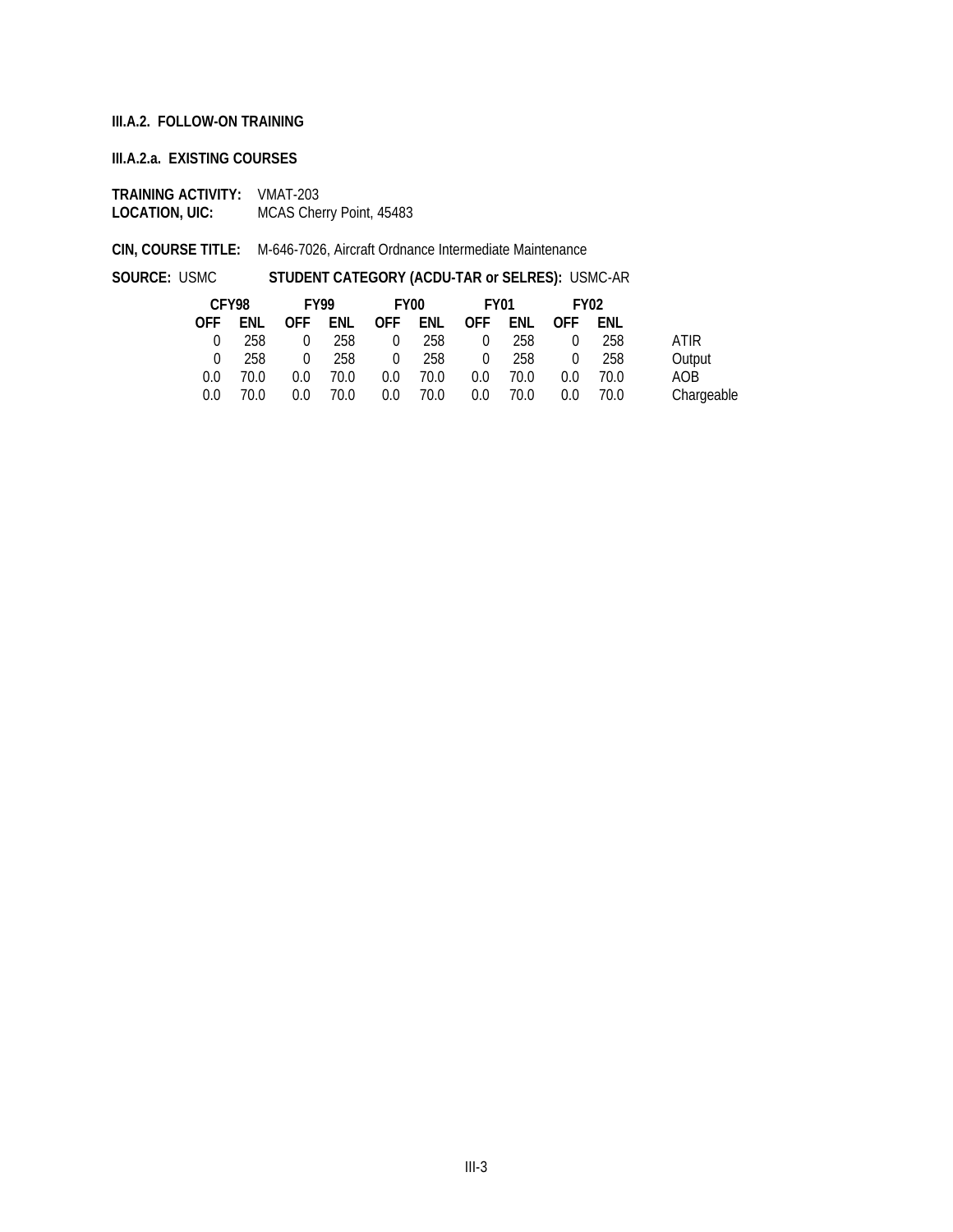**III.A.2. FOLLOW-ON TRAINING**

**III.A.2.a. EXISTING COURSES**

**TRAINING ACTIVITY:** VMAT-203
**LOCATION, UIC:** MCAS Cherry Point, 45483

**CIN, COURSE TITLE:** M-646-7026, Aircraft Ordnance Intermediate Maintenance

**SOURCE:** USMC **STUDENT CATEGORY (ACDU-TAR or SELRES):** USMC-AR

| CFY98 | | FY99 | | FY00 | | FY01 | | FY02 | | |
|---|---|---|---|---|---|---|---|---|---|---|
| **OFF** | **ENL** | **OFF** | **ENL** | **OFF** | **ENL** | **OFF** | **ENL** | **OFF** | **ENL** | |
| 0 | 258 | 0 | 258 | 0 | 258 | 0 | 258 | 0 | 258 | ATIR |
| 0 | 258 | 0 | 258 | 0 | 258 | 0 | 258 | 0 | 258 | Output |
| 0.0 | 70.0 | 0.0 | 70.0 | 0.0 | 70.0 | 0.0 | 70.0 | 0.0 | 70.0 | AOB |
| 0.0 | 70.0 | 0.0 | 70.0 | 0.0 | 70.0 | 0.0 | 70.0 | 0.0 | 70.0 | Chargeable |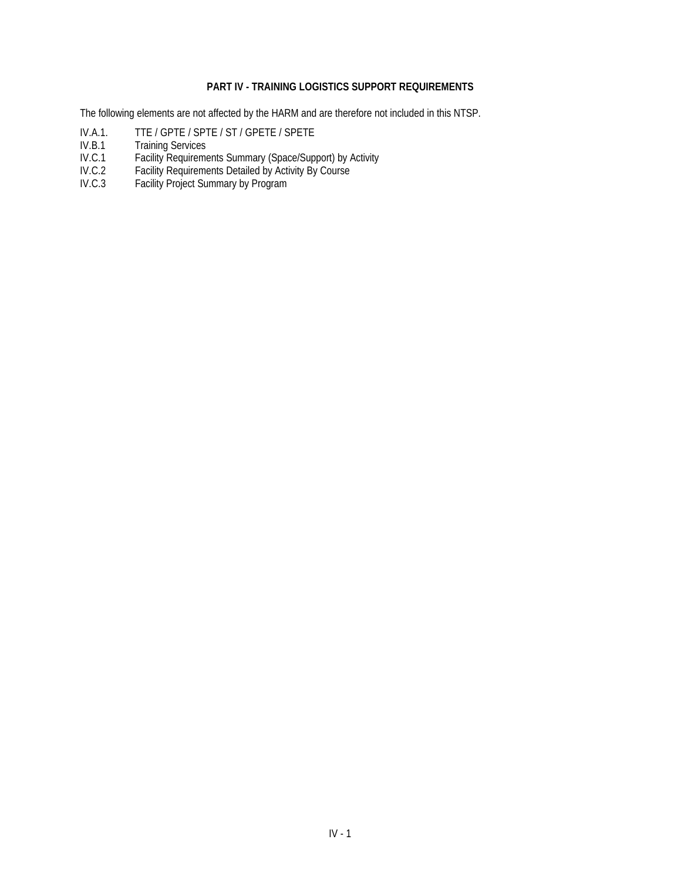## PART IV - TRAINING LOGISTICS SUPPORT REQUIREMENTS

The following elements are not affected by the HARM and are therefore not included in this NTSP.

| | |
|---|---|
| IV.A.1. | TTE / GPTE / SPTE / ST / GPETE / SPETE |
| IV.B.1 | Training Services |
| IV.C.1 | Facility Requirements Summary (Space/Support) by Activity |
| IV.C.2 | Facility Requirements Detailed by Activity By Course |
| IV.C.3 | Facility Project Summary by Program |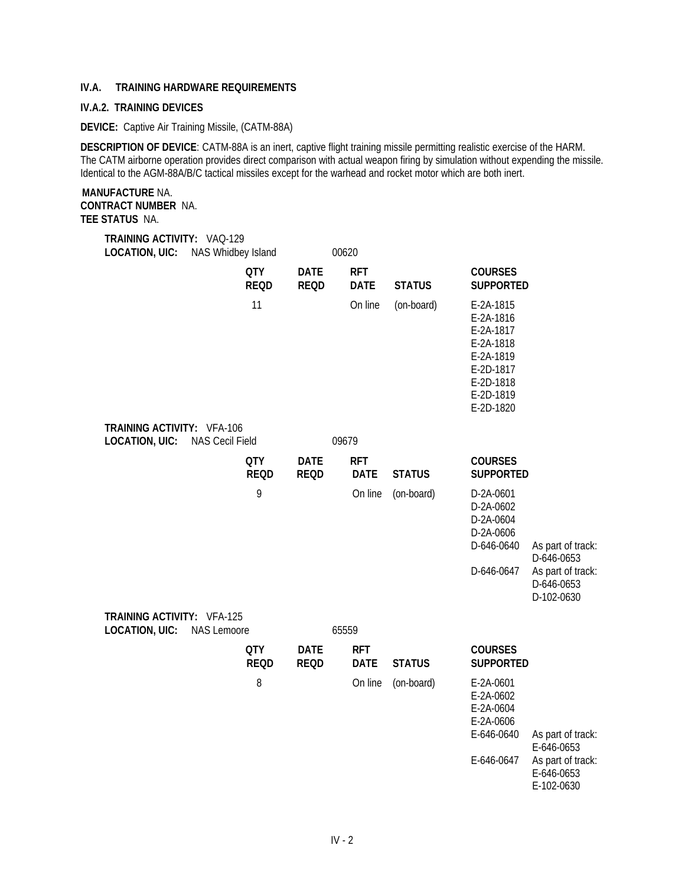**IV.A. TRAINING HARDWARE REQUIREMENTS**

**IV.A.2. TRAINING DEVICES**

**DEVICE:** Captive Air Training Missile, (CATM-88A)

**DESCRIPTION OF DEVICE**: CATM-88A is an inert, captive flight training missile permitting realistic exercise of the HARM. The CATM airborne operation provides direct comparison with actual weapon firing by simulation without expending the missile. Identical to the AGM-88A/B/C tactical missiles except for the warhead and rocket motor which are both inert.

**MANUFACTURE** NA.
**CONTRACT NUMBER** NA.
**TEE STATUS** NA.

**TRAINING ACTIVITY:** VAQ-129
**LOCATION, UIC:** NAS Whidbey Island 00620

| QTY REQD | DATE REQD | RFT DATE | STATUS | COURSES SUPPORTED | |
|---|---|---|---|---|---|
| 11 | | On line | (on-board) | E-2A-1815<br>E-2A-1816<br>E-2A-1817<br>E-2A-1818<br>E-2A-1819<br>E-2D-1817<br>E-2D-1818<br>E-2D-1819<br>E-2D-1820 | |

**TRAINING ACTIVITY:** VFA-106
**LOCATION, UIC:** NAS Cecil Field 09679

| QTY REQD | DATE REQD | RFT DATE | STATUS | COURSES SUPPORTED | |
|---|---|---|---|---|---|
| 9 | | On line | (on-board) | D-2A-0601<br>D-2A-0602<br>D-2A-0604<br>D-2A-0606 | |
| | | | | D-646-0640 | As part of track: D-646-0653 |
| | | | | D-646-0647 | As part of track: D-646-0653 D-102-0630 |

**TRAINING ACTIVITY:** VFA-125
**LOCATION, UIC:** NAS Lemoore 65559

| QTY REQD | DATE REQD | RFT DATE | STATUS | COURSES SUPPORTED | |
|---|---|---|---|---|---|
| 8 | | On line | (on-board) | E-2A-0601<br>E-2A-0602<br>E-2A-0604<br>E-2A-0606 | |
| | | | | E-646-0640 | As part of track: E-646-0653 |
| | | | | E-646-0647 | As part of track: E-646-0653 E-102-0630 |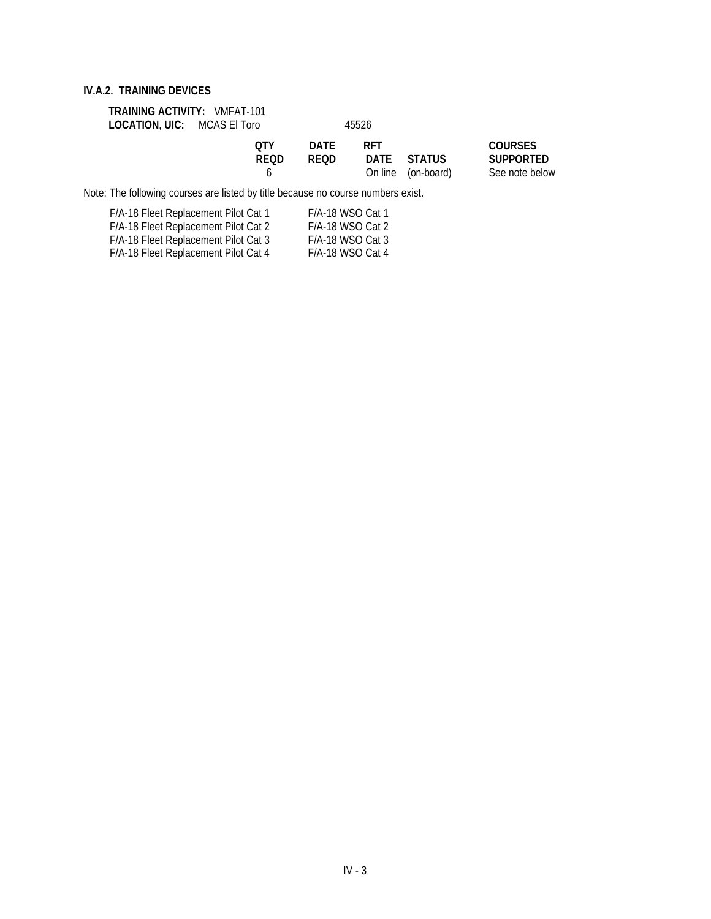### IV.A.2. TRAINING DEVICES

**TRAINING ACTIVITY:** VMFAT-101
**LOCATION, UIC:** MCAS El Toro 45526

| QTY REQD | DATE REQD | RFT DATE | STATUS | COURSES SUPPORTED |
|---|---|---|---|---|
| 6 | | On line | (on-board) | See note below |

Note: The following courses are listed by title because no course numbers exist.

| | |
|---|---|
| F/A-18 Fleet Replacement Pilot Cat 1 | F/A-18 WSO Cat 1 |
| F/A-18 Fleet Replacement Pilot Cat 2 | F/A-18 WSO Cat 2 |
| F/A-18 Fleet Replacement Pilot Cat 3 | F/A-18 WSO Cat 3 |
| F/A-18 Fleet Replacement Pilot Cat 4 | F/A-18 WSO Cat 4 |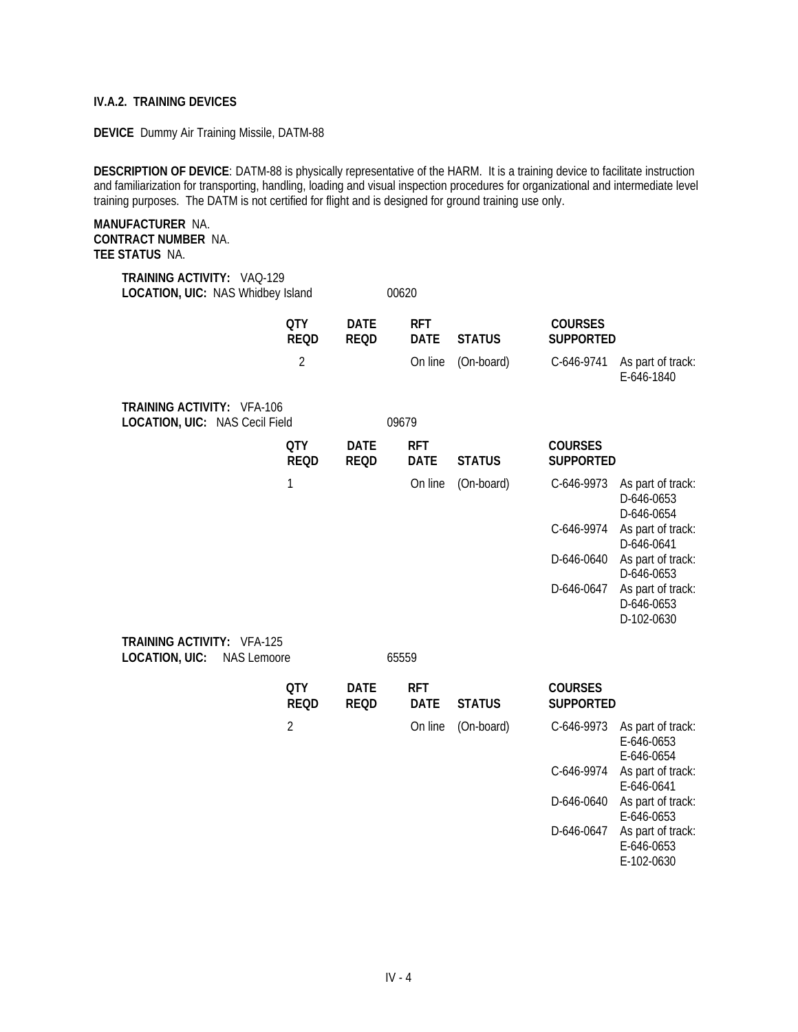**IV.A.2. TRAINING DEVICES**

**DEVICE** Dummy Air Training Missile, DATM-88

**DESCRIPTION OF DEVICE**: DATM-88 is physically representative of the HARM. It is a training device to facilitate instruction and familiarization for transporting, handling, loading and visual inspection procedures for organizational and intermediate level training purposes. The DATM is not certified for flight and is designed for ground training use only.

**MANUFACTURER** NA.
**CONTRACT NUMBER** NA.
**TEE STATUS** NA.

**TRAINING ACTIVITY:** VAQ-129
**LOCATION, UIC:** NAS Whidbey Island 00620

| QTY REQD | DATE REQD | RFT DATE | STATUS | COURSES SUPPORTED | |
|---|---|---|---|---|---|
| 2 | | On line | (On-board) | C-646-9741 | As part of track: E-646-1840 |

**TRAINING ACTIVITY:** VFA-106
**LOCATION, UIC:** NAS Cecil Field 09679

| QTY REQD | DATE REQD | RFT DATE | STATUS | COURSES SUPPORTED | |
|---|---|---|---|---|---|
| 1 | | On line | (On-board) | C-646-9973 | As part of track: D-646-0653 D-646-0654 |
| | | | | C-646-9974 | As part of track: D-646-0641 |
| | | | | D-646-0640 | As part of track: D-646-0653 |
| | | | | D-646-0647 | As part of track: D-646-0653 D-102-0630 |

**TRAINING ACTIVITY:** VFA-125
**LOCATION, UIC:** NAS Lemoore 65559

| QTY REQD | DATE REQD | RFT DATE | STATUS | COURSES SUPPORTED | |
|---|---|---|---|---|---|
| 2 | | On line | (On-board) | C-646-9973 | As part of track: E-646-0653 E-646-0654 |
| | | | | C-646-9974 | As part of track: E-646-0641 |
| | | | | D-646-0640 | As part of track: E-646-0653 |
| | | | | D-646-0647 | As part of track: E-646-0653 E-102-0630 |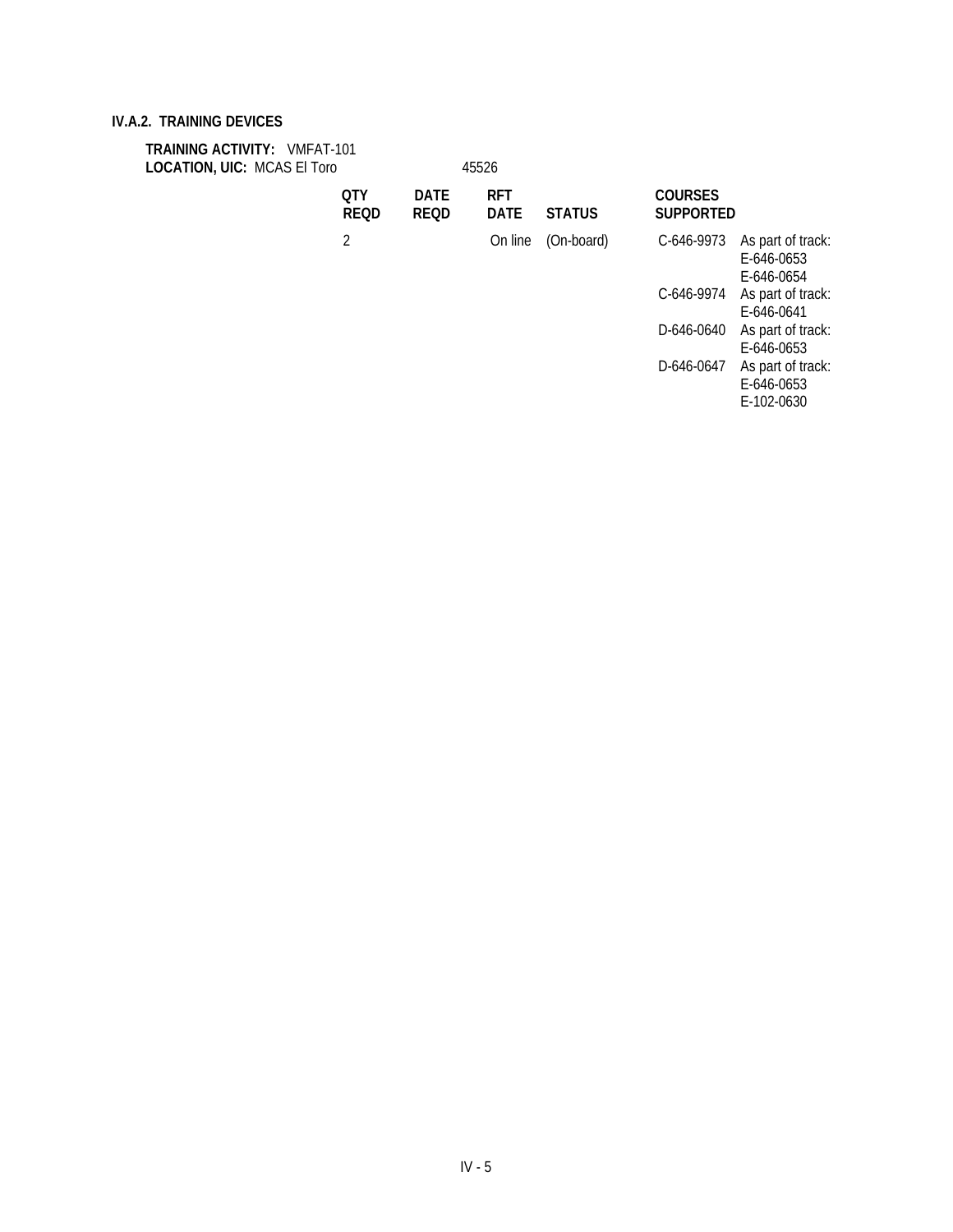## IV.A.2. TRAINING DEVICES

**TRAINING ACTIVITY:** VMFAT-101
**LOCATION, UIC:** MCAS El Toro 45526

| QTY REQD | DATE REQD | RFT DATE | STATUS | COURSES SUPPORTED | |
|---|---|---|---|---|---|
| 2 | | On line | (On-board) | C-646-9973 | As part of track: E-646-0653 E-646-0654 |
| | | | | C-646-9974 | As part of track: E-646-0641 |
| | | | | D-646-0640 | As part of track: E-646-0653 |
| | | | | D-646-0647 | As part of track: E-646-0653 E-102-0630 |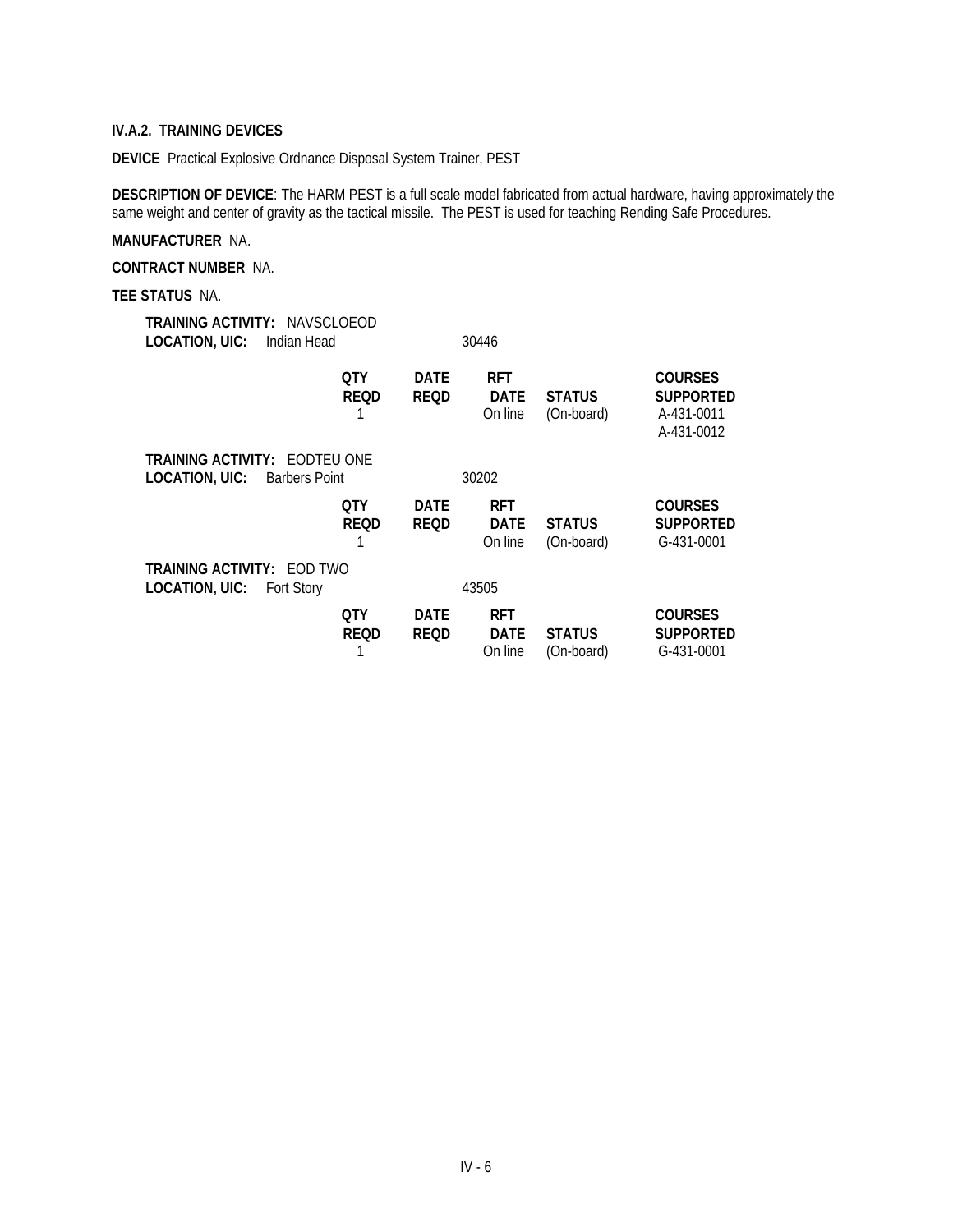**IV.A.2. TRAINING DEVICES**

**DEVICE** Practical Explosive Ordnance Disposal System Trainer, PEST

**DESCRIPTION OF DEVICE**: The HARM PEST is a full scale model fabricated from actual hardware, having approximately the same weight and center of gravity as the tactical missile. The PEST is used for teaching Rending Safe Procedures.

**MANUFACTURER** NA.

**CONTRACT NUMBER** NA.

**TEE STATUS** NA.

**TRAINING ACTIVITY:** NAVSCLOEOD
**LOCATION, UIC:** Indian Head 30446

| QTY REQD | DATE REQD | RFT DATE | STATUS | COURSES SUPPORTED |
|---|---|---|---|---|
| 1 | | On line | (On-board) | A-431-0011<br>A-431-0012 |

**TRAINING ACTIVITY:** EODTEU ONE
**LOCATION, UIC:** Barbers Point 30202

| QTY REQD | DATE REQD | RFT DATE | STATUS | COURSES SUPPORTED |
|---|---|---|---|---|
| 1 | | On line | (On-board) | G-431-0001 |

**TRAINING ACTIVITY:** EOD TWO
**LOCATION, UIC:** Fort Story 43505

| QTY REQD | DATE REQD | RFT DATE | STATUS | COURSES SUPPORTED |
|---|---|---|---|---|
| 1 | | On line | (On-board) | G-431-0001 |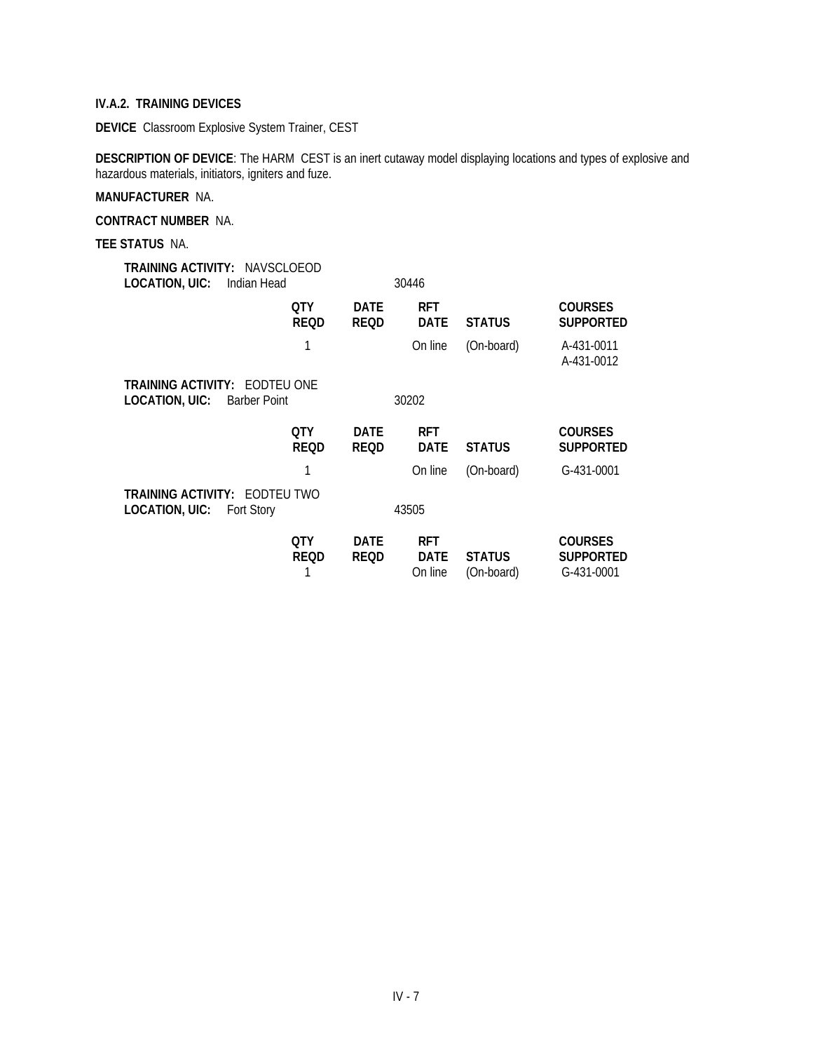**IV.A.2. TRAINING DEVICES**

**DEVICE** Classroom Explosive System Trainer, CEST

**DESCRIPTION OF DEVICE**: The HARM CEST is an inert cutaway model displaying locations and types of explosive and hazardous materials, initiators, igniters and fuze.

**MANUFACTURER** NA.

**CONTRACT NUMBER** NA.

**TEE STATUS** NA.

**TRAINING ACTIVITY:** NAVSCLOEOD
**LOCATION, UIC:** Indian Head 30446

| QTY REQD | DATE REQD | RFT DATE | STATUS | COURSES SUPPORTED |
|---|---|---|---|---|
| 1 | | On line | (On-board) | A-431-0011<br>A-431-0012 |

**TRAINING ACTIVITY:** EODTEU ONE
**LOCATION, UIC:** Barber Point 30202

| QTY REQD | DATE REQD | RFT DATE | STATUS | COURSES SUPPORTED |
|---|---|---|---|---|
| 1 | | On line | (On-board) | G-431-0001 |

**TRAINING ACTIVITY:** EODTEU TWO
**LOCATION, UIC:** Fort Story 43505

| QTY REQD | DATE REQD | RFT DATE | STATUS | COURSES SUPPORTED |
|---|---|---|---|---|
| 1 | | On line | (On-board) | G-431-0001 |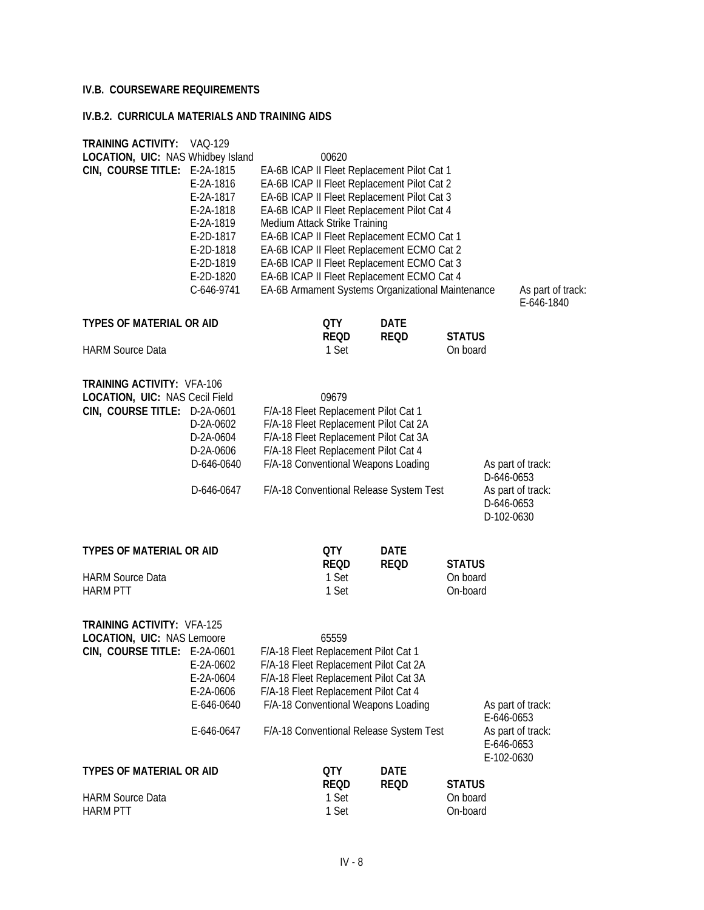**IV.B. COURSEWARE REQUIREMENTS**

**IV.B.2. CURRICULA MATERIALS AND TRAINING AIDS**

**TRAINING ACTIVITY:** VAQ-129
**LOCATION, UIC:** NAS Whidbey Island 00620
**CIN, COURSE TITLE:**

| CIN | Course Title | |
|---|---|---|
| E-2A-1815 | EA-6B ICAP II Fleet Replacement Pilot Cat 1 | |
| E-2A-1816 | EA-6B ICAP II Fleet Replacement Pilot Cat 2 | |
| E-2A-1817 | EA-6B ICAP II Fleet Replacement Pilot Cat 3 | |
| E-2A-1818 | EA-6B ICAP II Fleet Replacement Pilot Cat 4 | |
| E-2A-1819 | Medium Attack Strike Training | |
| E-2D-1817 | EA-6B ICAP II Fleet Replacement ECMO Cat 1 | |
| E-2D-1818 | EA-6B ICAP II Fleet Replacement ECMO Cat 2 | |
| E-2D-1819 | EA-6B ICAP II Fleet Replacement ECMO Cat 3 | |
| E-2D-1820 | EA-6B ICAP II Fleet Replacement ECMO Cat 4 | |
| C-646-9741 | EA-6B Armament Systems Organizational Maintenance | As part of track: E-646-1840 |

| TYPES OF MATERIAL OR AID | QTY REQD | DATE REQD | STATUS |
|---|---|---|---|
| HARM Source Data | 1 Set | | On board |

**TRAINING ACTIVITY:** VFA-106
**LOCATION, UIC:** NAS Cecil Field 09679
**CIN, COURSE TITLE:**

| CIN | Course Title | |
|---|---|---|
| D-2A-0601 | F/A-18 Fleet Replacement Pilot Cat 1 | |
| D-2A-0602 | F/A-18 Fleet Replacement Pilot Cat 2A | |
| D-2A-0604 | F/A-18 Fleet Replacement Pilot Cat 3A | |
| D-2A-0606 | F/A-18 Fleet Replacement Pilot Cat 4 | |
| D-646-0640 | F/A-18 Conventional Weapons Loading | As part of track: D-646-0653 |
| D-646-0647 | F/A-18 Conventional Release System Test | As part of track: D-646-0653 D-102-0630 |

| TYPES OF MATERIAL OR AID | QTY REQD | DATE REQD | STATUS |
|---|---|---|---|
| HARM Source Data | 1 Set | | On board |
| HARM PTT | 1 Set | | On-board |

**TRAINING ACTIVITY:** VFA-125
**LOCATION, UIC:** NAS Lemoore 65559
**CIN, COURSE TITLE:**

| CIN | Course Title | |
|---|---|---|
| E-2A-0601 | F/A-18 Fleet Replacement Pilot Cat 1 | |
| E-2A-0602 | F/A-18 Fleet Replacement Pilot Cat 2A | |
| E-2A-0604 | F/A-18 Fleet Replacement Pilot Cat 3A | |
| E-2A-0606 | F/A-18 Fleet Replacement Pilot Cat 4 | |
| E-646-0640 | F/A-18 Conventional Weapons Loading | As part of track: E-646-0653 |
| E-646-0647 | F/A-18 Conventional Release System Test | As part of track: E-646-0653 E-102-0630 |

| TYPES OF MATERIAL OR AID | QTY REQD | DATE REQD | STATUS |
|---|---|---|---|
| HARM Source Data | 1 Set | | On board |
| HARM PTT | 1 Set | | On-board |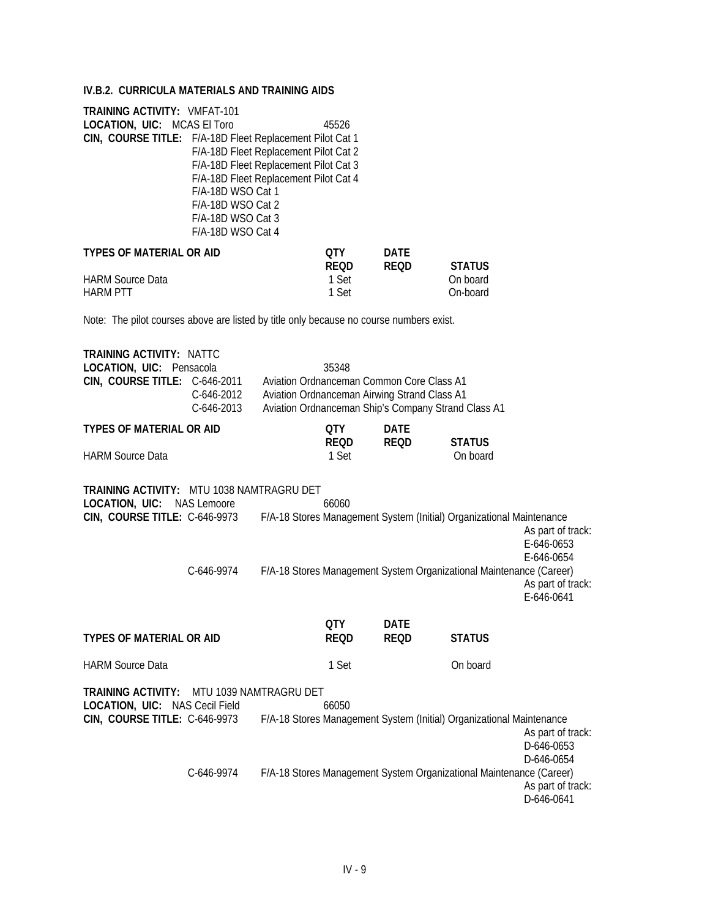### IV.B.2. CURRICULA MATERIALS AND TRAINING AIDS

**TRAINING ACTIVITY:** VMFAT-101
**LOCATION, UIC:** MCAS El Toro 45526
**CIN, COURSE TITLE:** F/A-18D Fleet Replacement Pilot Cat 1
F/A-18D Fleet Replacement Pilot Cat 2
F/A-18D Fleet Replacement Pilot Cat 3
F/A-18D Fleet Replacement Pilot Cat 4
F/A-18D WSO Cat 1
F/A-18D WSO Cat 2
F/A-18D WSO Cat 3
F/A-18D WSO Cat 4

| TYPES OF MATERIAL OR AID | QTY REQD | DATE REQD | STATUS |
|---|---|---|---|
| HARM Source Data | 1 Set | | On board |
| HARM PTT | 1 Set | | On-board |

Note: The pilot courses above are listed by title only because no course numbers exist.

**TRAINING ACTIVITY:** NATTC
**LOCATION, UIC:** Pensacola 35348
**CIN, COURSE TITLE:** C-646-2011 Aviation Ordnanceman Common Core Class A1
C-646-2012 Aviation Ordnanceman Airwing Strand Class A1
C-646-2013 Aviation Ordnanceman Ship's Company Strand Class A1

| TYPES OF MATERIAL OR AID | QTY REQD | DATE REQD | STATUS |
|---|---|---|---|
| HARM Source Data | 1 Set | | On board |

**TRAINING ACTIVITY:** MTU 1038 NAMTRAGRU DET
**LOCATION, UIC:** NAS Lemoore 66060
**CIN, COURSE TITLE:** C-646-9973 F/A-18 Stores Management System (Initial) Organizational Maintenance
As part of track:
E-646-0653
E-646-0654
C-646-9974 F/A-18 Stores Management System Organizational Maintenance (Career)
As part of track:
E-646-0641

| TYPES OF MATERIAL OR AID | QTY REQD | DATE REQD | STATUS |
|---|---|---|---|
| HARM Source Data | 1 Set | | On board |

**TRAINING ACTIVITY:** MTU 1039 NAMTRAGRU DET
**LOCATION, UIC:** NAS Cecil Field 66050
**CIN, COURSE TITLE:** C-646-9973 F/A-18 Stores Management System (Initial) Organizational Maintenance
As part of track:
D-646-0653
D-646-0654
C-646-9974 F/A-18 Stores Management System Organizational Maintenance (Career)
As part of track:
D-646-0641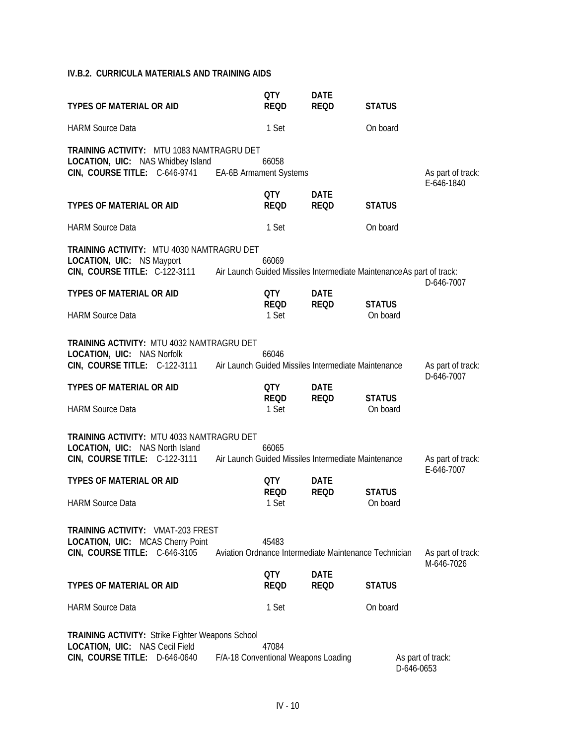**IV.B.2. CURRICULA MATERIALS AND TRAINING AIDS**

| TYPES OF MATERIAL OR AID | QTY REQD | DATE REQD | STATUS |
|---|---|---|---|
| HARM Source Data | 1 Set | | On board |

**TRAINING ACTIVITY:** MTU 1083 NAMTRAGRU DET
**LOCATION, UIC:** NAS Whidbey Island 66058
**CIN, COURSE TITLE:** C-646-9741 EA-6B Armament Systems As part of track: E-646-1840

| TYPES OF MATERIAL OR AID | QTY REQD | DATE REQD | STATUS |
|---|---|---|---|
| HARM Source Data | 1 Set | | On board |

**TRAINING ACTIVITY:** MTU 4030 NAMTRAGRU DET
**LOCATION, UIC:** NS Mayport 66069
**CIN, COURSE TITLE:** C-122-3111 Air Launch Guided Missiles Intermediate Maintenance As part of track: D-646-7007

| TYPES OF MATERIAL OR AID | QTY REQD | DATE REQD | STATUS |
|---|---|---|---|
| HARM Source Data | 1 Set | | On board |

**TRAINING ACTIVITY:** MTU 4032 NAMTRAGRU DET
**LOCATION, UIC:** NAS Norfolk 66046
**CIN, COURSE TITLE:** C-122-3111 Air Launch Guided Missiles Intermediate Maintenance As part of track: D-646-7007

| TYPES OF MATERIAL OR AID | QTY REQD | DATE REQD | STATUS |
|---|---|---|---|
| HARM Source Data | 1 Set | | On board |

**TRAINING ACTIVITY:** MTU 4033 NAMTRAGRU DET
**LOCATION, UIC:** NAS North Island 66065
**CIN, COURSE TITLE:** C-122-3111 Air Launch Guided Missiles Intermediate Maintenance As part of track: E-646-7007

| TYPES OF MATERIAL OR AID | QTY REQD | DATE REQD | STATUS |
|---|---|---|---|
| HARM Source Data | 1 Set | | On board |

**TRAINING ACTIVITY:** VMAT-203 FREST
**LOCATION, UIC:** MCAS Cherry Point 45483
**CIN, COURSE TITLE:** C-646-3105 Aviation Ordnance Intermediate Maintenance Technician As part of track: M-646-7026

| TYPES OF MATERIAL OR AID | QTY REQD | DATE REQD | STATUS |
|---|---|---|---|
| HARM Source Data | 1 Set | | On board |

**TRAINING ACTIVITY:** Strike Fighter Weapons School
**LOCATION, UIC:** NAS Cecil Field 47084
**CIN, COURSE TITLE:** D-646-0640 F/A-18 Conventional Weapons Loading As part of track: D-646-0653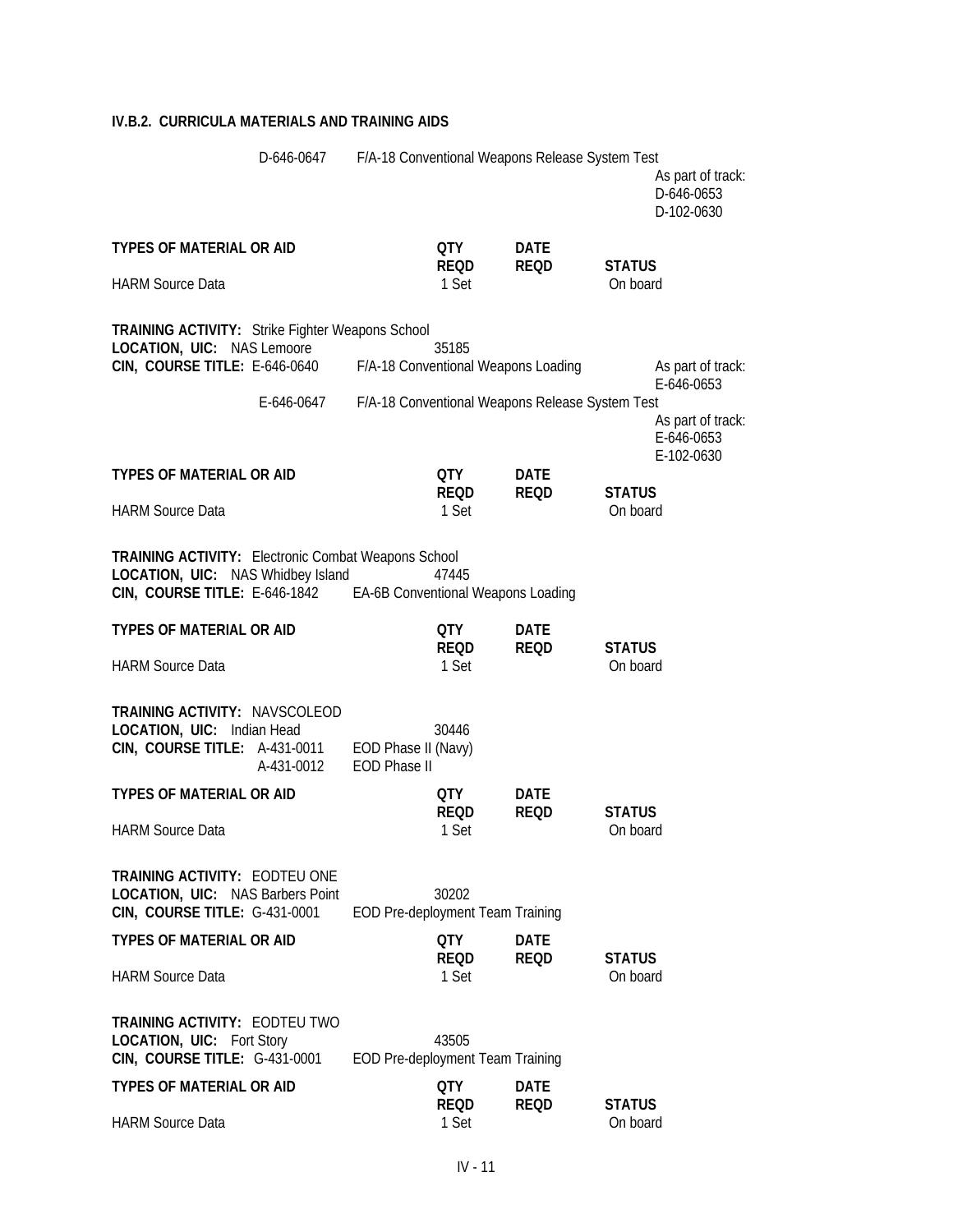### IV.B.2. CURRICULA MATERIALS AND TRAINING AIDS

D-646-0647 F/A-18 Conventional Weapons Release System Test
As part of track:
D-646-0653
D-102-0630

| TYPES OF MATERIAL OR AID | QTY REQD | DATE REQD | STATUS |
|---|---|---|---|
| HARM Source Data | 1 Set | | On board |

**TRAINING ACTIVITY:** Strike Fighter Weapons School
**LOCATION, UIC:** NAS Lemoore 35185
**CIN, COURSE TITLE:** E-646-0640 F/A-18 Conventional Weapons Loading As part of track: E-646-0653
E-646-0647 F/A-18 Conventional Weapons Release System Test
As part of track:
E-646-0653
E-102-0630

| TYPES OF MATERIAL OR AID | QTY REQD | DATE REQD | STATUS |
|---|---|---|---|
| HARM Source Data | 1 Set | | On board |

**TRAINING ACTIVITY:** Electronic Combat Weapons School
**LOCATION, UIC:** NAS Whidbey Island 47445
**CIN, COURSE TITLE:** E-646-1842 EA-6B Conventional Weapons Loading

| TYPES OF MATERIAL OR AID | QTY REQD | DATE REQD | STATUS |
|---|---|---|---|
| HARM Source Data | 1 Set | | On board |

**TRAINING ACTIVITY:** NAVSCOLEOD
**LOCATION, UIC:** Indian Head 30446
**CIN, COURSE TITLE:** A-431-0011 EOD Phase II (Navy)
A-431-0012 EOD Phase II

| TYPES OF MATERIAL OR AID | QTY REQD | DATE REQD | STATUS |
|---|---|---|---|
| HARM Source Data | 1 Set | | On board |

**TRAINING ACTIVITY:** EODTEU ONE
**LOCATION, UIC:** NAS Barbers Point 30202
**CIN, COURSE TITLE:** G-431-0001 EOD Pre-deployment Team Training

| TYPES OF MATERIAL OR AID | QTY REQD | DATE REQD | STATUS |
|---|---|---|---|
| HARM Source Data | 1 Set | | On board |

**TRAINING ACTIVITY:** EODTEU TWO
**LOCATION, UIC:** Fort Story 43505
**CIN, COURSE TITLE:** G-431-0001 EOD Pre-deployment Team Training

| TYPES OF MATERIAL OR AID | QTY REQD | DATE REQD | STATUS |
|---|---|---|---|
| HARM Source Data | 1 Set | | On board |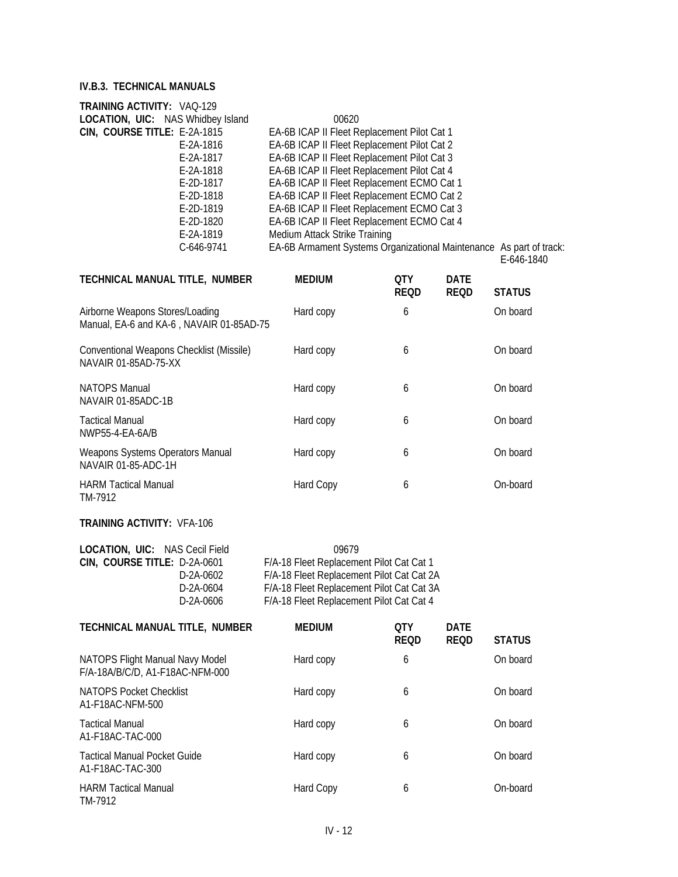### IV.B.3. TECHNICAL MANUALS

**TRAINING ACTIVITY:** VAQ-129

**LOCATION, UIC:** NAS Whidbey Island 00620

**CIN, COURSE TITLE:**

| CIN | Course Title |
|---|---|
| E-2A-1815 | EA-6B ICAP II Fleet Replacement Pilot Cat 1 |
| E-2A-1816 | EA-6B ICAP II Fleet Replacement Pilot Cat 2 |
| E-2A-1817 | EA-6B ICAP II Fleet Replacement Pilot Cat 3 |
| E-2A-1818 | EA-6B ICAP II Fleet Replacement Pilot Cat 4 |
| E-2D-1817 | EA-6B ICAP II Fleet Replacement ECMO Cat 1 |
| E-2D-1818 | EA-6B ICAP II Fleet Replacement ECMO Cat 2 |
| E-2D-1819 | EA-6B ICAP II Fleet Replacement ECMO Cat 3 |
| E-2D-1820 | EA-6B ICAP II Fleet Replacement ECMO Cat 4 |
| E-2A-1819 | Medium Attack Strike Training |
| C-646-9741 | EA-6B Armament Systems Organizational Maintenance As part of track: E-646-1840 |

| TECHNICAL MANUAL TITLE, NUMBER | MEDIUM | QTY REQD | DATE REQD | STATUS |
|---|---|---|---|---|
| Airborne Weapons Stores/Loading Manual, EA-6 and KA-6 , NAVAIR 01-85AD-75 | Hard copy | 6 | | On board |
| Conventional Weapons Checklist (Missile) NAVAIR 01-85AD-75-XX | Hard copy | 6 | | On board |
| NATOPS Manual NAVAIR 01-85ADC-1B | Hard copy | 6 | | On board |
| Tactical Manual NWP55-4-EA-6A/B | Hard copy | 6 | | On board |
| Weapons Systems Operators Manual NAVAIR 01-85-ADC-1H | Hard copy | 6 | | On board |
| HARM Tactical Manual TM-7912 | Hard Copy | 6 | | On-board |

**TRAINING ACTIVITY:** VFA-106

**LOCATION, UIC:** NAS Cecil Field 09679

**CIN, COURSE TITLE:**

| CIN | Course Title |
|---|---|
| D-2A-0601 | F/A-18 Fleet Replacement Pilot Cat Cat 1 |
| D-2A-0602 | F/A-18 Fleet Replacement Pilot Cat Cat 2A |
| D-2A-0604 | F/A-18 Fleet Replacement Pilot Cat Cat 3A |
| D-2A-0606 | F/A-18 Fleet Replacement Pilot Cat Cat 4 |

| TECHNICAL MANUAL TITLE, NUMBER | MEDIUM | QTY REQD | DATE REQD | STATUS |
|---|---|---|---|---|
| NATOPS Flight Manual Navy Model F/A-18A/B/C/D, A1-F18AC-NFM-000 | Hard copy | 6 | | On board |
| NATOPS Pocket Checklist A1-F18AC-NFM-500 | Hard copy | 6 | | On board |
| Tactical Manual A1-F18AC-TAC-000 | Hard copy | 6 | | On board |
| Tactical Manual Pocket Guide A1-F18AC-TAC-300 | Hard copy | 6 | | On board |
| HARM Tactical Manual TM-7912 | Hard Copy | 6 | | On-board |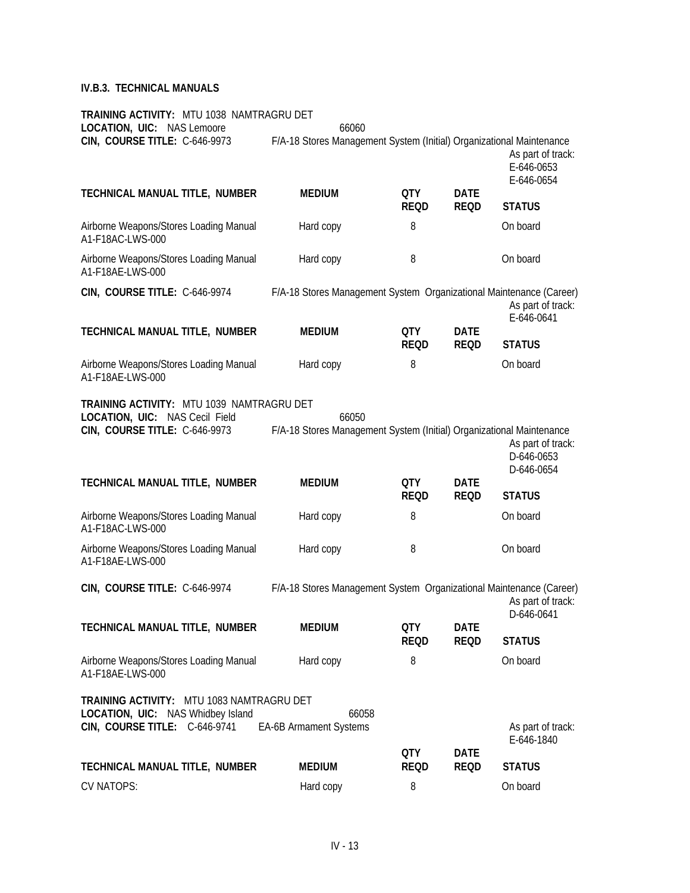**IV.B.3. TECHNICAL MANUALS**

**TRAINING ACTIVITY:** MTU 1038 NAMTRAGRU DET
**LOCATION, UIC:** NAS Lemoore 66060
**CIN, COURSE TITLE:** C-646-9973 F/A-18 Stores Management System (Initial) Organizational Maintenance
As part of track:
E-646-0653
E-646-0654

| TECHNICAL MANUAL TITLE, NUMBER | MEDIUM | QTY REQD | DATE REQD | STATUS |
|---|---|---|---|---|
| Airborne Weapons/Stores Loading Manual A1-F18AC-LWS-000 | Hard copy | 8 | | On board |
| Airborne Weapons/Stores Loading Manual A1-F18AE-LWS-000 | Hard copy | 8 | | On board |

**CIN, COURSE TITLE:** C-646-9974 F/A-18 Stores Management System Organizational Maintenance (Career)
As part of track:
E-646-0641

| TECHNICAL MANUAL TITLE, NUMBER | MEDIUM | QTY REQD | DATE REQD | STATUS |
|---|---|---|---|---|
| Airborne Weapons/Stores Loading Manual A1-F18AE-LWS-000 | Hard copy | 8 | | On board |

**TRAINING ACTIVITY:** MTU 1039 NAMTRAGRU DET
**LOCATION, UIC:** NAS Cecil Field 66050
**CIN, COURSE TITLE:** C-646-9973 F/A-18 Stores Management System (Initial) Organizational Maintenance
As part of track:
D-646-0653
D-646-0654

| TECHNICAL MANUAL TITLE, NUMBER | MEDIUM | QTY REQD | DATE REQD | STATUS |
|---|---|---|---|---|
| Airborne Weapons/Stores Loading Manual A1-F18AC-LWS-000 | Hard copy | 8 | | On board |
| Airborne Weapons/Stores Loading Manual A1-F18AE-LWS-000 | Hard copy | 8 | | On board |

**CIN, COURSE TITLE:** C-646-9974 F/A-18 Stores Management System Organizational Maintenance (Career)
As part of track:
D-646-0641

| TECHNICAL MANUAL TITLE, NUMBER | MEDIUM | QTY REQD | DATE REQD | STATUS |
|---|---|---|---|---|
| Airborne Weapons/Stores Loading Manual A1-F18AE-LWS-000 | Hard copy | 8 | | On board |

**TRAINING ACTIVITY:** MTU 1083 NAMTRAGRU DET
**LOCATION, UIC:** NAS Whidbey Island 66058
**CIN, COURSE TITLE:** C-646-9741 EA-6B Armament Systems
As part of track:
E-646-1840

| TECHNICAL MANUAL TITLE, NUMBER | MEDIUM | QTY REQD | DATE REQD | STATUS |
|---|---|---|---|---|
| CV NATOPS: | Hard copy | 8 | | On board |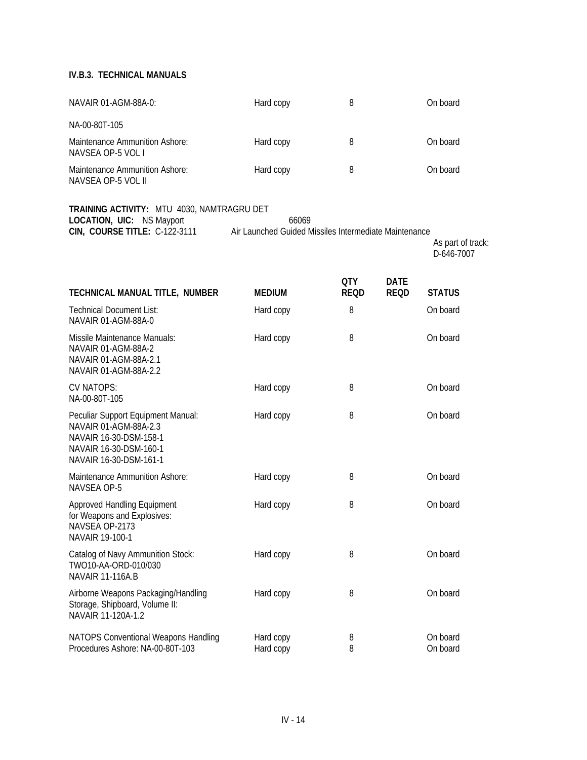### IV.B.3. TECHNICAL MANUALS

| | | | | |
|---|---|---|---|---|
| NAVAIR 01-AGM-88A-0: | Hard copy | 8 | | On board |
| NA-00-80T-105 | | | | |
| Maintenance Ammunition Ashore: NAVSEA OP-5 VOL I | Hard copy | 8 | | On board |
| Maintenance Ammunition Ashore: NAVSEA OP-5 VOL II | Hard copy | 8 | | On board |

**TRAINING ACTIVITY:** MTU 4030, NAMTRAGRU DET
**LOCATION, UIC:** NS Mayport 66069
**CIN, COURSE TITLE:** C-122-3111 Air Launched Guided Missiles Intermediate Maintenance

As part of track: D-646-7007

| TECHNICAL MANUAL TITLE, NUMBER | MEDIUM | QTY REQD | DATE REQD | STATUS |
|---|---|---|---|---|
| Technical Document List: NAVAIR 01-AGM-88A-0 | Hard copy | 8 | | On board |
| Missile Maintenance Manuals: NAVAIR 01-AGM-88A-2 NAVAIR 01-AGM-88A-2.1 NAVAIR 01-AGM-88A-2.2 | Hard copy | 8 | | On board |
| CV NATOPS: NA-00-80T-105 | Hard copy | 8 | | On board |
| Peculiar Support Equipment Manual: NAVAIR 01-AGM-88A-2.3 NAVAIR 16-30-DSM-158-1 NAVAIR 16-30-DSM-160-1 NAVAIR 16-30-DSM-161-1 | Hard copy | 8 | | On board |
| Maintenance Ammunition Ashore: NAVSEA OP-5 | Hard copy | 8 | | On board |
| Approved Handling Equipment for Weapons and Explosives: NAVSEA OP-2173 NAVAIR 19-100-1 | Hard copy | 8 | | On board |
| Catalog of Navy Ammunition Stock: TWO10-AA-ORD-010/030 NAVAIR 11-116A.B | Hard copy | 8 | | On board |
| Airborne Weapons Packaging/Handling Storage, Shipboard, Volume II: NAVAIR 11-120A-1.2 | Hard copy | 8 | | On board |
| NATOPS Conventional Weapons Handling Procedures Ashore: NA-00-80T-103 | Hard copy<br>Hard copy | 8<br>8 | | On board<br>On board |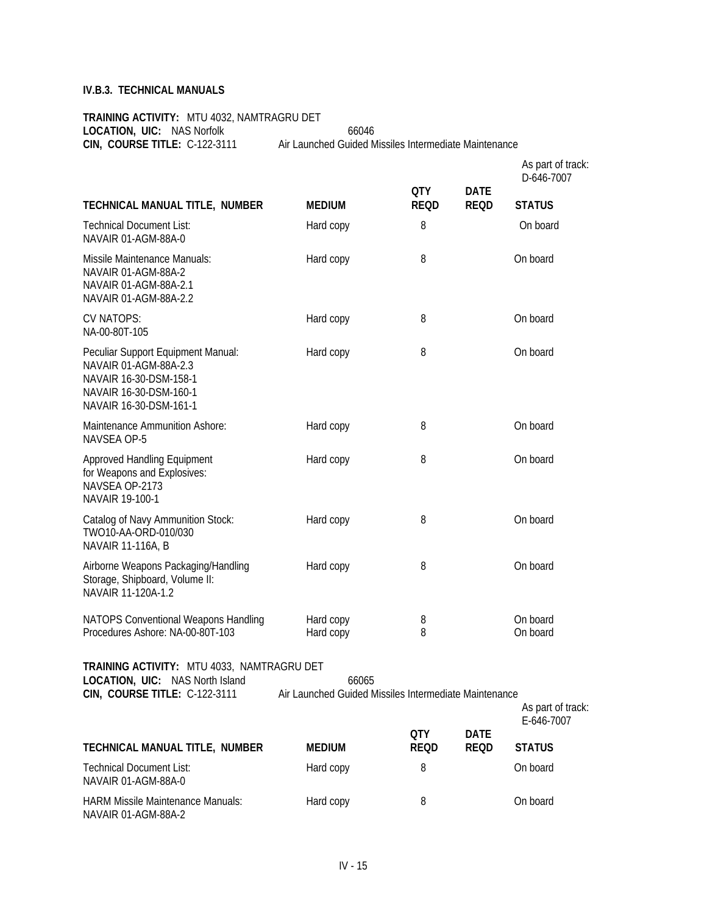### IV.B.3. TECHNICAL MANUALS

**TRAINING ACTIVITY:** MTU 4032, NAMTRAGRU DET
**LOCATION, UIC:** NAS Norfolk 66046
**CIN, COURSE TITLE:** C-122-3111 Air Launched Guided Missiles Intermediate Maintenance

As part of track: D-646-7007

| TECHNICAL MANUAL TITLE, NUMBER | MEDIUM | QTY REQD | DATE REQD | STATUS |
|---|---|---|---|---|
| Technical Document List: NAVAIR 01-AGM-88A-0 | Hard copy | 8 | | On board |
| Missile Maintenance Manuals: NAVAIR 01-AGM-88A-2 NAVAIR 01-AGM-88A-2.1 NAVAIR 01-AGM-88A-2.2 | Hard copy | 8 | | On board |
| CV NATOPS: NA-00-80T-105 | Hard copy | 8 | | On board |
| Peculiar Support Equipment Manual: NAVAIR 01-AGM-88A-2.3 NAVAIR 16-30-DSM-158-1 NAVAIR 16-30-DSM-160-1 NAVAIR 16-30-DSM-161-1 | Hard copy | 8 | | On board |
| Maintenance Ammunition Ashore: NAVSEA OP-5 | Hard copy | 8 | | On board |
| Approved Handling Equipment for Weapons and Explosives: NAVSEA OP-2173 NAVAIR 19-100-1 | Hard copy | 8 | | On board |
| Catalog of Navy Ammunition Stock: TWO10-AA-ORD-010/030 NAVAIR 11-116A, B | Hard copy | 8 | | On board |
| Airborne Weapons Packaging/Handling Storage, Shipboard, Volume II: NAVAIR 11-120A-1.2 | Hard copy | 8 | | On board |
| NATOPS Conventional Weapons Handling Procedures Ashore: NA-00-80T-103 | Hard copy<br>Hard copy | 8<br>8 | | On board<br>On board |

**TRAINING ACTIVITY:** MTU 4033, NAMTRAGRU DET
**LOCATION, UIC:** NAS North Island 66065
**CIN, COURSE TITLE:** C-122-3111 Air Launched Guided Missiles Intermediate Maintenance

As part of track: E-646-7007

| TECHNICAL MANUAL TITLE, NUMBER | MEDIUM | QTY REQD | DATE REQD | STATUS |
|---|---|---|---|---|
| Technical Document List: NAVAIR 01-AGM-88A-0 | Hard copy | 8 | | On board |
| HARM Missile Maintenance Manuals: NAVAIR 01-AGM-88A-2 | Hard copy | 8 | | On board |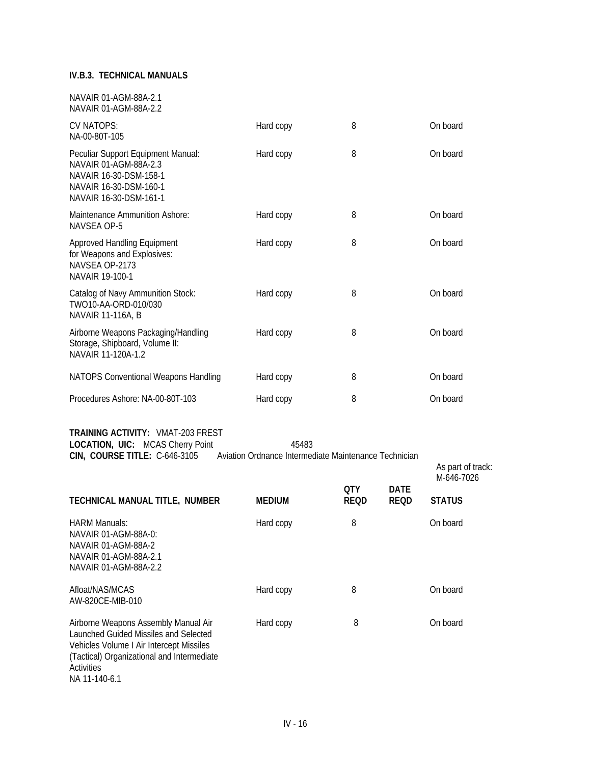**IV.B.3. TECHNICAL MANUALS**

| | | | | |
|---|---|---|---|---|
| NAVAIR 01-AGM-88A-2.1<br>NAVAIR 01-AGM-88A-2.2 | | | | |
| CV NATOPS:<br>NA-00-80T-105 | Hard copy | 8 | | On board |
| Peculiar Support Equipment Manual:<br>NAVAIR 01-AGM-88A-2.3<br>NAVAIR 16-30-DSM-158-1<br>NAVAIR 16-30-DSM-160-1<br>NAVAIR 16-30-DSM-161-1 | Hard copy | 8 | | On board |
| Maintenance Ammunition Ashore:<br>NAVSEA OP-5 | Hard copy | 8 | | On board |
| Approved Handling Equipment for Weapons and Explosives:<br>NAVSEA OP-2173<br>NAVAIR 19-100-1 | Hard copy | 8 | | On board |
| Catalog of Navy Ammunition Stock:<br>TWO10-AA-ORD-010/030<br>NAVAIR 11-116A, B | Hard copy | 8 | | On board |
| Airborne Weapons Packaging/Handling Storage, Shipboard, Volume II:<br>NAVAIR 11-120A-1.2 | Hard copy | 8 | | On board |
| NATOPS Conventional Weapons Handling | Hard copy | 8 | | On board |
| Procedures Ashore: NA-00-80T-103 | Hard copy | 8 | | On board |

**TRAINING ACTIVITY:** VMAT-203 FREST
**LOCATION, UIC:** MCAS Cherry Point 45483
**CIN, COURSE TITLE:** C-646-3105 Aviation Ordnance Intermediate Maintenance Technician

As part of track: M-646-7026

| TECHNICAL MANUAL TITLE, NUMBER | MEDIUM | QTY REQD | DATE REQD | STATUS |
|---|---|---|---|---|
| HARM Manuals:<br>NAVAIR 01-AGM-88A-0:<br>NAVAIR 01-AGM-88A-2<br>NAVAIR 01-AGM-88A-2.1<br>NAVAIR 01-AGM-88A-2.2 | Hard copy | 8 | | On board |
| Afloat/NAS/MCAS<br>AW-820CE-MIB-010 | Hard copy | 8 | | On board |
| Airborne Weapons Assembly Manual Air Launched Guided Missiles and Selected Vehicles Volume I Air Intercept Missiles (Tactical) Organizational and Intermediate Activities<br>NA 11-140-6.1 | Hard copy | 8 | | On board |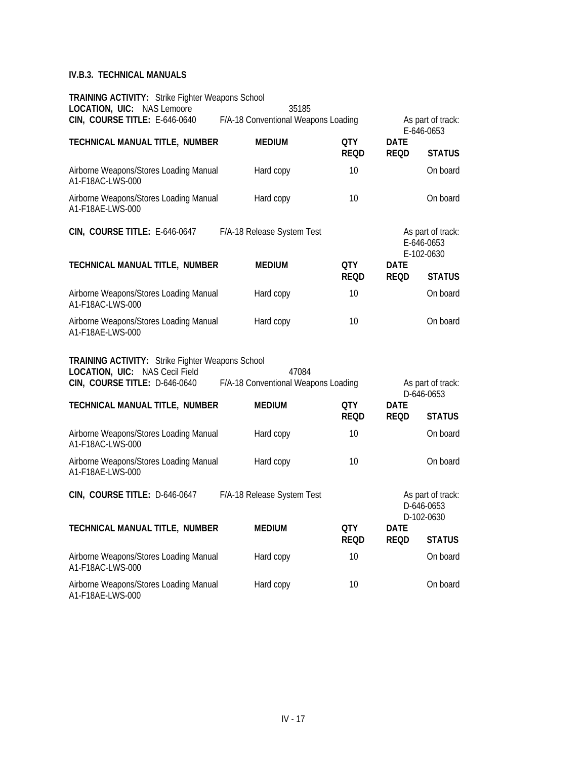### IV.B.3. TECHNICAL MANUALS

**TRAINING ACTIVITY:** Strike Fighter Weapons School
**LOCATION, UIC:** NAS Lemoore 35185
**CIN, COURSE TITLE:** E-646-0640 F/A-18 Conventional Weapons Loading — As part of track: E-646-0653

| TECHNICAL MANUAL TITLE, NUMBER | MEDIUM | QTY REQD | DATE REQD | STATUS |
|---|---|---|---|---|
| Airborne Weapons/Stores Loading Manual A1-F18AC-LWS-000 | Hard copy | 10 | | On board |
| Airborne Weapons/Stores Loading Manual A1-F18AE-LWS-000 | Hard copy | 10 | | On board |

**CIN, COURSE TITLE:** E-646-0647 F/A-18 Release System Test — As part of track: E-646-0653 E-102-0630

| TECHNICAL MANUAL TITLE, NUMBER | MEDIUM | QTY REQD | DATE REQD | STATUS |
|---|---|---|---|---|
| Airborne Weapons/Stores Loading Manual A1-F18AC-LWS-000 | Hard copy | 10 | | On board |
| Airborne Weapons/Stores Loading Manual A1-F18AE-LWS-000 | Hard copy | 10 | | On board |

**TRAINING ACTIVITY:** Strike Fighter Weapons School
**LOCATION, UIC:** NAS Cecil Field 47084
**CIN, COURSE TITLE:** D-646-0640 F/A-18 Conventional Weapons Loading — As part of track: D-646-0653

| TECHNICAL MANUAL TITLE, NUMBER | MEDIUM | QTY REQD | DATE REQD | STATUS |
|---|---|---|---|---|
| Airborne Weapons/Stores Loading Manual A1-F18AC-LWS-000 | Hard copy | 10 | | On board |
| Airborne Weapons/Stores Loading Manual A1-F18AE-LWS-000 | Hard copy | 10 | | On board |

**CIN, COURSE TITLE:** D-646-0647 F/A-18 Release System Test — As part of track: D-646-0653 D-102-0630

| TECHNICAL MANUAL TITLE, NUMBER | MEDIUM | QTY REQD | DATE REQD | STATUS |
|---|---|---|---|---|
| Airborne Weapons/Stores Loading Manual A1-F18AC-LWS-000 | Hard copy | 10 | | On board |
| Airborne Weapons/Stores Loading Manual A1-F18AE-LWS-000 | Hard copy | 10 | | On board |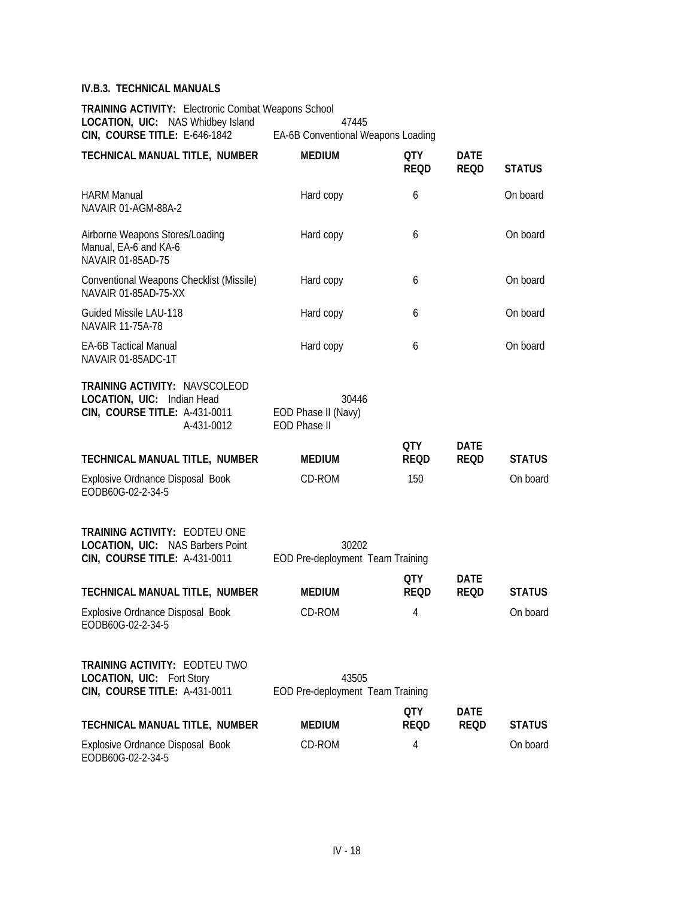### IV.B.3. TECHNICAL MANUALS

**TRAINING ACTIVITY:** Electronic Combat Weapons School
**LOCATION, UIC:** NAS Whidbey Island 47445
**CIN, COURSE TITLE:** E-646-1842 EA-6B Conventional Weapons Loading

| TECHNICAL MANUAL TITLE, NUMBER | MEDIUM | QTY REQD | DATE REQD | STATUS |
|---|---|---|---|---|
| HARM Manual NAVAIR 01-AGM-88A-2 | Hard copy | 6 | | On board |
| Airborne Weapons Stores/Loading Manual, EA-6 and KA-6 NAVAIR 01-85AD-75 | Hard copy | 6 | | On board |
| Conventional Weapons Checklist (Missile) NAVAIR 01-85AD-75-XX | Hard copy | 6 | | On board |
| Guided Missile LAU-118 NAVAIR 11-75A-78 | Hard copy | 6 | | On board |
| EA-6B Tactical Manual NAVAIR 01-85ADC-1T | Hard copy | 6 | | On board |

**TRAINING ACTIVITY:** NAVSCOLEOD
**LOCATION, UIC:** Indian Head 30446
**CIN, COURSE TITLE:** A-431-0011 EOD Phase II (Navy)
A-431-0012 EOD Phase II

| TECHNICAL MANUAL TITLE, NUMBER | MEDIUM | QTY REQD | DATE REQD | STATUS |
|---|---|---|---|---|
| Explosive Ordnance Disposal Book EODB60G-02-2-34-5 | CD-ROM | 150 | | On board |

**TRAINING ACTIVITY:** EODTEU ONE
**LOCATION, UIC:** NAS Barbers Point 30202
**CIN, COURSE TITLE:** A-431-0011 EOD Pre-deployment Team Training

| TECHNICAL MANUAL TITLE, NUMBER | MEDIUM | QTY REQD | DATE REQD | STATUS |
|---|---|---|---|---|
| Explosive Ordnance Disposal Book EODB60G-02-2-34-5 | CD-ROM | 4 | | On board |

**TRAINING ACTIVITY:** EODTEU TWO
**LOCATION, UIC:** Fort Story 43505
**CIN, COURSE TITLE:** A-431-0011 EOD Pre-deployment Team Training

| TECHNICAL MANUAL TITLE, NUMBER | MEDIUM | QTY REQD | DATE REQD | STATUS |
|---|---|---|---|---|
| Explosive Ordnance Disposal Book EODB60G-02-2-34-5 | CD-ROM | 4 | | On board |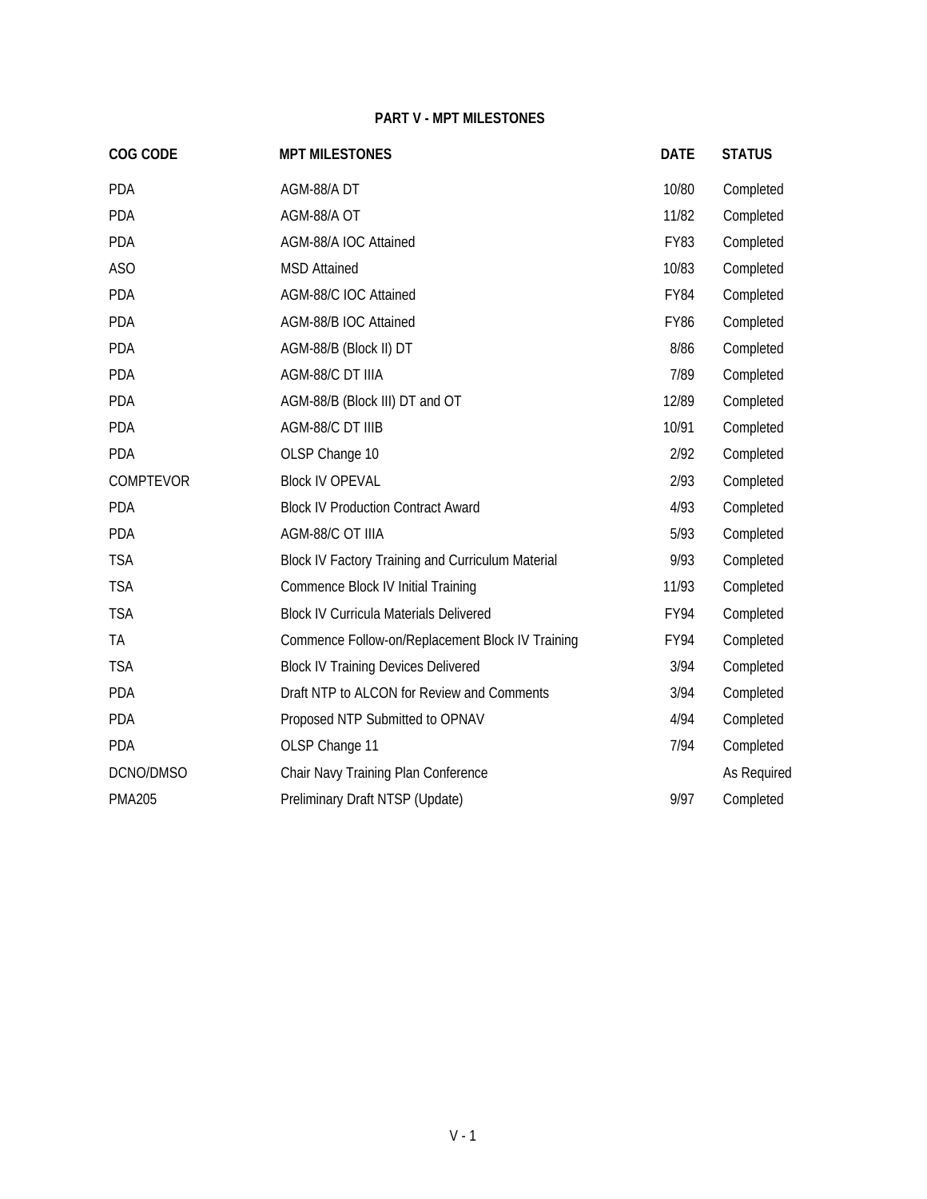## PART V - MPT MILESTONES

| COG CODE | MPT MILESTONES | DATE | STATUS |
| --- | --- | --- | --- |
| PDA | AGM-88/A DT | 10/80 | Completed |
| PDA | AGM-88/A OT | 11/82 | Completed |
| PDA | AGM-88/A IOC Attained | FY83 | Completed |
| ASO | MSD Attained | 10/83 | Completed |
| PDA | AGM-88/C IOC Attained | FY84 | Completed |
| PDA | AGM-88/B IOC Attained | FY86 | Completed |
| PDA | AGM-88/B (Block II) DT | 8/86 | Completed |
| PDA | AGM-88/C DT IIIA | 7/89 | Completed |
| PDA | AGM-88/B (Block III) DT and OT | 12/89 | Completed |
| PDA | AGM-88/C DT IIIB | 10/91 | Completed |
| PDA | OLSP Change 10 | 2/92 | Completed |
| COMPTEVOR | Block IV OPEVAL | 2/93 | Completed |
| PDA | Block IV Production Contract Award | 4/93 | Completed |
| PDA | AGM-88/C OT IIIA | 5/93 | Completed |
| TSA | Block IV Factory Training and Curriculum Material | 9/93 | Completed |
| TSA | Commence Block IV Initial Training | 11/93 | Completed |
| TSA | Block IV Curricula Materials Delivered | FY94 | Completed |
| TA | Commence Follow-on/Replacement Block IV Training | FY94 | Completed |
| TSA | Block IV Training Devices Delivered | 3/94 | Completed |
| PDA | Draft NTP to ALCON for Review and Comments | 3/94 | Completed |
| PDA | Proposed NTP Submitted to OPNAV | 4/94 | Completed |
| PDA | OLSP Change 11 | 7/94 | Completed |
| DCNO/DMSO | Chair Navy Training Plan Conference | | As Required |
| PMA205 | Preliminary Draft NTSP (Update) | 9/97 | Completed |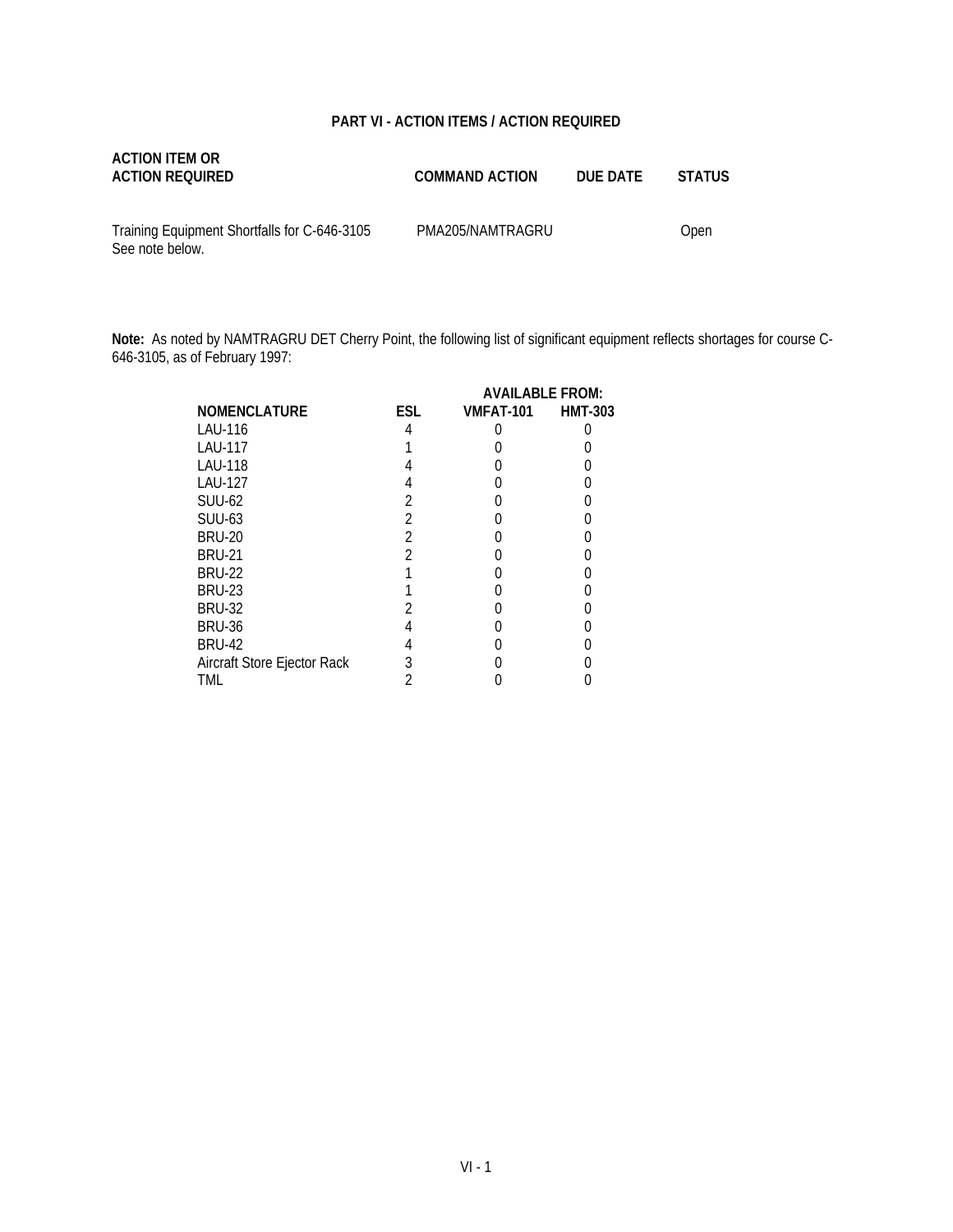## PART VI - ACTION ITEMS / ACTION REQUIRED

| ACTION ITEM OR ACTION REQUIRED | COMMAND ACTION | DUE DATE | STATUS |
|---|---|---|---|
| Training Equipment Shortfalls for C-646-3105 See note below. | PMA205/NAMTRAGRU | | Open |

**Note:** As noted by NAMTRAGRU DET Cherry Point, the following list of significant equipment reflects shortages for course C-646-3105, as of February 1997:

| | | AVAILABLE FROM: | |
|---|---|---|---|
| **NOMENCLATURE** | **ESL** | **VMFAT-101** | **HMT-303** |
| LAU-116 | 4 | 0 | 0 |
| LAU-117 | 1 | 0 | 0 |
| LAU-118 | 4 | 0 | 0 |
| LAU-127 | 4 | 0 | 0 |
| SUU-62 | 2 | 0 | 0 |
| SUU-63 | 2 | 0 | 0 |
| BRU-20 | 2 | 0 | 0 |
| BRU-21 | 2 | 0 | 0 |
| BRU-22 | 1 | 0 | 0 |
| BRU-23 | 1 | 0 | 0 |
| BRU-32 | 2 | 0 | 0 |
| BRU-36 | 4 | 0 | 0 |
| BRU-42 | 4 | 0 | 0 |
| Aircraft Store Ejector Rack | 3 | 0 | 0 |
| TML | 2 | 0 | 0 |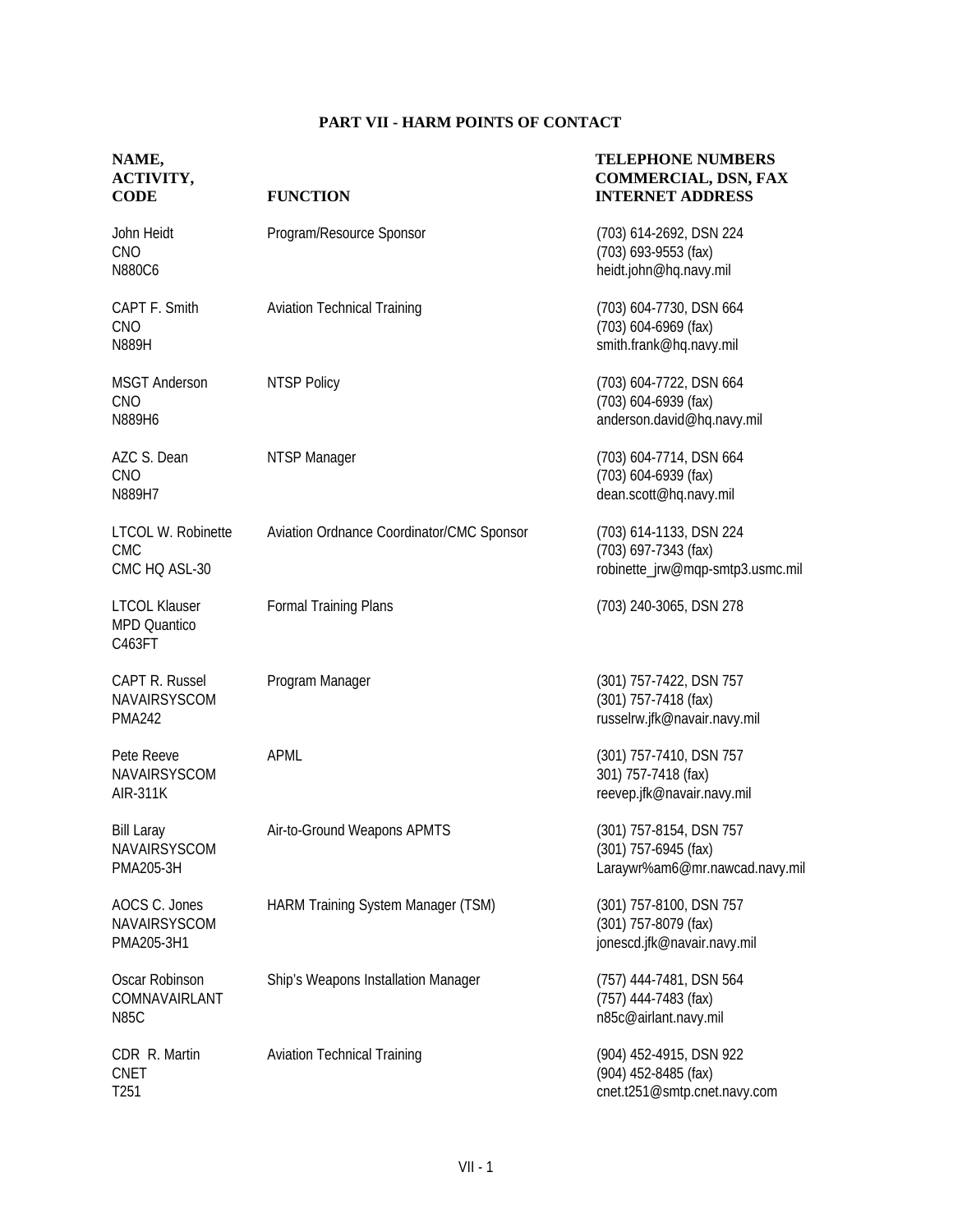## PART VII - HARM POINTS OF CONTACT

| NAME, ACTIVITY, CODE | FUNCTION | TELEPHONE NUMBERS COMMERCIAL, DSN, FAX INTERNET ADDRESS |
|---|---|---|
| John Heidt<br>CNO<br>N880C6 | Program/Resource Sponsor | (703) 614-2692, DSN 224<br>(703) 693-9553 (fax)<br>heidt.john@hq.navy.mil |
| CAPT F. Smith<br>CNO<br>N889H | Aviation Technical Training | (703) 604-7730, DSN 664<br>(703) 604-6969 (fax)<br>smith.frank@hq.navy.mil |
| MSGT Anderson<br>CNO<br>N889H6 | NTSP Policy | (703) 604-7722, DSN 664<br>(703) 604-6939 (fax)<br>anderson.david@hq.navy.mil |
| AZC S. Dean<br>CNO<br>N889H7 | NTSP Manager | (703) 604-7714, DSN 664<br>(703) 604-6939 (fax)<br>dean.scott@hq.navy.mil |
| LTCOL W. Robinette<br>CMC<br>CMC HQ ASL-30 | Aviation Ordnance Coordinator/CMC Sponsor | (703) 614-1133, DSN 224<br>(703) 697-7343 (fax)<br>robinette_jrw@mqp-smtp3.usmc.mil |
| LTCOL Klauser<br>MPD Quantico<br>C463FT | Formal Training Plans | (703) 240-3065, DSN 278 |
| CAPT R. Russel<br>NAVAIRSYSCOM<br>PMA242 | Program Manager | (301) 757-7422, DSN 757<br>(301) 757-7418 (fax)<br>russelrw.jfk@navair.navy.mil |
| Pete Reeve<br>NAVAIRSYSCOM<br>AIR-311K | APML | (301) 757-7410, DSN 757<br>301) 757-7418 (fax)<br>reevep.jfk@navair.navy.mil |
| Bill Laray<br>NAVAIRSYSCOM<br>PMA205-3H | Air-to-Ground Weapons APMTS | (301) 757-8154, DSN 757<br>(301) 757-6945 (fax)<br>Laraywr%am6@mr.nawcad.navy.mil |
| AOCS C. Jones<br>NAVAIRSYSCOM<br>PMA205-3H1 | HARM Training System Manager (TSM) | (301) 757-8100, DSN 757<br>(301) 757-8079 (fax)<br>jonescd.jfk@navair.navy.mil |
| Oscar Robinson<br>COMNAVAIRLANT<br>N85C | Ship's Weapons Installation Manager | (757) 444-7481, DSN 564<br>(757) 444-7483 (fax)<br>n85c@airlant.navy.mil |
| CDR R. Martin<br>CNET<br>T251 | Aviation Technical Training | (904) 452-4915, DSN 922<br>(904) 452-8485 (fax)<br>cnet.t251@smtp.cnet.navy.com |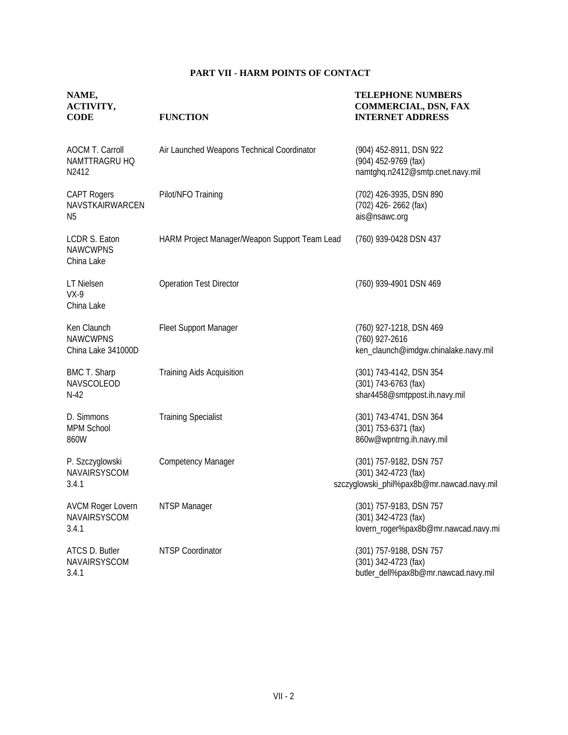## PART VII - HARM POINTS OF CONTACT

| NAME, ACTIVITY, CODE | FUNCTION | TELEPHONE NUMBERS COMMERCIAL, DSN, FAX INTERNET ADDRESS |
|---|---|---|
| AOCM T. Carroll<br>NAMTTRAGRU HQ<br>N2412 | Air Launched Weapons Technical Coordinator | (904) 452-8911, DSN 922<br>(904) 452-9769 (fax)<br>namtghq.n2412@smtp.cnet.navy.mil |
| CAPT Rogers<br>NAVSTKAIRWARCEN<br>N5 | Pilot/NFO Training | (702) 426-3935, DSN 890<br>(702) 426- 2662 (fax)<br>ais@nsawc.org |
| LCDR S. Eaton<br>NAWCWPNS<br>China Lake | HARM Project Manager/Weapon Support Team Lead | (760) 939-0428 DSN 437 |
| LT Nielsen<br>VX-9<br>China Lake | Operation Test Director | (760) 939-4901 DSN 469 |
| Ken Claunch<br>NAWCWPNS<br>China Lake 341000D | Fleet Support Manager | (760) 927-1218, DSN 469<br>(760) 927-2616<br>ken_claunch@imdgw.chinalake.navy.mil |
| BMC T. Sharp<br>NAVSCOLEOD<br>N-42 | Training Aids Acquisition | (301) 743-4142, DSN 354<br>(301) 743-6763 (fax)<br>shar4458@smtppost.ih.navy.mil |
| D. Simmons<br>MPM School<br>860W | Training Specialist | (301) 743-4741, DSN 364<br>(301) 753-6371 (fax)<br>860w@wpntrng.ih.navy.mil |
| P. Szczyglowski<br>NAVAIRSYSCOM<br>3.4.1 | Competency Manager | (301) 757-9182, DSN 757<br>(301) 342-4723 (fax)<br>szczyglowski_phil%pax8b@mr.nawcad.navy.mil |
| AVCM Roger Lovern<br>NAVAIRSYSCOM<br>3.4.1 | NTSP Manager | (301) 757-9183, DSN 757<br>(301) 342-4723 (fax)<br>lovern_roger%pax8b@mr.nawcad.navy.mi |
| ATCS D. Butler<br>NAVAIRSYSCOM<br>3.4.1 | NTSP Coordinator | (301) 757-9188, DSN 757<br>(301) 342-4723 (fax)<br>butler_dell%pax8b@mr.nawcad.navy.mil |